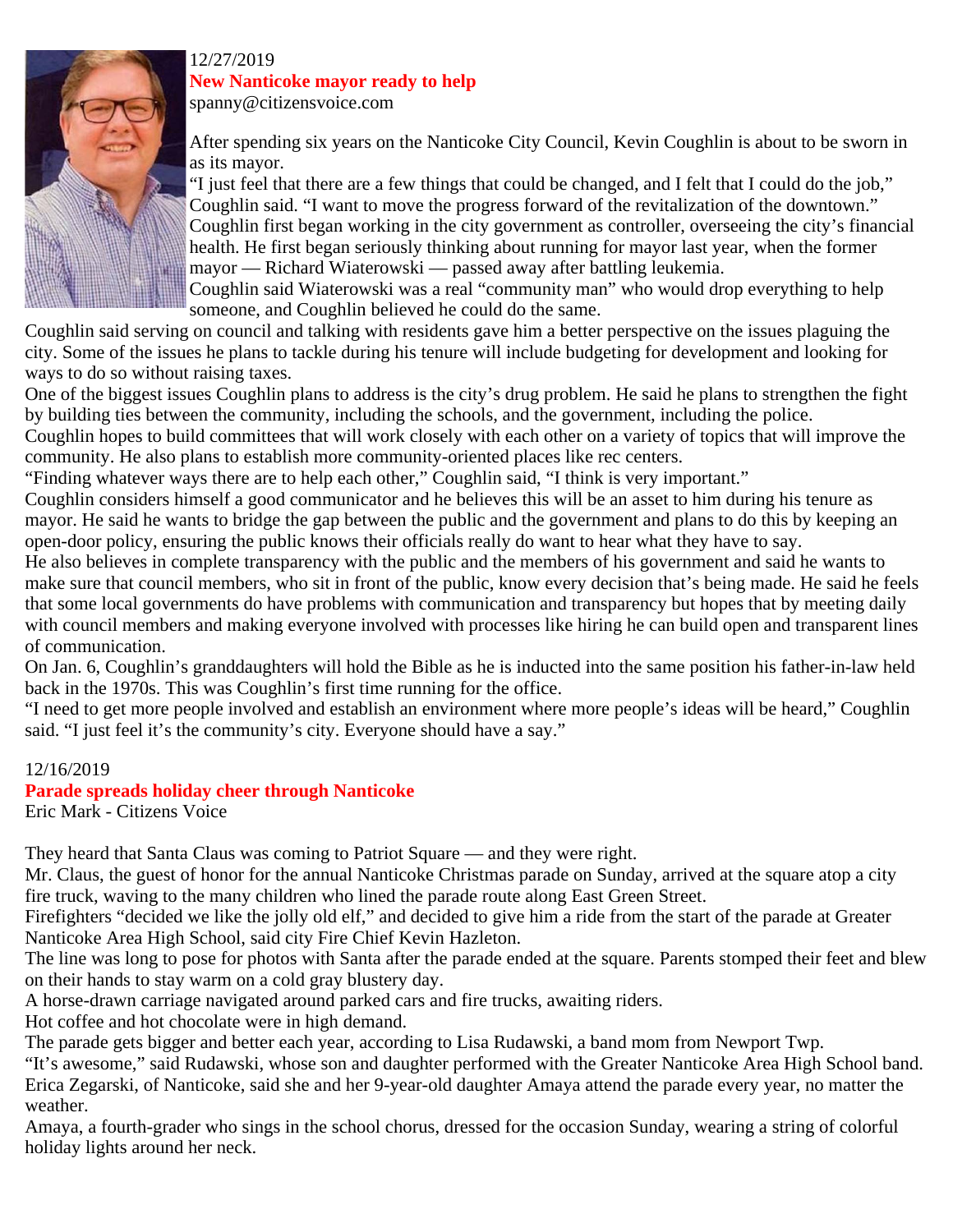12/27/2019

## New Nanticoke mayor ready to help

spanny@citizensvoice.com

After spending six years on the Nanticoke City Council, Kevin Coughlin is about to be sworn in as its mayor.

"I just feel that there are a few things that could be changed, and I felt that I could do the job," Coughlin said. "I want to move the progress forward of the revitalization of the downtown."

Coughlin first began working in the city government as controller, overseeing the city's financial health. He first began seriously thinking about running for mayor last year, when the former mayor — Richard Wiaterowski — passed away after battling leukemia.

Coughlin said Wiaterowski was a real "community man" who would drop everything to help someone, and Coughlin believed he could do the same.

Coughlin said serving on council and talking with residents gave him a better perspective on the issues plaguing the city. Some of the issues he plans to tackle during his tenure will include budgeting for development and looking for ways to do so without raising taxes.

One of the biggest issues Coughlin plans to address is the city's drug problem. He said he plans to strengthen the fight by building ties between the community, including the schools, and the government, including the police.

Coughlin hopes to build committees that will work closely with each other on a variety of topics that will improve the community. He also plans to establish more community-oriented places like rec centers.

"Finding whatever ways there are to help each other," Coughlin said, "I think is very important."

Coughlin considers himself a good communicator and he believes this will be an asset to him during his tenure as mayor. He said he wants to bridge the gap between the public and the government and plans to do this by keeping an open-door policy, ensuring the public knows their officials really do want to hear what they have to say.

He also believes in complete transparency with the public and the members of his government and said he wants to make sure that council members, who sit in front of the public, know every decision that's being made. He said he feels that some local governments do have problems with communication and transparency but hopes that by meeting daily with council members and making everyone involved with processes like hiring he can build open and transparent lines of communication.

On Jan. 6, Coughlin's granddaughters will hold the Bible as he is inducted into the same position his father-in-law held back in the 1970s. This was Coughlin's first time running for the office.

"I need to get more people involved and establish an environment where more people's ideas will be heard," Coughlin said. "I just feel it's the community's city. Everyone should have a say."

12/16/2019

## Parade spreads holiday cheer through Nanticoke

Eric Mark - Citizens Voice

They heard that Santa Claus was coming to Patriot Square — and they were right.

Mr. Claus, the guest of honor for the annual Nanticoke Christmas parade on Sunday, arrived at the square atop a city fire truck, waving to the many children who lined the parade route along East Green Street.

Firefighters "decided we like the jolly old elf," and decided to give him a ride from the start of the parade at Greater Nanticoke Area High School, said city Fire Chief Kevin Hazleton.

The line was long to pose for photos with Santa after the parade ended at the square. Parents stomped their feet and blew on their hands to stay warm on a cold gray blustery day.

A horse-drawn carriage navigated around parked cars and fire trucks, awaiting riders.

Hot coffee and hot chocolate were in high demand.

The parade gets bigger and better each year, according to Lisa Rudawski, a band mom from Newport Twp.

"It's awesome," said Rudawski, whose son and daughter performed with the Greater Nanticoke Area High School band.

Erica Zegarski, of Nanticoke, said she and her 9-year-old daughter Amaya attend the parade every year, no matter the weather.

Amaya, a fourth-grader who sings in the school chorus, dressed for the occasion Sunday, wearing a string of colorful holiday lights around her neck.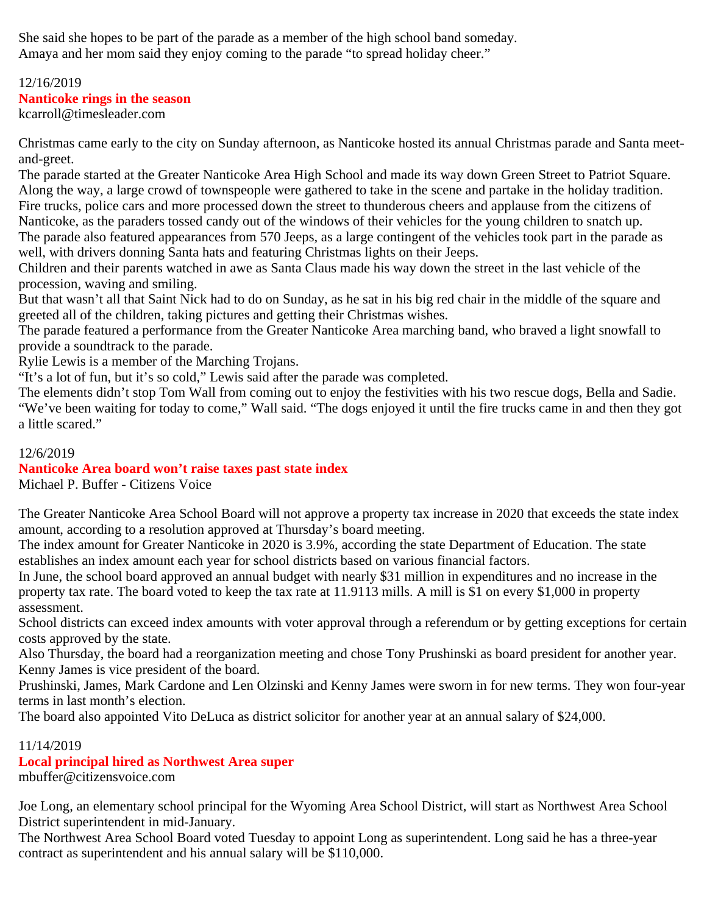She said she hopes to be part of the parade as a member of the high school band someday.
Amaya and her mom said they enjoy coming to the parade “to spread holiday cheer.”

12/16/2019

## Nanticoke rings in the season

kcarroll@timesleader.com

Christmas came early to the city on Sunday afternoon, as Nanticoke hosted its annual Christmas parade and Santa meet-and-greet.
The parade started at the Greater Nanticoke Area High School and made its way down Green Street to Patriot Square.
Along the way, a large crowd of townspeople were gathered to take in the scene and partake in the holiday tradition.
Fire trucks, police cars and more processed down the street to thunderous cheers and applause from the citizens of Nanticoke, as the paraders tossed candy out of the windows of their vehicles for the young children to snatch up.
The parade also featured appearances from 570 Jeeps, as a large contingent of the vehicles took part in the parade as well, with drivers donning Santa hats and featuring Christmas lights on their Jeeps.
Children and their parents watched in awe as Santa Claus made his way down the street in the last vehicle of the procession, waving and smiling.
But that wasn’t all that Saint Nick had to do on Sunday, as he sat in his big red chair in the middle of the square and greeted all of the children, taking pictures and getting their Christmas wishes.
The parade featured a performance from the Greater Nanticoke Area marching band, who braved a light snowfall to provide a soundtrack to the parade.
Rylie Lewis is a member of the Marching Trojans.
“It’s a lot of fun, but it’s so cold,” Lewis said after the parade was completed.
The elements didn’t stop Tom Wall from coming out to enjoy the festivities with his two rescue dogs, Bella and Sadie.
“We’ve been waiting for today to come,” Wall said. “The dogs enjoyed it until the fire trucks came in and then they got a little scared.”

12/6/2019

## Nanticoke Area board won’t raise taxes past state index

Michael P. Buffer - Citizens Voice

The Greater Nanticoke Area School Board will not approve a property tax increase in 2020 that exceeds the state index amount, according to a resolution approved at Thursday’s board meeting.
The index amount for Greater Nanticoke in 2020 is 3.9%, according the state Department of Education. The state establishes an index amount each year for school districts based on various financial factors.
In June, the school board approved an annual budget with nearly $31 million in expenditures and no increase in the property tax rate. The board voted to keep the tax rate at 11.9113 mills. A mill is $1 on every $1,000 in property assessment.
School districts can exceed index amounts with voter approval through a referendum or by getting exceptions for certain costs approved by the state.
Also Thursday, the board had a reorganization meeting and chose Tony Prushinski as board president for another year. Kenny James is vice president of the board.
Prushinski, James, Mark Cardone and Len Olzinski and Kenny James were sworn in for new terms. They won four-year terms in last month’s election.
The board also appointed Vito DeLuca as district solicitor for another year at an annual salary of $24,000.

11/14/2019

## Local principal hired as Northwest Area super

mbuffer@citizensvoice.com

Joe Long, an elementary school principal for the Wyoming Area School District, will start as Northwest Area School District superintendent in mid-January.
The Northwest Area School Board voted Tuesday to appoint Long as superintendent. Long said he has a three-year contract as superintendent and his annual salary will be $110,000.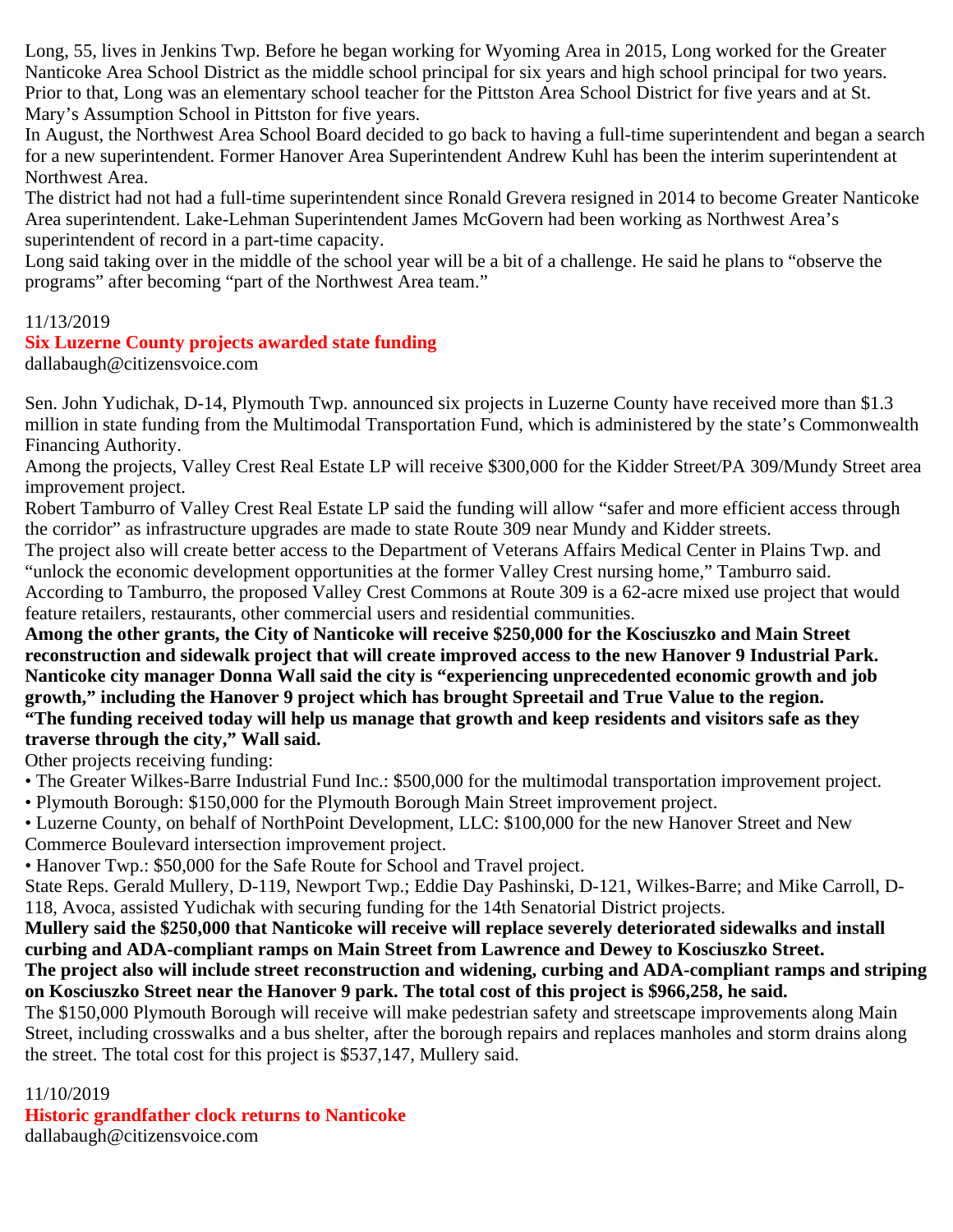Long, 55, lives in Jenkins Twp. Before he began working for Wyoming Area in 2015, Long worked for the Greater Nanticoke Area School District as the middle school principal for six years and high school principal for two years. Prior to that, Long was an elementary school teacher for the Pittston Area School District for five years and at St. Mary's Assumption School in Pittston for five years.

In August, the Northwest Area School Board decided to go back to having a full-time superintendent and began a search for a new superintendent. Former Hanover Area Superintendent Andrew Kuhl has been the interim superintendent at Northwest Area.

The district had not had a full-time superintendent since Ronald Grevera resigned in 2014 to become Greater Nanticoke Area superintendent. Lake-Lehman Superintendent James McGovern had been working as Northwest Area's superintendent of record in a part-time capacity.

Long said taking over in the middle of the school year will be a bit of a challenge. He said he plans to "observe the programs" after becoming "part of the Northwest Area team."

11/13/2019

## Six Luzerne County projects awarded state funding

dallabaugh@citizensvoice.com

Sen. John Yudichak, D-14, Plymouth Twp. announced six projects in Luzerne County have received more than $1.3 million in state funding from the Multimodal Transportation Fund, which is administered by the state's Commonwealth Financing Authority.

Among the projects, Valley Crest Real Estate LP will receive $300,000 for the Kidder Street/PA 309/Mundy Street area improvement project.

Robert Tamburro of Valley Crest Real Estate LP said the funding will allow "safer and more efficient access through the corridor" as infrastructure upgrades are made to state Route 309 near Mundy and Kidder streets.

The project also will create better access to the Department of Veterans Affairs Medical Center in Plains Twp. and "unlock the economic development opportunities at the former Valley Crest nursing home," Tamburro said.

According to Tamburro, the proposed Valley Crest Commons at Route 309 is a 62-acre mixed use project that would feature retailers, restaurants, other commercial users and residential communities.

**Among the other grants, the City of Nanticoke will receive $250,000 for the Kosciuszko and Main Street reconstruction and sidewalk project that will create improved access to the new Hanover 9 Industrial Park.**

**Nanticoke city manager Donna Wall said the city is "experiencing unprecedented economic growth and job growth," including the Hanover 9 project which has brought Spreetail and True Value to the region.**

**"The funding received today will help us manage that growth and keep residents and visitors safe as they traverse through the city," Wall said.**

Other projects receiving funding:

- The Greater Wilkes-Barre Industrial Fund Inc.: $500,000 for the multimodal transportation improvement project.
- Plymouth Borough: $150,000 for the Plymouth Borough Main Street improvement project.
- Luzerne County, on behalf of NorthPoint Development, LLC: $100,000 for the new Hanover Street and New Commerce Boulevard intersection improvement project.
- Hanover Twp.: $50,000 for the Safe Route for School and Travel project.

State Reps. Gerald Mullery, D-119, Newport Twp.; Eddie Day Pashinski, D-121, Wilkes-Barre; and Mike Carroll, D-118, Avoca, assisted Yudichak with securing funding for the 14th Senatorial District projects.

**Mullery said the $250,000 that Nanticoke will receive will replace severely deteriorated sidewalks and install curbing and ADA-compliant ramps on Main Street from Lawrence and Dewey to Kosciuszko Street.**

**The project also will include street reconstruction and widening, curbing and ADA-compliant ramps and striping on Kosciuszko Street near the Hanover 9 park. The total cost of this project is $966,258, he said.**

The $150,000 Plymouth Borough will receive will make pedestrian safety and streetscape improvements along Main Street, including crosswalks and a bus shelter, after the borough repairs and replaces manholes and storm drains along the street. The total cost for this project is $537,147, Mullery said.

11/10/2019

## Historic grandfather clock returns to Nanticoke

dallabaugh@citizensvoice.com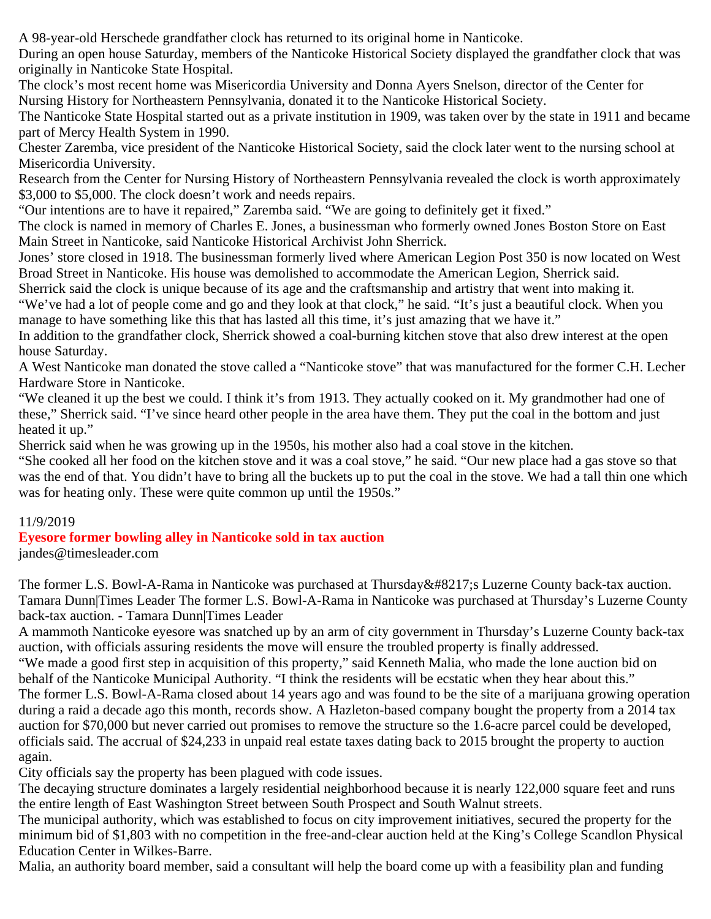A 98-year-old Herschede grandfather clock has returned to its original home in Nanticoke.

During an open house Saturday, members of the Nanticoke Historical Society displayed the grandfather clock that was originally in Nanticoke State Hospital.

The clock's most recent home was Misericordia University and Donna Ayers Snelson, director of the Center for Nursing History for Northeastern Pennsylvania, donated it to the Nanticoke Historical Society.

The Nanticoke State Hospital started out as a private institution in 1909, was taken over by the state in 1911 and became part of Mercy Health System in 1990.

Chester Zaremba, vice president of the Nanticoke Historical Society, said the clock later went to the nursing school at Misericordia University.

Research from the Center for Nursing History of Northeastern Pennsylvania revealed the clock is worth approximately $3,000 to $5,000. The clock doesn't work and needs repairs.

"Our intentions are to have it repaired," Zaremba said. "We are going to definitely get it fixed."

The clock is named in memory of Charles E. Jones, a businessman who formerly owned Jones Boston Store on East Main Street in Nanticoke, said Nanticoke Historical Archivist John Sherrick.

Jones' store closed in 1918. The businessman formerly lived where American Legion Post 350 is now located on West Broad Street in Nanticoke. His house was demolished to accommodate the American Legion, Sherrick said.

Sherrick said the clock is unique because of its age and the craftsmanship and artistry that went into making it.

"We've had a lot of people come and go and they look at that clock," he said. "It's just a beautiful clock. When you manage to have something like this that has lasted all this time, it's just amazing that we have it."

In addition to the grandfather clock, Sherrick showed a coal-burning kitchen stove that also drew interest at the open house Saturday.

A West Nanticoke man donated the stove called a "Nanticoke stove" that was manufactured for the former C.H. Lecher Hardware Store in Nanticoke.

"We cleaned it up the best we could. I think it's from 1913. They actually cooked on it. My grandmother had one of these," Sherrick said. "I've since heard other people in the area have them. They put the coal in the bottom and just heated it up."

Sherrick said when he was growing up in the 1950s, his mother also had a coal stove in the kitchen.

"She cooked all her food on the kitchen stove and it was a coal stove," he said. "Our new place had a gas stove so that was the end of that. You didn't have to bring all the buckets up to put the coal in the stove. We had a tall thin one which was for heating only. These were quite common up until the 1950s."

11/9/2019

## Eyesore former bowling alley in Nanticoke sold in tax auction

jandes@timesleader.com

The former L.S. Bowl-A-Rama in Nanticoke was purchased at Thursday&#8217;s Luzerne County back-tax auction. Tamara Dunn|Times Leader The former L.S. Bowl-A-Rama in Nanticoke was purchased at Thursday's Luzerne County back-tax auction. - Tamara Dunn|Times Leader

A mammoth Nanticoke eyesore was snatched up by an arm of city government in Thursday's Luzerne County back-tax auction, with officials assuring residents the move will ensure the troubled property is finally addressed.

"We made a good first step in acquisition of this property," said Kenneth Malia, who made the lone auction bid on behalf of the Nanticoke Municipal Authority. "I think the residents will be ecstatic when they hear about this."

The former L.S. Bowl-A-Rama closed about 14 years ago and was found to be the site of a marijuana growing operation during a raid a decade ago this month, records show. A Hazleton-based company bought the property from a 2014 tax auction for $70,000 but never carried out promises to remove the structure so the 1.6-acre parcel could be developed, officials said. The accrual of $24,233 in unpaid real estate taxes dating back to 2015 brought the property to auction again.

City officials say the property has been plagued with code issues.

The decaying structure dominates a largely residential neighborhood because it is nearly 122,000 square feet and runs the entire length of East Washington Street between South Prospect and South Walnut streets.

The municipal authority, which was established to focus on city improvement initiatives, secured the property for the minimum bid of $1,803 with no competition in the free-and-clear auction held at the King's College Scandlon Physical Education Center in Wilkes-Barre.

Malia, an authority board member, said a consultant will help the board come up with a feasibility plan and funding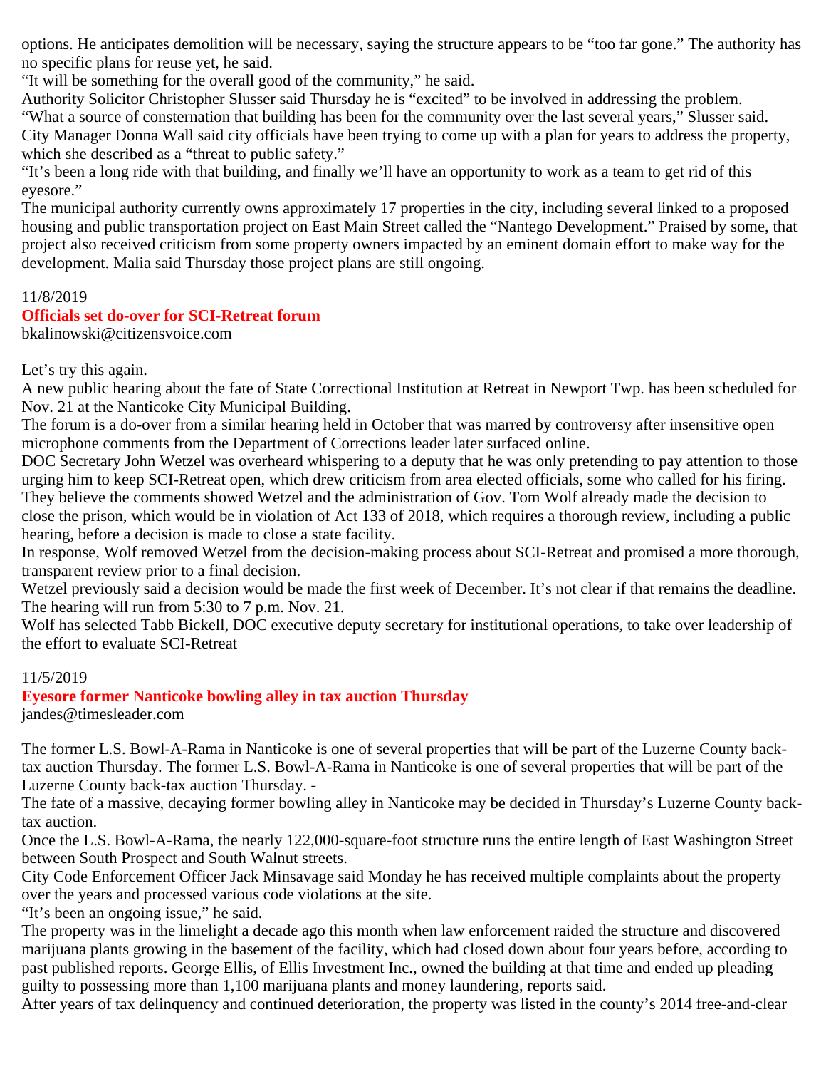options. He anticipates demolition will be necessary, saying the structure appears to be "too far gone." The authority has no specific plans for reuse yet, he said.

"It will be something for the overall good of the community," he said.

Authority Solicitor Christopher Slusser said Thursday he is "excited" to be involved in addressing the problem.

"What a source of consternation that building has been for the community over the last several years," Slusser said.

City Manager Donna Wall said city officials have been trying to come up with a plan for years to address the property, which she described as a "threat to public safety."

"It's been a long ride with that building, and finally we'll have an opportunity to work as a team to get rid of this eyesore."

The municipal authority currently owns approximately 17 properties in the city, including several linked to a proposed housing and public transportation project on East Main Street called the "Nantego Development." Praised by some, that project also received criticism from some property owners impacted by an eminent domain effort to make way for the development. Malia said Thursday those project plans are still ongoing.

11/8/2019

## Officials set do-over for SCI-Retreat forum

bkalinowski@citizensvoice.com

Let's try this again.

A new public hearing about the fate of State Correctional Institution at Retreat in Newport Twp. has been scheduled for Nov. 21 at the Nanticoke City Municipal Building.

The forum is a do-over from a similar hearing held in October that was marred by controversy after insensitive open microphone comments from the Department of Corrections leader later surfaced online.

DOC Secretary John Wetzel was overheard whispering to a deputy that he was only pretending to pay attention to those urging him to keep SCI-Retreat open, which drew criticism from area elected officials, some who called for his firing.

They believe the comments showed Wetzel and the administration of Gov. Tom Wolf already made the decision to close the prison, which would be in violation of Act 133 of 2018, which requires a thorough review, including a public hearing, before a decision is made to close a state facility.

In response, Wolf removed Wetzel from the decision-making process about SCI-Retreat and promised a more thorough, transparent review prior to a final decision.

Wetzel previously said a decision would be made the first week of December. It's not clear if that remains the deadline.

The hearing will run from 5:30 to 7 p.m. Nov. 21.

Wolf has selected Tabb Bickell, DOC executive deputy secretary for institutional operations, to take over leadership of the effort to evaluate SCI-Retreat

11/5/2019

## Eyesore former Nanticoke bowling alley in tax auction Thursday

jandes@timesleader.com

The former L.S. Bowl-A-Rama in Nanticoke is one of several properties that will be part of the Luzerne County back-tax auction Thursday. The former L.S. Bowl-A-Rama in Nanticoke is one of several properties that will be part of the Luzerne County back-tax auction Thursday. -

The fate of a massive, decaying former bowling alley in Nanticoke may be decided in Thursday's Luzerne County back-tax auction.

Once the L.S. Bowl-A-Rama, the nearly 122,000-square-foot structure runs the entire length of East Washington Street between South Prospect and South Walnut streets.

City Code Enforcement Officer Jack Minsavage said Monday he has received multiple complaints about the property over the years and processed various code violations at the site.

"It's been an ongoing issue," he said.

The property was in the limelight a decade ago this month when law enforcement raided the structure and discovered marijuana plants growing in the basement of the facility, which had closed down about four years before, according to past published reports. George Ellis, of Ellis Investment Inc., owned the building at that time and ended up pleading guilty to possessing more than 1,100 marijuana plants and money laundering, reports said.

After years of tax delinquency and continued deterioration, the property was listed in the county's 2014 free-and-clear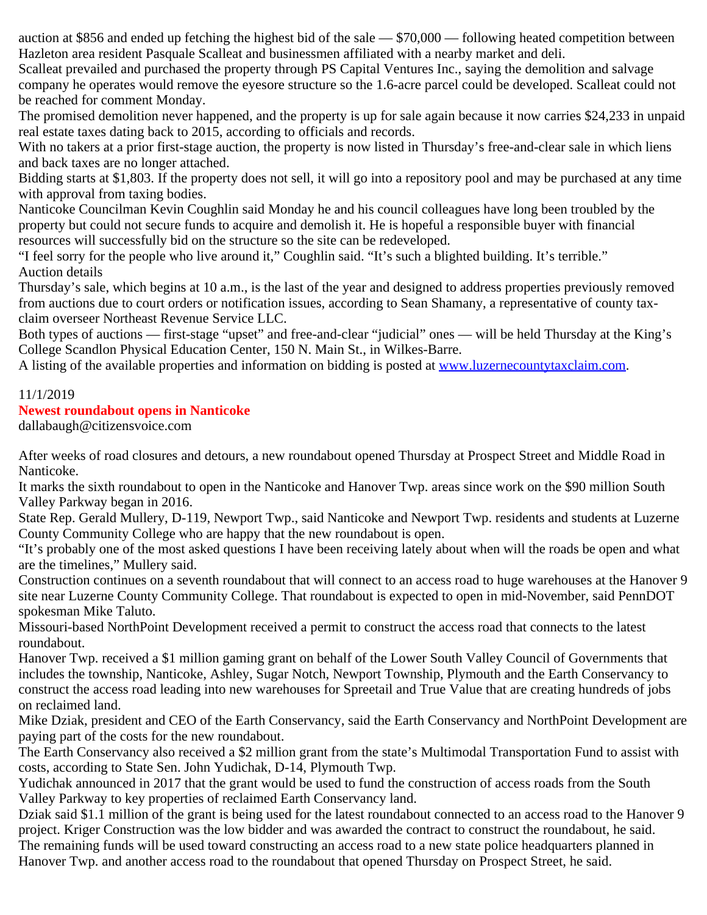auction at $856 and ended up fetching the highest bid of the sale — $70,000 — following heated competition between Hazleton area resident Pasquale Scalleat and businessmen affiliated with a nearby market and deli.

Scalleat prevailed and purchased the property through PS Capital Ventures Inc., saying the demolition and salvage company he operates would remove the eyesore structure so the 1.6-acre parcel could be developed. Scalleat could not be reached for comment Monday.

The promised demolition never happened, and the property is up for sale again because it now carries $24,233 in unpaid real estate taxes dating back to 2015, according to officials and records.

With no takers at a prior first-stage auction, the property is now listed in Thursday's free-and-clear sale in which liens and back taxes are no longer attached.

Bidding starts at $1,803. If the property does not sell, it will go into a repository pool and may be purchased at any time with approval from taxing bodies.

Nanticoke Councilman Kevin Coughlin said Monday he and his council colleagues have long been troubled by the property but could not secure funds to acquire and demolish it. He is hopeful a responsible buyer with financial resources will successfully bid on the structure so the site can be redeveloped.

"I feel sorry for the people who live around it," Coughlin said. "It's such a blighted building. It's terrible."

Auction details

Thursday's sale, which begins at 10 a.m., is the last of the year and designed to address properties previously removed from auctions due to court orders or notification issues, according to Sean Shamany, a representative of county tax-claim overseer Northeast Revenue Service LLC.

Both types of auctions — first-stage "upset" and free-and-clear "judicial" ones — will be held Thursday at the King's College Scandlon Physical Education Center, 150 N. Main St., in Wilkes-Barre.

A listing of the available properties and information on bidding is posted at www.luzernecountytaxclaim.com.

11/1/2019

## Newest roundabout opens in Nanticoke

dallabaugh@citizensvoice.com

After weeks of road closures and detours, a new roundabout opened Thursday at Prospect Street and Middle Road in Nanticoke.

It marks the sixth roundabout to open in the Nanticoke and Hanover Twp. areas since work on the $90 million South Valley Parkway began in 2016.

State Rep. Gerald Mullery, D-119, Newport Twp., said Nanticoke and Newport Twp. residents and students at Luzerne County Community College who are happy that the new roundabout is open.

"It's probably one of the most asked questions I have been receiving lately about when will the roads be open and what are the timelines," Mullery said.

Construction continues on a seventh roundabout that will connect to an access road to huge warehouses at the Hanover 9 site near Luzerne County Community College. That roundabout is expected to open in mid-November, said PennDOT spokesman Mike Taluto.

Missouri-based NorthPoint Development received a permit to construct the access road that connects to the latest roundabout.

Hanover Twp. received a $1 million gaming grant on behalf of the Lower South Valley Council of Governments that includes the township, Nanticoke, Ashley, Sugar Notch, Newport Township, Plymouth and the Earth Conservancy to construct the access road leading into new warehouses for Spreetail and True Value that are creating hundreds of jobs on reclaimed land.

Mike Dziak, president and CEO of the Earth Conservancy, said the Earth Conservancy and NorthPoint Development are paying part of the costs for the new roundabout.

The Earth Conservancy also received a $2 million grant from the state's Multimodal Transportation Fund to assist with costs, according to State Sen. John Yudichak, D-14, Plymouth Twp.

Yudichak announced in 2017 that the grant would be used to fund the construction of access roads from the South Valley Parkway to key properties of reclaimed Earth Conservancy land.

Dziak said $1.1 million of the grant is being used for the latest roundabout connected to an access road to the Hanover 9 project. Kriger Construction was the low bidder and was awarded the contract to construct the roundabout, he said.

The remaining funds will be used toward constructing an access road to a new state police headquarters planned in Hanover Twp. and another access road to the roundabout that opened Thursday on Prospect Street, he said.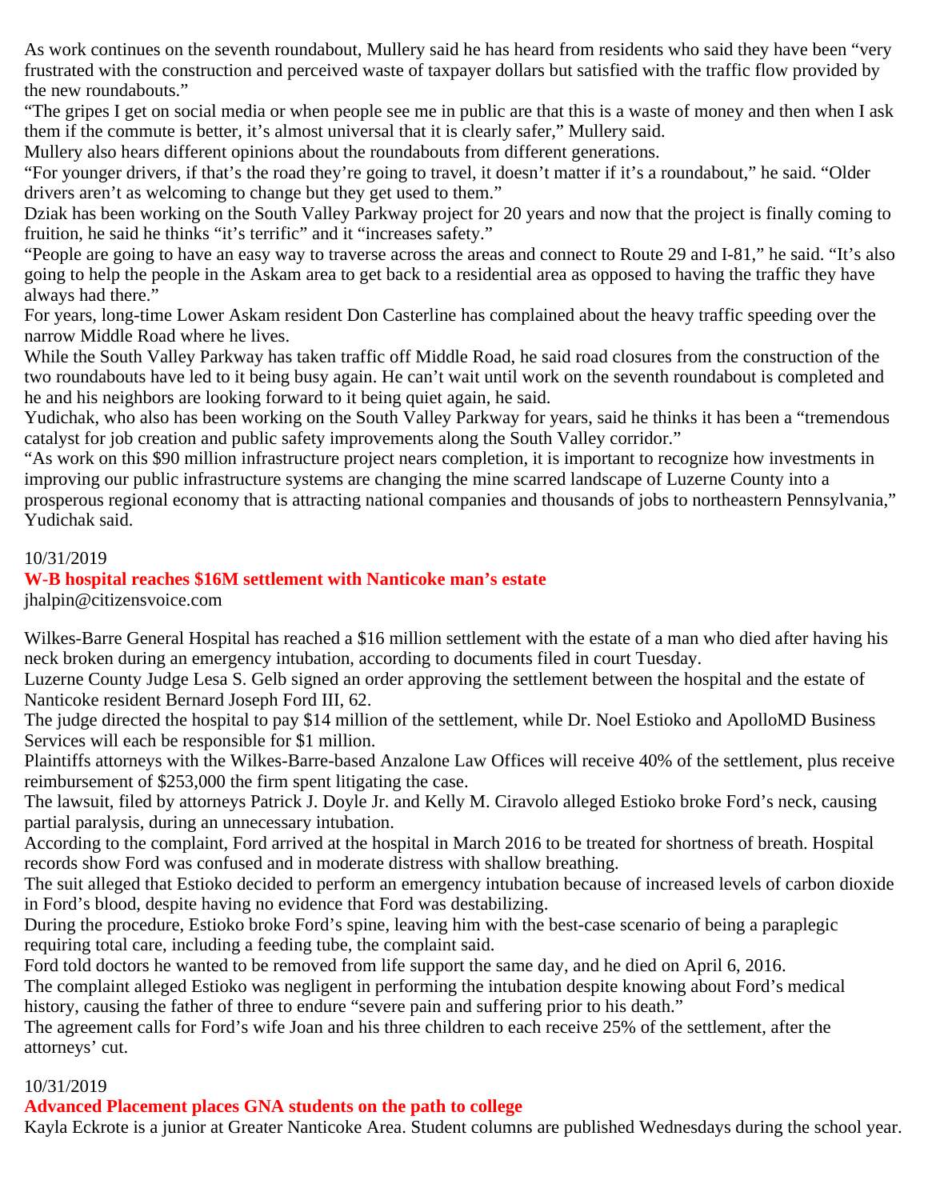As work continues on the seventh roundabout, Mullery said he has heard from residents who said they have been “very frustrated with the construction and perceived waste of taxpayer dollars but satisfied with the traffic flow provided by the new roundabouts.”

“The gripes I get on social media or when people see me in public are that this is a waste of money and then when I ask them if the commute is better, it’s almost universal that it is clearly safer,” Mullery said.

Mullery also hears different opinions about the roundabouts from different generations.

“For younger drivers, if that’s the road they’re going to travel, it doesn’t matter if it’s a roundabout,” he said. “Older drivers aren’t as welcoming to change but they get used to them.”

Dziak has been working on the South Valley Parkway project for 20 years and now that the project is finally coming to fruition, he said he thinks “it’s terrific” and it “increases safety.”

“People are going to have an easy way to traverse across the areas and connect to Route 29 and I-81,” he said. “It’s also going to help the people in the Askam area to get back to a residential area as opposed to having the traffic they have always had there.”

For years, long-time Lower Askam resident Don Casterline has complained about the heavy traffic speeding over the narrow Middle Road where he lives.

While the South Valley Parkway has taken traffic off Middle Road, he said road closures from the construction of the two roundabouts have led to it being busy again. He can’t wait until work on the seventh roundabout is completed and he and his neighbors are looking forward to it being quiet again, he said.

Yudichak, who also has been working on the South Valley Parkway for years, said he thinks it has been a “tremendous catalyst for job creation and public safety improvements along the South Valley corridor.”

“As work on this $90 million infrastructure project nears completion, it is important to recognize how investments in improving our public infrastructure systems are changing the mine scarred landscape of Luzerne County into a prosperous regional economy that is attracting national companies and thousands of jobs to northeastern Pennsylvania,” Yudichak said.

10/31/2019

## W-B hospital reaches $16M settlement with Nanticoke man’s estate

jhalpin@citizensvoice.com

Wilkes-Barre General Hospital has reached a $16 million settlement with the estate of a man who died after having his neck broken during an emergency intubation, according to documents filed in court Tuesday.

Luzerne County Judge Lesa S. Gelb signed an order approving the settlement between the hospital and the estate of Nanticoke resident Bernard Joseph Ford III, 62.

The judge directed the hospital to pay $14 million of the settlement, while Dr. Noel Estioko and ApolloMD Business Services will each be responsible for $1 million.

Plaintiffs attorneys with the Wilkes-Barre-based Anzalone Law Offices will receive 40% of the settlement, plus receive reimbursement of $253,000 the firm spent litigating the case.

The lawsuit, filed by attorneys Patrick J. Doyle Jr. and Kelly M. Ciravolo alleged Estioko broke Ford’s neck, causing partial paralysis, during an unnecessary intubation.

According to the complaint, Ford arrived at the hospital in March 2016 to be treated for shortness of breath. Hospital records show Ford was confused and in moderate distress with shallow breathing.

The suit alleged that Estioko decided to perform an emergency intubation because of increased levels of carbon dioxide in Ford’s blood, despite having no evidence that Ford was destabilizing.

During the procedure, Estioko broke Ford’s spine, leaving him with the best-case scenario of being a paraplegic requiring total care, including a feeding tube, the complaint said.

Ford told doctors he wanted to be removed from life support the same day, and he died on April 6, 2016.

The complaint alleged Estioko was negligent in performing the intubation despite knowing about Ford’s medical history, causing the father of three to endure “severe pain and suffering prior to his death.”

The agreement calls for Ford’s wife Joan and his three children to each receive 25% of the settlement, after the attorneys’ cut.

10/31/2019

## Advanced Placement places GNA students on the path to college

Kayla Eckrote is a junior at Greater Nanticoke Area. Student columns are published Wednesdays during the school year.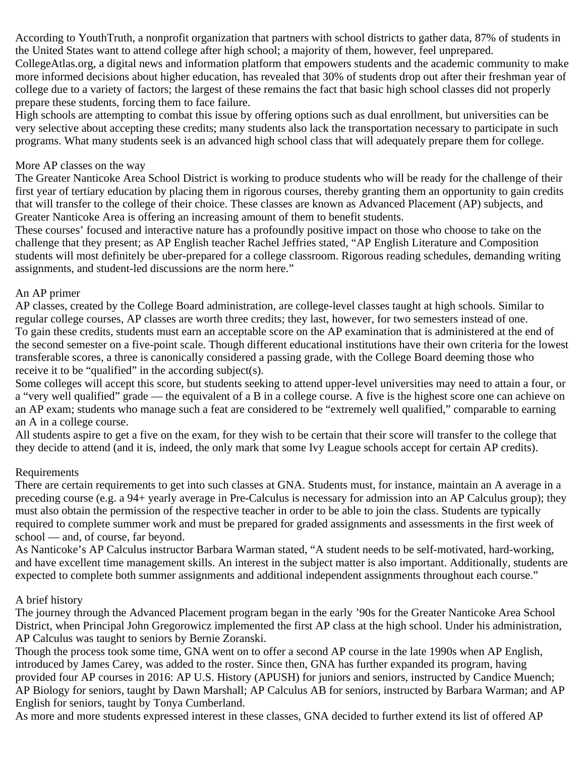According to YouthTruth, a nonprofit organization that partners with school districts to gather data, 87% of students in the United States want to attend college after high school; a majority of them, however, feel unprepared. CollegeAtlas.org, a digital news and information platform that empowers students and the academic community to make more informed decisions about higher education, has revealed that 30% of students drop out after their freshman year of college due to a variety of factors; the largest of these remains the fact that basic high school classes did not properly prepare these students, forcing them to face failure.

High schools are attempting to combat this issue by offering options such as dual enrollment, but universities can be very selective about accepting these credits; many students also lack the transportation necessary to participate in such programs. What many students seek is an advanced high school class that will adequately prepare them for college.

## More AP classes on the way

The Greater Nanticoke Area School District is working to produce students who will be ready for the challenge of their first year of tertiary education by placing them in rigorous courses, thereby granting them an opportunity to gain credits that will transfer to the college of their choice. These classes are known as Advanced Placement (AP) subjects, and Greater Nanticoke Area is offering an increasing amount of them to benefit students.

These courses' focused and interactive nature has a profoundly positive impact on those who choose to take on the challenge that they present; as AP English teacher Rachel Jeffries stated, "AP English Literature and Composition students will most definitely be uber-prepared for a college classroom. Rigorous reading schedules, demanding writing assignments, and student-led discussions are the norm here."

## An AP primer

AP classes, created by the College Board administration, are college-level classes taught at high schools. Similar to regular college courses, AP classes are worth three credits; they last, however, for two semesters instead of one.

To gain these credits, students must earn an acceptable score on the AP examination that is administered at the end of the second semester on a five-point scale. Though different educational institutions have their own criteria for the lowest transferable scores, a three is canonically considered a passing grade, with the College Board deeming those who receive it to be "qualified" in the according subject(s).

Some colleges will accept this score, but students seeking to attend upper-level universities may need to attain a four, or a "very well qualified" grade — the equivalent of a B in a college course. A five is the highest score one can achieve on an AP exam; students who manage such a feat are considered to be "extremely well qualified," comparable to earning an A in a college course.

All students aspire to get a five on the exam, for they wish to be certain that their score will transfer to the college that they decide to attend (and it is, indeed, the only mark that some Ivy League schools accept for certain AP credits).

## Requirements

There are certain requirements to get into such classes at GNA. Students must, for instance, maintain an A average in a preceding course (e.g. a 94+ yearly average in Pre-Calculus is necessary for admission into an AP Calculus group); they must also obtain the permission of the respective teacher in order to be able to join the class. Students are typically required to complete summer work and must be prepared for graded assignments and assessments in the first week of school — and, of course, far beyond.

As Nanticoke's AP Calculus instructor Barbara Warman stated, "A student needs to be self-motivated, hard-working, and have excellent time management skills. An interest in the subject matter is also important. Additionally, students are expected to complete both summer assignments and additional independent assignments throughout each course."

## A brief history

The journey through the Advanced Placement program began in the early '90s for the Greater Nanticoke Area School District, when Principal John Gregorowicz implemented the first AP class at the high school. Under his administration, AP Calculus was taught to seniors by Bernie Zoranski.

Though the process took some time, GNA went on to offer a second AP course in the late 1990s when AP English, introduced by James Carey, was added to the roster. Since then, GNA has further expanded its program, having provided four AP courses in 2016: AP U.S. History (APUSH) for juniors and seniors, instructed by Candice Muench; AP Biology for seniors, taught by Dawn Marshall; AP Calculus AB for seniors, instructed by Barbara Warman; and AP English for seniors, taught by Tonya Cumberland.

As more and more students expressed interest in these classes, GNA decided to further extend its list of offered AP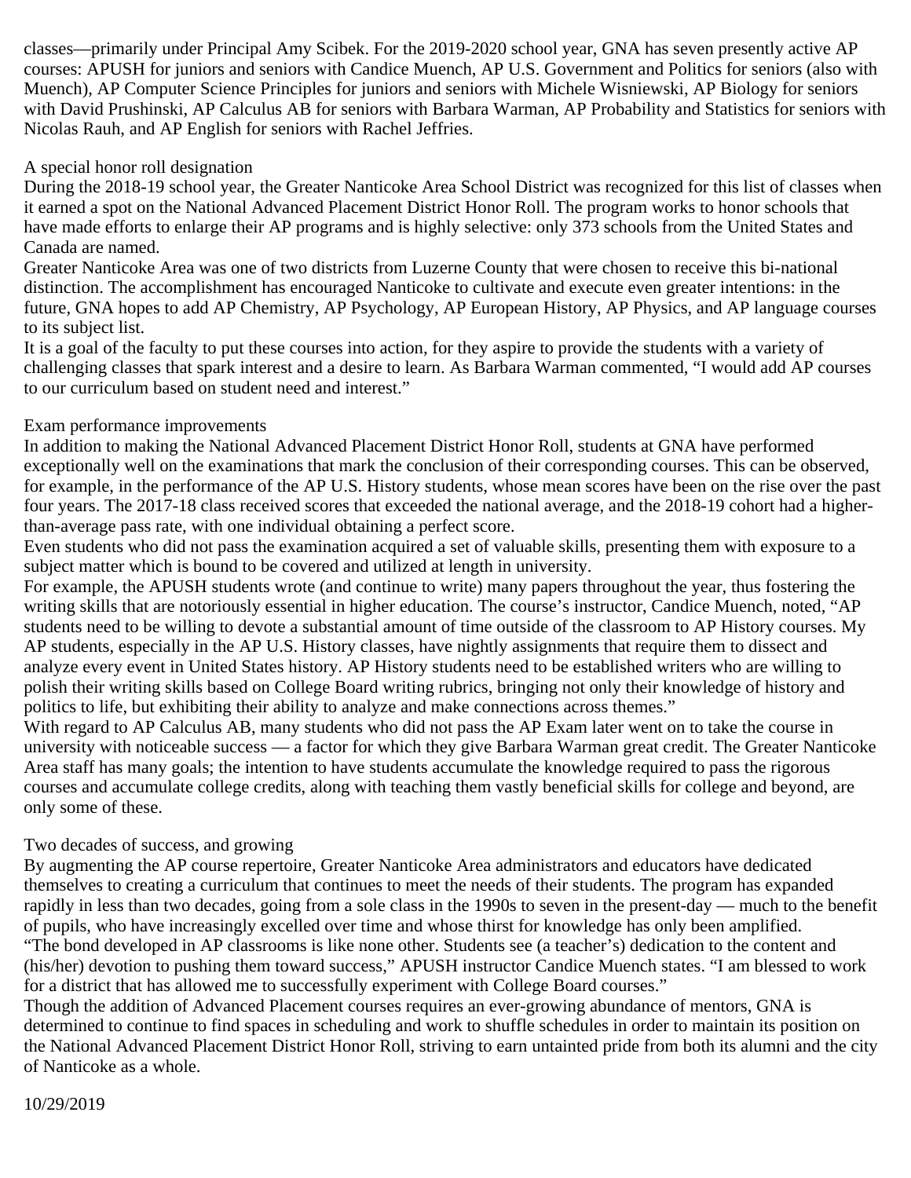classes—primarily under Principal Amy Scibek. For the 2019-2020 school year, GNA has seven presently active AP courses: APUSH for juniors and seniors with Candice Muench, AP U.S. Government and Politics for seniors (also with Muench), AP Computer Science Principles for juniors and seniors with Michele Wisniewski, AP Biology for seniors with David Prushinski, AP Calculus AB for seniors with Barbara Warman, AP Probability and Statistics for seniors with Nicolas Rauh, and AP English for seniors with Rachel Jeffries.

## A special honor roll designation

During the 2018-19 school year, the Greater Nanticoke Area School District was recognized for this list of classes when it earned a spot on the National Advanced Placement District Honor Roll. The program works to honor schools that have made efforts to enlarge their AP programs and is highly selective: only 373 schools from the United States and Canada are named.

Greater Nanticoke Area was one of two districts from Luzerne County that were chosen to receive this bi-national distinction. The accomplishment has encouraged Nanticoke to cultivate and execute even greater intentions: in the future, GNA hopes to add AP Chemistry, AP Psychology, AP European History, AP Physics, and AP language courses to its subject list.

It is a goal of the faculty to put these courses into action, for they aspire to provide the students with a variety of challenging classes that spark interest and a desire to learn. As Barbara Warman commented, "I would add AP courses to our curriculum based on student need and interest."

## Exam performance improvements

In addition to making the National Advanced Placement District Honor Roll, students at GNA have performed exceptionally well on the examinations that mark the conclusion of their corresponding courses. This can be observed, for example, in the performance of the AP U.S. History students, whose mean scores have been on the rise over the past four years. The 2017-18 class received scores that exceeded the national average, and the 2018-19 cohort had a higher-than-average pass rate, with one individual obtaining a perfect score.

Even students who did not pass the examination acquired a set of valuable skills, presenting them with exposure to a subject matter which is bound to be covered and utilized at length in university.

For example, the APUSH students wrote (and continue to write) many papers throughout the year, thus fostering the writing skills that are notoriously essential in higher education. The course's instructor, Candice Muench, noted, "AP students need to be willing to devote a substantial amount of time outside of the classroom to AP History courses. My AP students, especially in the AP U.S. History classes, have nightly assignments that require them to dissect and analyze every event in United States history. AP History students need to be established writers who are willing to polish their writing skills based on College Board writing rubrics, bringing not only their knowledge of history and politics to life, but exhibiting their ability to analyze and make connections across themes."

With regard to AP Calculus AB, many students who did not pass the AP Exam later went on to take the course in university with noticeable success — a factor for which they give Barbara Warman great credit. The Greater Nanticoke Area staff has many goals; the intention to have students accumulate the knowledge required to pass the rigorous courses and accumulate college credits, along with teaching them vastly beneficial skills for college and beyond, are only some of these.

## Two decades of success, and growing

By augmenting the AP course repertoire, Greater Nanticoke Area administrators and educators have dedicated themselves to creating a curriculum that continues to meet the needs of their students. The program has expanded rapidly in less than two decades, going from a sole class in the 1990s to seven in the present-day — much to the benefit of pupils, who have increasingly excelled over time and whose thirst for knowledge has only been amplified.

"The bond developed in AP classrooms is like none other. Students see (a teacher's) dedication to the content and (his/her) devotion to pushing them toward success," APUSH instructor Candice Muench states. "I am blessed to work for a district that has allowed me to successfully experiment with College Board courses."

Though the addition of Advanced Placement courses requires an ever-growing abundance of mentors, GNA is determined to continue to find spaces in scheduling and work to shuffle schedules in order to maintain its position on the National Advanced Placement District Honor Roll, striving to earn untainted pride from both its alumni and the city of Nanticoke as a whole.

10/29/2019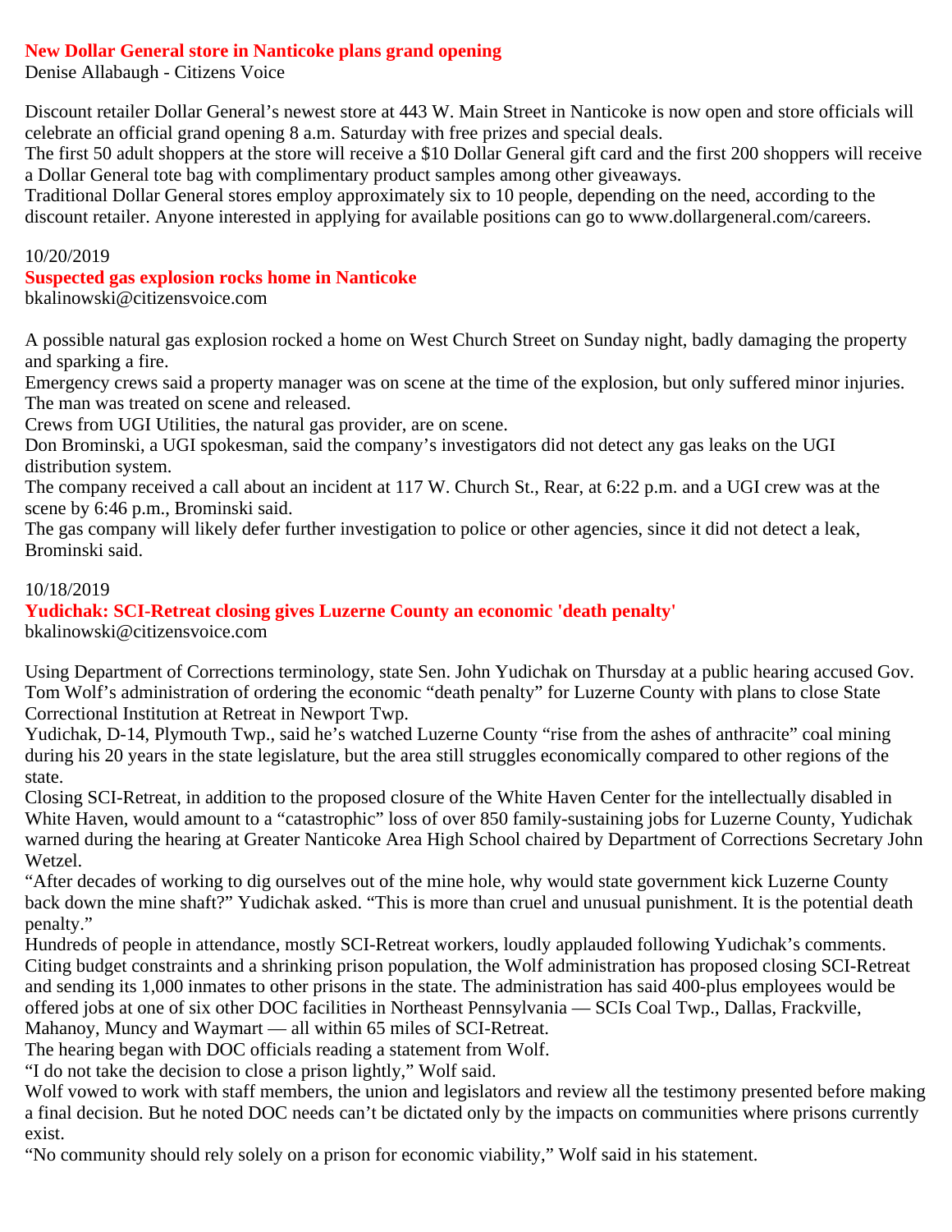## New Dollar General store in Nanticoke plans grand opening

Denise Allabaugh - Citizens Voice

Discount retailer Dollar General's newest store at 443 W. Main Street in Nanticoke is now open and store officials will celebrate an official grand opening 8 a.m. Saturday with free prizes and special deals.

The first 50 adult shoppers at the store will receive a $10 Dollar General gift card and the first 200 shoppers will receive a Dollar General tote bag with complimentary product samples among other giveaways.

Traditional Dollar General stores employ approximately six to 10 people, depending on the need, according to the discount retailer. Anyone interested in applying for available positions can go to www.dollargeneral.com/careers.

10/20/2019

## Suspected gas explosion rocks home in Nanticoke

bkalinowski@citizensvoice.com

A possible natural gas explosion rocked a home on West Church Street on Sunday night, badly damaging the property and sparking a fire.

Emergency crews said a property manager was on scene at the time of the explosion, but only suffered minor injuries. The man was treated on scene and released.

Crews from UGI Utilities, the natural gas provider, are on scene.

Don Brominski, a UGI spokesman, said the company's investigators did not detect any gas leaks on the UGI distribution system.

The company received a call about an incident at 117 W. Church St., Rear, at 6:22 p.m. and a UGI crew was at the scene by 6:46 p.m., Brominski said.

The gas company will likely defer further investigation to police or other agencies, since it did not detect a leak, Brominski said.

10/18/2019

## Yudichak: SCI-Retreat closing gives Luzerne County an economic 'death penalty'

bkalinowski@citizensvoice.com

Using Department of Corrections terminology, state Sen. John Yudichak on Thursday at a public hearing accused Gov. Tom Wolf's administration of ordering the economic "death penalty" for Luzerne County with plans to close State Correctional Institution at Retreat in Newport Twp.

Yudichak, D-14, Plymouth Twp., said he's watched Luzerne County "rise from the ashes of anthracite" coal mining during his 20 years in the state legislature, but the area still struggles economically compared to other regions of the state.

Closing SCI-Retreat, in addition to the proposed closure of the White Haven Center for the intellectually disabled in White Haven, would amount to a "catastrophic" loss of over 850 family-sustaining jobs for Luzerne County, Yudichak warned during the hearing at Greater Nanticoke Area High School chaired by Department of Corrections Secretary John Wetzel.

"After decades of working to dig ourselves out of the mine hole, why would state government kick Luzerne County back down the mine shaft?" Yudichak asked. "This is more than cruel and unusual punishment. It is the potential death penalty."

Hundreds of people in attendance, mostly SCI-Retreat workers, loudly applauded following Yudichak's comments.

Citing budget constraints and a shrinking prison population, the Wolf administration has proposed closing SCI-Retreat and sending its 1,000 inmates to other prisons in the state. The administration has said 400-plus employees would be offered jobs at one of six other DOC facilities in Northeast Pennsylvania — SCIs Coal Twp., Dallas, Frackville, Mahanoy, Muncy and Waymart — all within 65 miles of SCI-Retreat.

The hearing began with DOC officials reading a statement from Wolf.

"I do not take the decision to close a prison lightly," Wolf said.

Wolf vowed to work with staff members, the union and legislators and review all the testimony presented before making a final decision. But he noted DOC needs can't be dictated only by the impacts on communities where prisons currently exist.

"No community should rely solely on a prison for economic viability," Wolf said in his statement.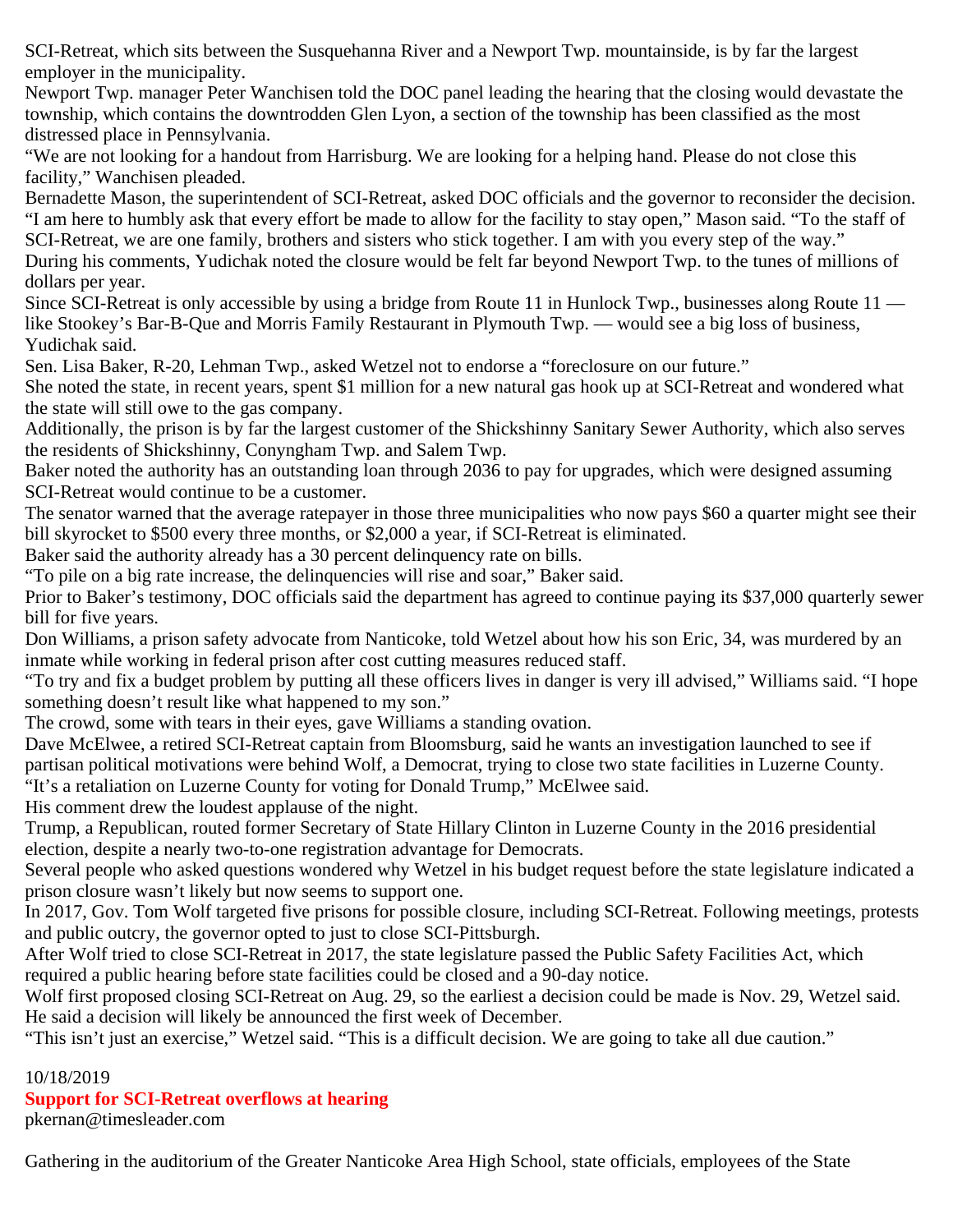SCI-Retreat, which sits between the Susquehanna River and a Newport Twp. mountainside, is by far the largest employer in the municipality.

Newport Twp. manager Peter Wanchisen told the DOC panel leading the hearing that the closing would devastate the township, which contains the downtrodden Glen Lyon, a section of the township has been classified as the most distressed place in Pennsylvania.

"We are not looking for a handout from Harrisburg. We are looking for a helping hand. Please do not close this facility," Wanchisen pleaded.

Bernadette Mason, the superintendent of SCI-Retreat, asked DOC officials and the governor to reconsider the decision. "I am here to humbly ask that every effort be made to allow for the facility to stay open," Mason said. "To the staff of SCI-Retreat, we are one family, brothers and sisters who stick together. I am with you every step of the way."

During his comments, Yudichak noted the closure would be felt far beyond Newport Twp. to the tunes of millions of dollars per year.

Since SCI-Retreat is only accessible by using a bridge from Route 11 in Hunlock Twp., businesses along Route 11 — like Stookey's Bar-B-Que and Morris Family Restaurant in Plymouth Twp. — would see a big loss of business, Yudichak said.

Sen. Lisa Baker, R-20, Lehman Twp., asked Wetzel not to endorse a "foreclosure on our future."

She noted the state, in recent years, spent $1 million for a new natural gas hook up at SCI-Retreat and wondered what the state will still owe to the gas company.

Additionally, the prison is by far the largest customer of the Shickshinny Sanitary Sewer Authority, which also serves the residents of Shickshinny, Conyngham Twp. and Salem Twp.

Baker noted the authority has an outstanding loan through 2036 to pay for upgrades, which were designed assuming SCI-Retreat would continue to be a customer.

The senator warned that the average ratepayer in those three municipalities who now pays $60 a quarter might see their bill skyrocket to $500 every three months, or $2,000 a year, if SCI-Retreat is eliminated.

Baker said the authority already has a 30 percent delinquency rate on bills.

"To pile on a big rate increase, the delinquencies will rise and soar," Baker said.

Prior to Baker's testimony, DOC officials said the department has agreed to continue paying its $37,000 quarterly sewer bill for five years.

Don Williams, a prison safety advocate from Nanticoke, told Wetzel about how his son Eric, 34, was murdered by an inmate while working in federal prison after cost cutting measures reduced staff.

"To try and fix a budget problem by putting all these officers lives in danger is very ill advised," Williams said. "I hope something doesn't result like what happened to my son."

The crowd, some with tears in their eyes, gave Williams a standing ovation.

Dave McElwee, a retired SCI-Retreat captain from Bloomsburg, said he wants an investigation launched to see if partisan political motivations were behind Wolf, a Democrat, trying to close two state facilities in Luzerne County.

"It's a retaliation on Luzerne County for voting for Donald Trump," McElwee said.

His comment drew the loudest applause of the night.

Trump, a Republican, routed former Secretary of State Hillary Clinton in Luzerne County in the 2016 presidential election, despite a nearly two-to-one registration advantage for Democrats.

Several people who asked questions wondered why Wetzel in his budget request before the state legislature indicated a prison closure wasn't likely but now seems to support one.

In 2017, Gov. Tom Wolf targeted five prisons for possible closure, including SCI-Retreat. Following meetings, protests and public outcry, the governor opted to just to close SCI-Pittsburgh.

After Wolf tried to close SCI-Retreat in 2017, the state legislature passed the Public Safety Facilities Act, which required a public hearing before state facilities could be closed and a 90-day notice.

Wolf first proposed closing SCI-Retreat on Aug. 29, so the earliest a decision could be made is Nov. 29, Wetzel said. He said a decision will likely be announced the first week of December.

"This isn't just an exercise," Wetzel said. "This is a difficult decision. We are going to take all due caution."

10/18/2019

**Support for SCI-Retreat overflows at hearing**

pkernan@timesleader.com

Gathering in the auditorium of the Greater Nanticoke Area High School, state officials, employees of the State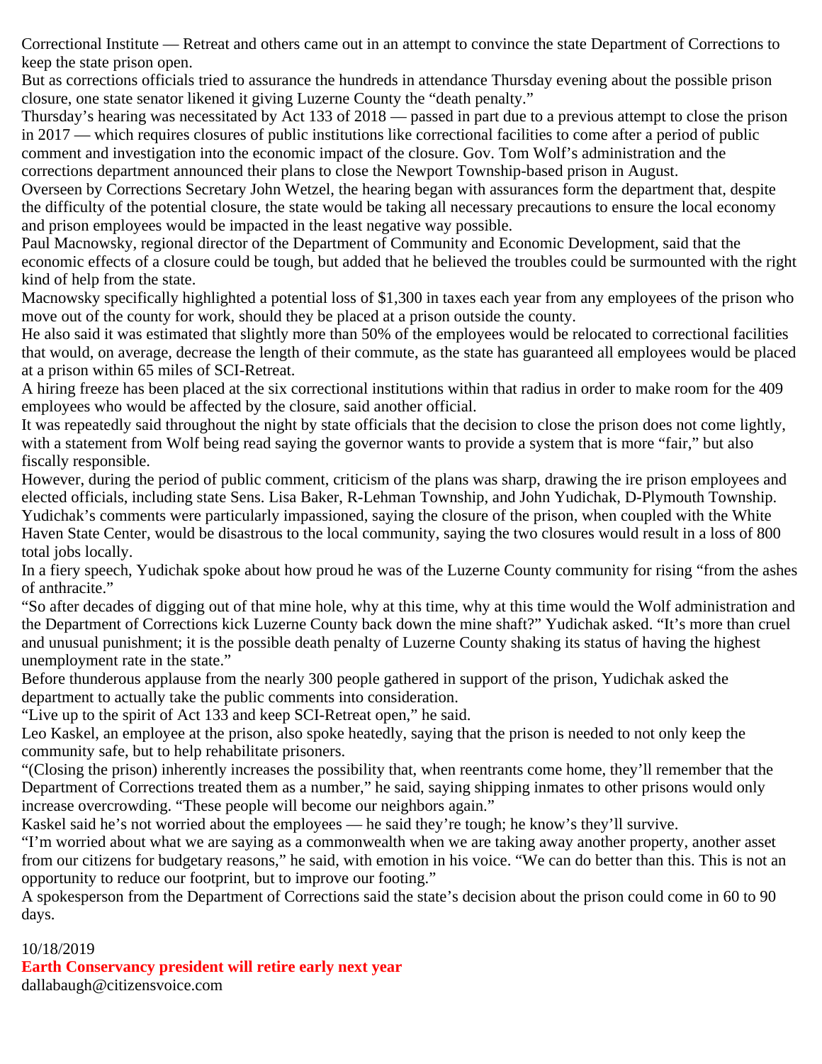Correctional Institute — Retreat and others came out in an attempt to convince the state Department of Corrections to keep the state prison open.

But as corrections officials tried to assurance the hundreds in attendance Thursday evening about the possible prison closure, one state senator likened it giving Luzerne County the "death penalty."

Thursday's hearing was necessitated by Act 133 of 2018 — passed in part due to a previous attempt to close the prison in 2017 — which requires closures of public institutions like correctional facilities to come after a period of public comment and investigation into the economic impact of the closure. Gov. Tom Wolf's administration and the corrections department announced their plans to close the Newport Township-based prison in August.

Overseen by Corrections Secretary John Wetzel, the hearing began with assurances form the department that, despite the difficulty of the potential closure, the state would be taking all necessary precautions to ensure the local economy and prison employees would be impacted in the least negative way possible.

Paul Macnowsky, regional director of the Department of Community and Economic Development, said that the economic effects of a closure could be tough, but added that he believed the troubles could be surmounted with the right kind of help from the state.

Macnowsky specifically highlighted a potential loss of $1,300 in taxes each year from any employees of the prison who move out of the county for work, should they be placed at a prison outside the county.

He also said it was estimated that slightly more than 50% of the employees would be relocated to correctional facilities that would, on average, decrease the length of their commute, as the state has guaranteed all employees would be placed at a prison within 65 miles of SCI-Retreat.

A hiring freeze has been placed at the six correctional institutions within that radius in order to make room for the 409 employees who would be affected by the closure, said another official.

It was repeatedly said throughout the night by state officials that the decision to close the prison does not come lightly, with a statement from Wolf being read saying the governor wants to provide a system that is more "fair," but also fiscally responsible.

However, during the period of public comment, criticism of the plans was sharp, drawing the ire prison employees and elected officials, including state Sens. Lisa Baker, R-Lehman Township, and John Yudichak, D-Plymouth Township.

Yudichak's comments were particularly impassioned, saying the closure of the prison, when coupled with the White Haven State Center, would be disastrous to the local community, saying the two closures would result in a loss of 800 total jobs locally.

In a fiery speech, Yudichak spoke about how proud he was of the Luzerne County community for rising "from the ashes of anthracite."

"So after decades of digging out of that mine hole, why at this time, why at this time would the Wolf administration and the Department of Corrections kick Luzerne County back down the mine shaft?" Yudichak asked. "It's more than cruel and unusual punishment; it is the possible death penalty of Luzerne County shaking its status of having the highest unemployment rate in the state."

Before thunderous applause from the nearly 300 people gathered in support of the prison, Yudichak asked the department to actually take the public comments into consideration.

"Live up to the spirit of Act 133 and keep SCI-Retreat open," he said.

Leo Kaskel, an employee at the prison, also spoke heatedly, saying that the prison is needed to not only keep the community safe, but to help rehabilitate prisoners.

"(Closing the prison) inherently increases the possibility that, when reentrants come home, they'll remember that the Department of Corrections treated them as a number," he said, saying shipping inmates to other prisons would only increase overcrowding. "These people will become our neighbors again."

Kaskel said he's not worried about the employees — he said they're tough; he know's they'll survive.

"I'm worried about what we are saying as a commonwealth when we are taking away another property, another asset from our citizens for budgetary reasons," he said, with emotion in his voice. "We can do better than this. This is not an opportunity to reduce our footprint, but to improve our footing."

A spokesperson from the Department of Corrections said the state's decision about the prison could come in 60 to 90 days.

10/18/2019

**Earth Conservancy president will retire early next year**

dallabaugh@citizensvoice.com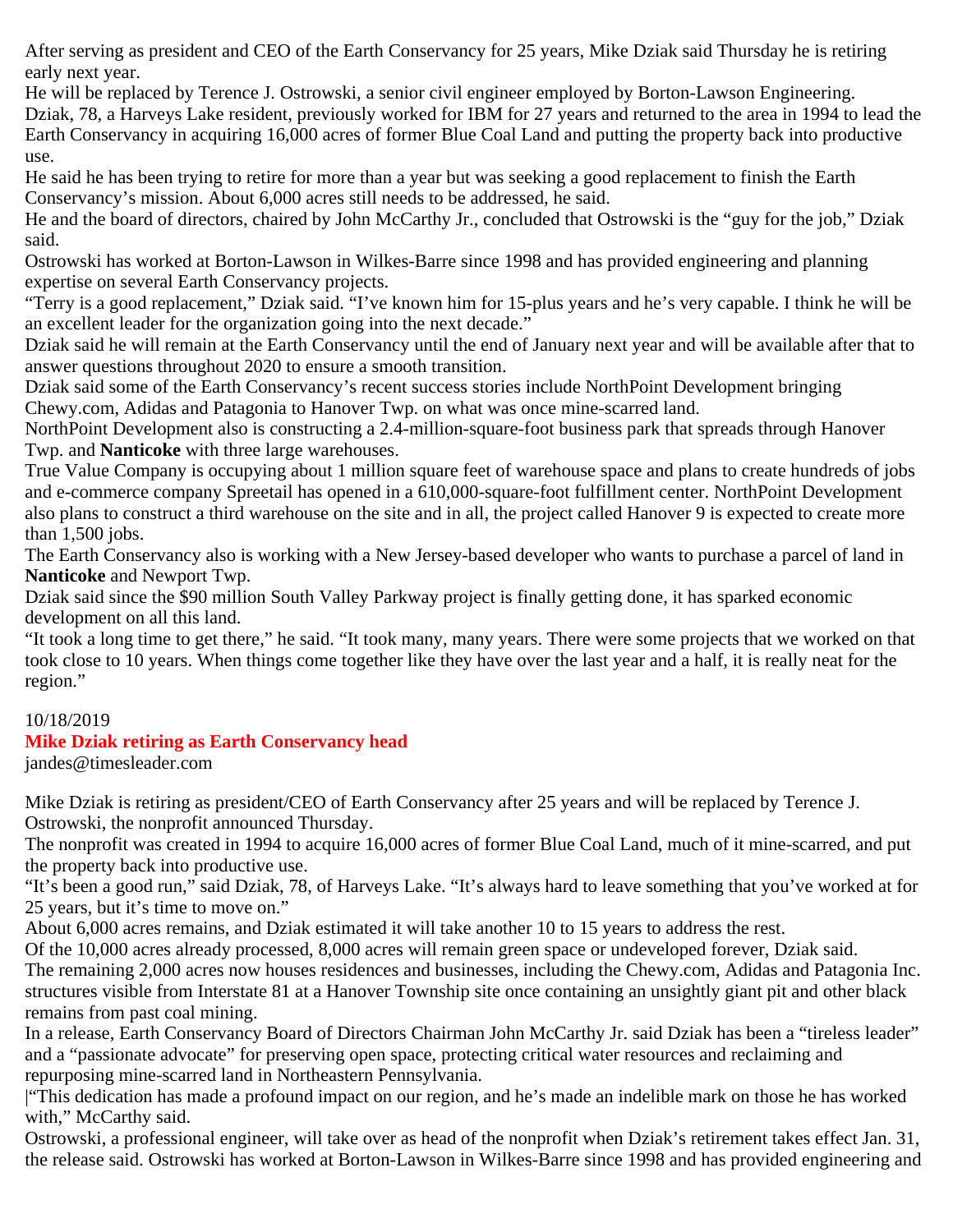After serving as president and CEO of the Earth Conservancy for 25 years, Mike Dziak said Thursday he is retiring early next year.

He will be replaced by Terence J. Ostrowski, a senior civil engineer employed by Borton-Lawson Engineering.

Dziak, 78, a Harveys Lake resident, previously worked for IBM for 27 years and returned to the area in 1994 to lead the Earth Conservancy in acquiring 16,000 acres of former Blue Coal Land and putting the property back into productive use.

He said he has been trying to retire for more than a year but was seeking a good replacement to finish the Earth Conservancy's mission. About 6,000 acres still needs to be addressed, he said.

He and the board of directors, chaired by John McCarthy Jr., concluded that Ostrowski is the "guy for the job," Dziak said.

Ostrowski has worked at Borton-Lawson in Wilkes-Barre since 1998 and has provided engineering and planning expertise on several Earth Conservancy projects.

"Terry is a good replacement," Dziak said. "I've known him for 15-plus years and he's very capable. I think he will be an excellent leader for the organization going into the next decade."

Dziak said he will remain at the Earth Conservancy until the end of January next year and will be available after that to answer questions throughout 2020 to ensure a smooth transition.

Dziak said some of the Earth Conservancy's recent success stories include NorthPoint Development bringing Chewy.com, Adidas and Patagonia to Hanover Twp. on what was once mine-scarred land.

NorthPoint Development also is constructing a 2.4-million-square-foot business park that spreads through Hanover Twp. and **Nanticoke** with three large warehouses.

True Value Company is occupying about 1 million square feet of warehouse space and plans to create hundreds of jobs and e-commerce company Spreetail has opened in a 610,000-square-foot fulfillment center. NorthPoint Development also plans to construct a third warehouse on the site and in all, the project called Hanover 9 is expected to create more than 1,500 jobs.

The Earth Conservancy also is working with a New Jersey-based developer who wants to purchase a parcel of land in **Nanticoke** and Newport Twp.

Dziak said since the $90 million South Valley Parkway project is finally getting done, it has sparked economic development on all this land.

"It took a long time to get there," he said. "It took many, many years. There were some projects that we worked on that took close to 10 years. When things come together like they have over the last year and a half, it is really neat for the region."

10/18/2019

## Mike Dziak retiring as Earth Conservancy head

jandes@timesleader.com

Mike Dziak is retiring as president/CEO of Earth Conservancy after 25 years and will be replaced by Terence J. Ostrowski, the nonprofit announced Thursday.

The nonprofit was created in 1994 to acquire 16,000 acres of former Blue Coal Land, much of it mine-scarred, and put the property back into productive use.

"It's been a good run," said Dziak, 78, of Harveys Lake. "It's always hard to leave something that you've worked at for 25 years, but it's time to move on."

About 6,000 acres remains, and Dziak estimated it will take another 10 to 15 years to address the rest.

Of the 10,000 acres already processed, 8,000 acres will remain green space or undeveloped forever, Dziak said.

The remaining 2,000 acres now houses residences and businesses, including the Chewy.com, Adidas and Patagonia Inc. structures visible from Interstate 81 at a Hanover Township site once containing an unsightly giant pit and other black remains from past coal mining.

In a release, Earth Conservancy Board of Directors Chairman John McCarthy Jr. said Dziak has been a "tireless leader" and a "passionate advocate" for preserving open space, protecting critical water resources and reclaiming and repurposing mine-scarred land in Northeastern Pennsylvania.

|"This dedication has made a profound impact on our region, and he's made an indelible mark on those he has worked with," McCarthy said.

Ostrowski, a professional engineer, will take over as head of the nonprofit when Dziak's retirement takes effect Jan. 31, the release said. Ostrowski has worked at Borton-Lawson in Wilkes-Barre since 1998 and has provided engineering and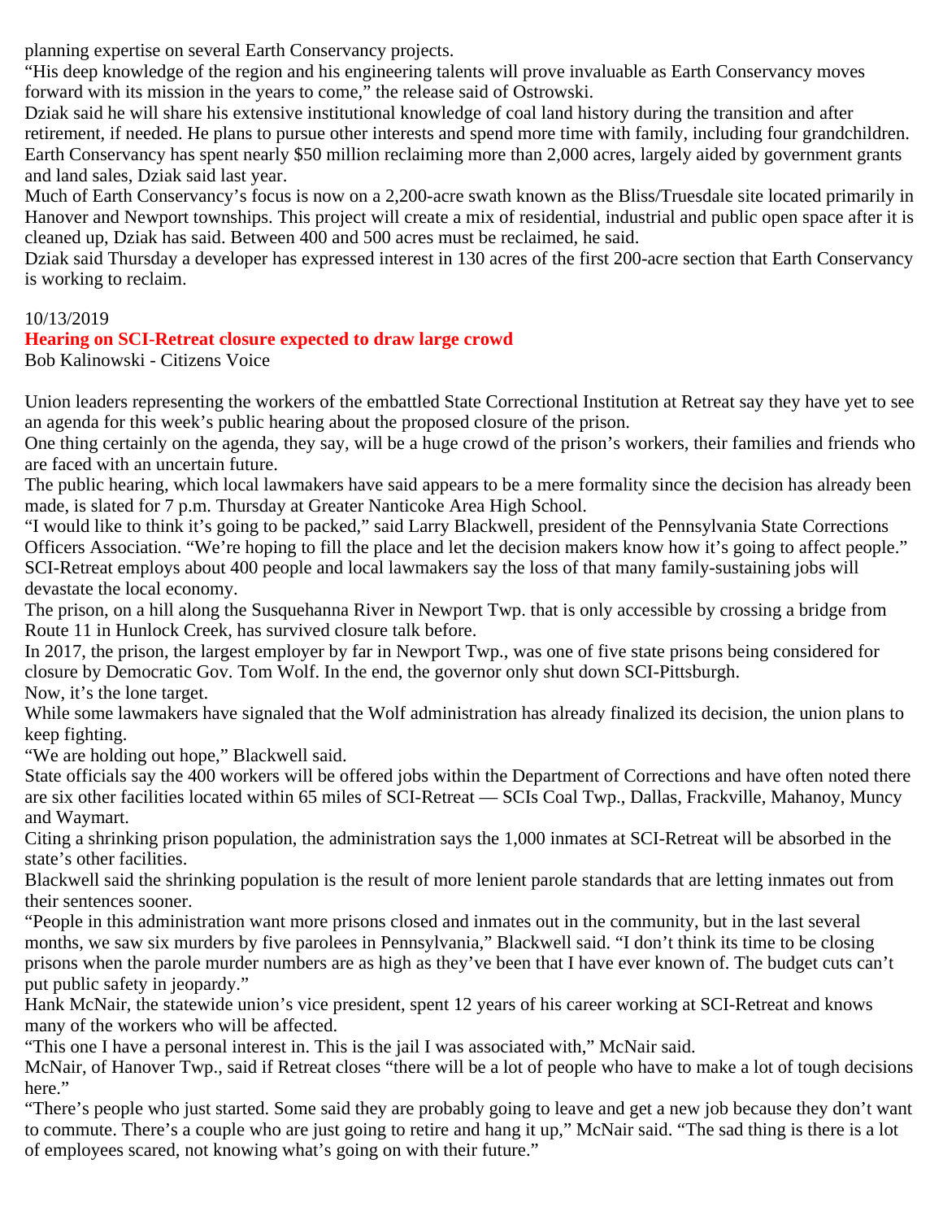planning expertise on several Earth Conservancy projects.

"His deep knowledge of the region and his engineering talents will prove invaluable as Earth Conservancy moves forward with its mission in the years to come," the release said of Ostrowski.

Dziak said he will share his extensive institutional knowledge of coal land history during the transition and after retirement, if needed. He plans to pursue other interests and spend more time with family, including four grandchildren.

Earth Conservancy has spent nearly $50 million reclaiming more than 2,000 acres, largely aided by government grants and land sales, Dziak said last year.

Much of Earth Conservancy's focus is now on a 2,200-acre swath known as the Bliss/Truesdale site located primarily in Hanover and Newport townships. This project will create a mix of residential, industrial and public open space after it is cleaned up, Dziak has said. Between 400 and 500 acres must be reclaimed, he said.

Dziak said Thursday a developer has expressed interest in 130 acres of the first 200-acre section that Earth Conservancy is working to reclaim.

10/13/2019

## Hearing on SCI-Retreat closure expected to draw large crowd

Bob Kalinowski - Citizens Voice

Union leaders representing the workers of the embattled State Correctional Institution at Retreat say they have yet to see an agenda for this week's public hearing about the proposed closure of the prison.

One thing certainly on the agenda, they say, will be a huge crowd of the prison's workers, their families and friends who are faced with an uncertain future.

The public hearing, which local lawmakers have said appears to be a mere formality since the decision has already been made, is slated for 7 p.m. Thursday at Greater Nanticoke Area High School.

"I would like to think it's going to be packed," said Larry Blackwell, president of the Pennsylvania State Corrections Officers Association. "We're hoping to fill the place and let the decision makers know how it's going to affect people."

SCI-Retreat employs about 400 people and local lawmakers say the loss of that many family-sustaining jobs will devastate the local economy.

The prison, on a hill along the Susquehanna River in Newport Twp. that is only accessible by crossing a bridge from Route 11 in Hunlock Creek, has survived closure talk before.

In 2017, the prison, the largest employer by far in Newport Twp., was one of five state prisons being considered for closure by Democratic Gov. Tom Wolf. In the end, the governor only shut down SCI-Pittsburgh.

Now, it's the lone target.

While some lawmakers have signaled that the Wolf administration has already finalized its decision, the union plans to keep fighting.

"We are holding out hope," Blackwell said.

State officials say the 400 workers will be offered jobs within the Department of Corrections and have often noted there are six other facilities located within 65 miles of SCI-Retreat — SCIs Coal Twp., Dallas, Frackville, Mahanoy, Muncy and Waymart.

Citing a shrinking prison population, the administration says the 1,000 inmates at SCI-Retreat will be absorbed in the state's other facilities.

Blackwell said the shrinking population is the result of more lenient parole standards that are letting inmates out from their sentences sooner.

"People in this administration want more prisons closed and inmates out in the community, but in the last several months, we saw six murders by five parolees in Pennsylvania," Blackwell said. "I don't think its time to be closing prisons when the parole murder numbers are as high as they've been that I have ever known of. The budget cuts can't put public safety in jeopardy."

Hank McNair, the statewide union's vice president, spent 12 years of his career working at SCI-Retreat and knows many of the workers who will be affected.

"This one I have a personal interest in. This is the jail I was associated with," McNair said.

McNair, of Hanover Twp., said if Retreat closes "there will be a lot of people who have to make a lot of tough decisions here."

"There's people who just started. Some said they are probably going to leave and get a new job because they don't want to commute. There's a couple who are just going to retire and hang it up," McNair said. "The sad thing is there is a lot of employees scared, not knowing what's going on with their future."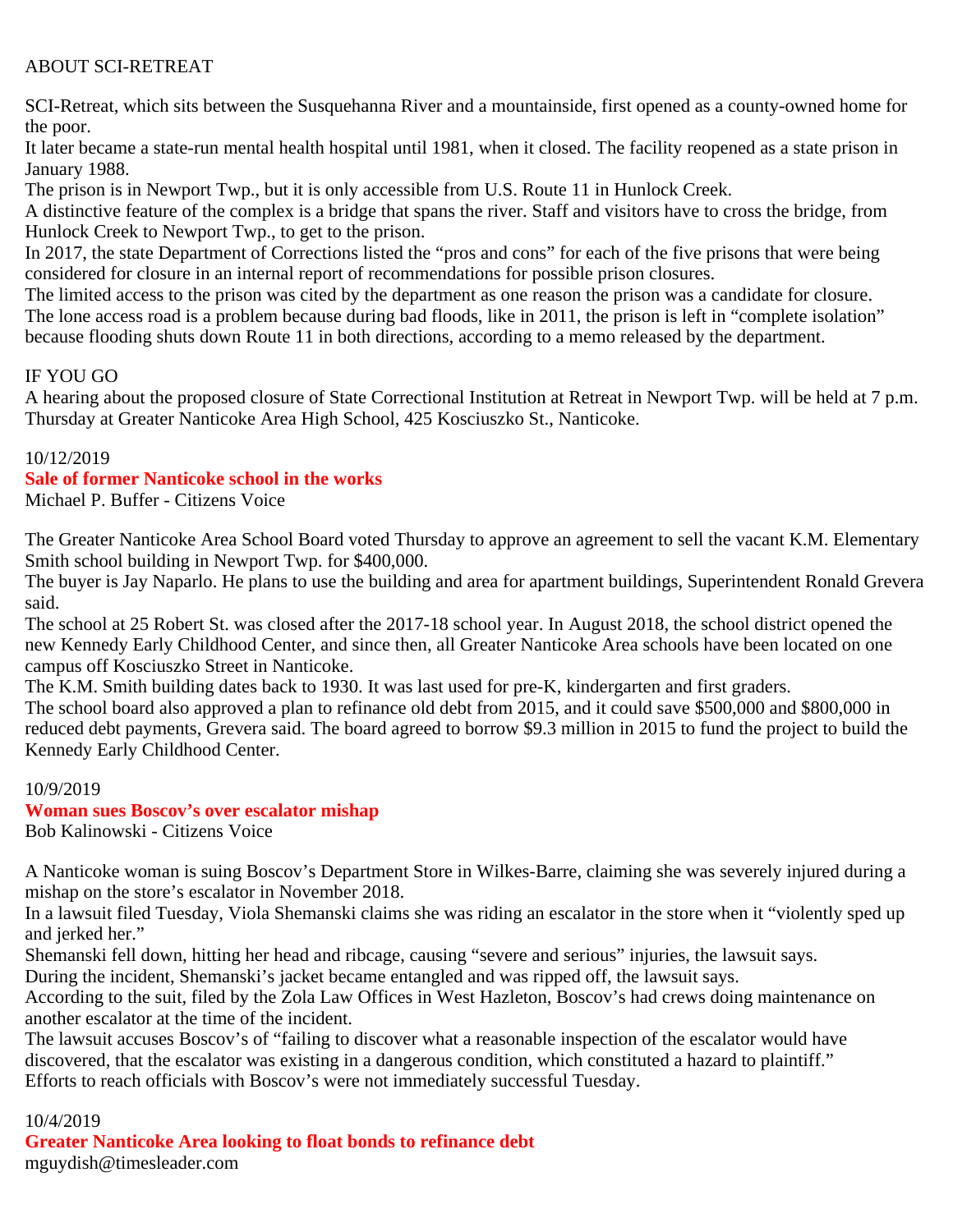ABOUT SCI-RETREAT

SCI-Retreat, which sits between the Susquehanna River and a mountainside, first opened as a county-owned home for the poor.
It later became a state-run mental health hospital until 1981, when it closed. The facility reopened as a state prison in January 1988.
The prison is in Newport Twp., but it is only accessible from U.S. Route 11 in Hunlock Creek.
A distinctive feature of the complex is a bridge that spans the river. Staff and visitors have to cross the bridge, from Hunlock Creek to Newport Twp., to get to the prison.
In 2017, the state Department of Corrections listed the "pros and cons" for each of the five prisons that were being considered for closure in an internal report of recommendations for possible prison closures.
The limited access to the prison was cited by the department as one reason the prison was a candidate for closure.
The lone access road is a problem because during bad floods, like in 2011, the prison is left in "complete isolation" because flooding shuts down Route 11 in both directions, according to a memo released by the department.

IF YOU GO
A hearing about the proposed closure of State Correctional Institution at Retreat in Newport Twp. will be held at 7 p.m. Thursday at Greater Nanticoke Area High School, 425 Kosciuszko St., Nanticoke.

10/12/2019
**Sale of former Nanticoke school in the works**
Michael P. Buffer - Citizens Voice

The Greater Nanticoke Area School Board voted Thursday to approve an agreement to sell the vacant K.M. Elementary Smith school building in Newport Twp. for $400,000.
The buyer is Jay Naparlo. He plans to use the building and area for apartment buildings, Superintendent Ronald Grevera said.
The school at 25 Robert St. was closed after the 2017-18 school year. In August 2018, the school district opened the new Kennedy Early Childhood Center, and since then, all Greater Nanticoke Area schools have been located on one campus off Kosciuszko Street in Nanticoke.
The K.M. Smith building dates back to 1930. It was last used for pre-K, kindergarten and first graders.
The school board also approved a plan to refinance old debt from 2015, and it could save $500,000 and $800,000 in reduced debt payments, Grevera said. The board agreed to borrow $9.3 million in 2015 to fund the project to build the Kennedy Early Childhood Center.

10/9/2019
**Woman sues Boscov's over escalator mishap**
Bob Kalinowski - Citizens Voice

A Nanticoke woman is suing Boscov's Department Store in Wilkes-Barre, claiming she was severely injured during a mishap on the store's escalator in November 2018.
In a lawsuit filed Tuesday, Viola Shemanski claims she was riding an escalator in the store when it "violently sped up and jerked her."
Shemanski fell down, hitting her head and ribcage, causing "severe and serious" injuries, the lawsuit says.
During the incident, Shemanski's jacket became entangled and was ripped off, the lawsuit says.
According to the suit, filed by the Zola Law Offices in West Hazleton, Boscov's had crews doing maintenance on another escalator at the time of the incident.
The lawsuit accuses Boscov's of "failing to discover what a reasonable inspection of the escalator would have discovered, that the escalator was existing in a dangerous condition, which constituted a hazard to plaintiff."
Efforts to reach officials with Boscov's were not immediately successful Tuesday.

10/4/2019
**Greater Nanticoke Area looking to float bonds to refinance debt**
mguydish@timesleader.com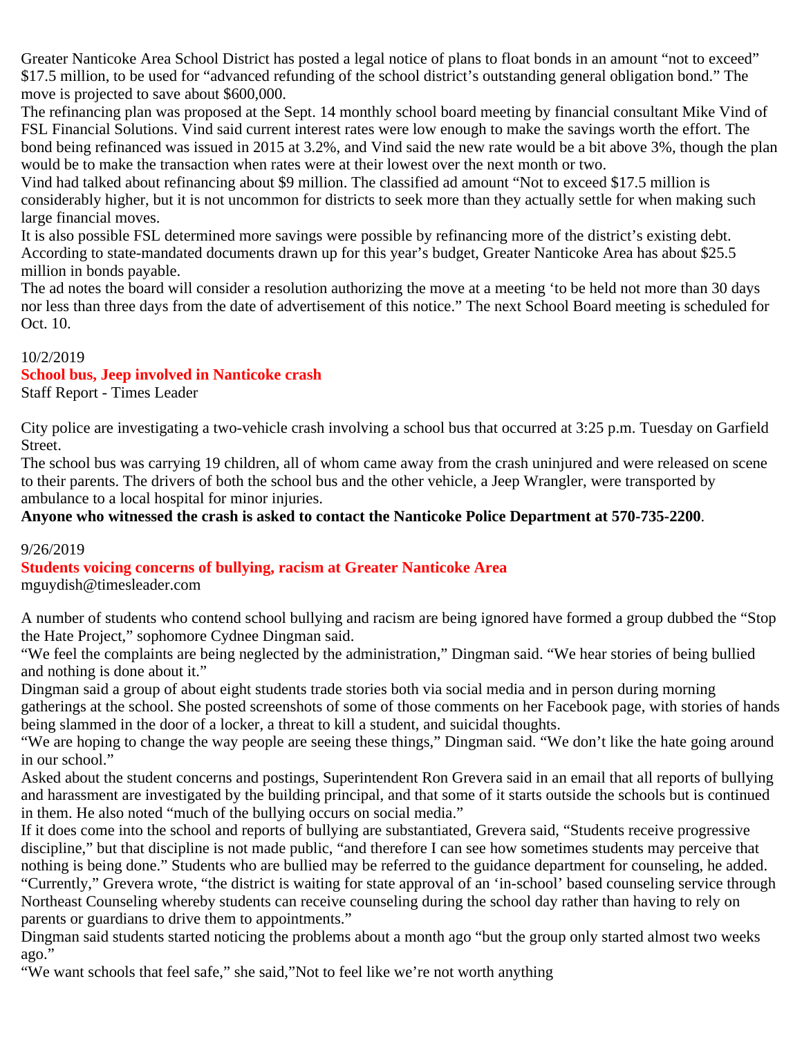Greater Nanticoke Area School District has posted a legal notice of plans to float bonds in an amount "not to exceed" $17.5 million, to be used for "advanced refunding of the school district's outstanding general obligation bond." The move is projected to save about $600,000.

The refinancing plan was proposed at the Sept. 14 monthly school board meeting by financial consultant Mike Vind of FSL Financial Solutions. Vind said current interest rates were low enough to make the savings worth the effort. The bond being refinanced was issued in 2015 at 3.2%, and Vind said the new rate would be a bit above 3%, though the plan would be to make the transaction when rates were at their lowest over the next month or two.

Vind had talked about refinancing about $9 million. The classified ad amount "Not to exceed $17.5 million is considerably higher, but it is not uncommon for districts to seek more than they actually settle for when making such large financial moves.

It is also possible FSL determined more savings were possible by refinancing more of the district's existing debt. According to state-mandated documents drawn up for this year's budget, Greater Nanticoke Area has about $25.5 million in bonds payable.

The ad notes the board will consider a resolution authorizing the move at a meeting 'to be held not more than 30 days nor less than three days from the date of advertisement of this notice." The next School Board meeting is scheduled for Oct. 10.

10/2/2019

## School bus, Jeep involved in Nanticoke crash

Staff Report - Times Leader

City police are investigating a two-vehicle crash involving a school bus that occurred at 3:25 p.m. Tuesday on Garfield Street.

The school bus was carrying 19 children, all of whom came away from the crash uninjured and were released on scene to their parents. The drivers of both the school bus and the other vehicle, a Jeep Wrangler, were transported by ambulance to a local hospital for minor injuries.

**Anyone who witnessed the crash is asked to contact the Nanticoke Police Department at 570-735-2200**.

9/26/2019

## Students voicing concerns of bullying, racism at Greater Nanticoke Area

mguydish@timesleader.com

A number of students who contend school bullying and racism are being ignored have formed a group dubbed the "Stop the Hate Project," sophomore Cydnee Dingman said.

"We feel the complaints are being neglected by the administration," Dingman said. "We hear stories of being bullied and nothing is done about it."

Dingman said a group of about eight students trade stories both via social media and in person during morning gatherings at the school. She posted screenshots of some of those comments on her Facebook page, with stories of hands being slammed in the door of a locker, a threat to kill a student, and suicidal thoughts.

"We are hoping to change the way people are seeing these things," Dingman said. "We don't like the hate going around in our school."

Asked about the student concerns and postings, Superintendent Ron Grevera said in an email that all reports of bullying and harassment are investigated by the building principal, and that some of it starts outside the schools but is continued in them. He also noted "much of the bullying occurs on social media."

If it does come into the school and reports of bullying are substantiated, Grevera said, "Students receive progressive discipline," but that discipline is not made public, "and therefore I can see how sometimes students may perceive that nothing is being done." Students who are bullied may be referred to the guidance department for counseling, he added.

"Currently," Grevera wrote, "the district is waiting for state approval of an 'in-school' based counseling service through Northeast Counseling whereby students can receive counseling during the school day rather than having to rely on parents or guardians to drive them to appointments."

Dingman said students started noticing the problems about a month ago "but the group only started almost two weeks ago."

"We want schools that feel safe," she said,"Not to feel like we're not worth anything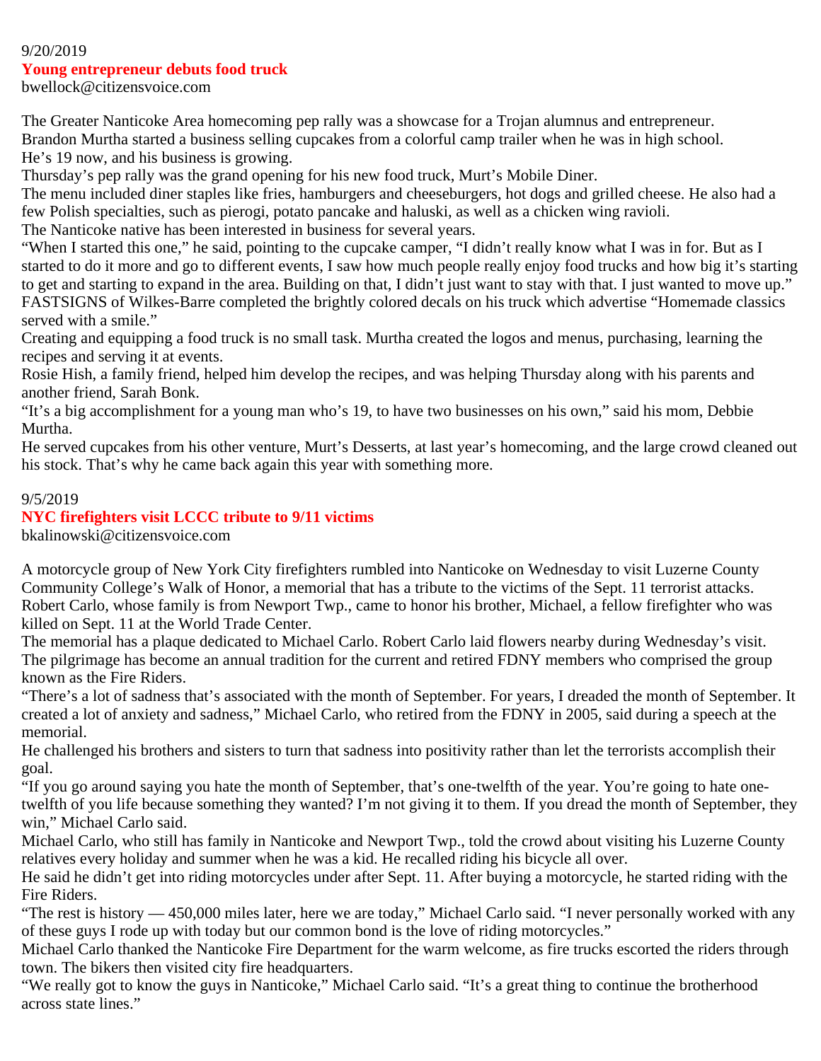9/20/2019

## Young entrepreneur debuts food truck

bwellock@citizensvoice.com

The Greater Nanticoke Area homecoming pep rally was a showcase for a Trojan alumnus and entrepreneur.
Brandon Murtha started a business selling cupcakes from a colorful camp trailer when he was in high school.
He's 19 now, and his business is growing.
Thursday's pep rally was the grand opening for his new food truck, Murt's Mobile Diner.
The menu included diner staples like fries, hamburgers and cheeseburgers, hot dogs and grilled cheese. He also had a few Polish specialties, such as pierogi, potato pancake and haluski, as well as a chicken wing ravioli.
The Nanticoke native has been interested in business for several years.
"When I started this one," he said, pointing to the cupcake camper, "I didn't really know what I was in for. But as I started to do it more and go to different events, I saw how much people really enjoy food trucks and how big it's starting to get and starting to expand in the area. Building on that, I didn't just want to stay with that. I just wanted to move up."
FASTSIGNS of Wilkes-Barre completed the brightly colored decals on his truck which advertise "Homemade classics served with a smile."
Creating and equipping a food truck is no small task. Murtha created the logos and menus, purchasing, learning the recipes and serving it at events.
Rosie Hish, a family friend, helped him develop the recipes, and was helping Thursday along with his parents and another friend, Sarah Bonk.
"It's a big accomplishment for a young man who's 19, to have two businesses on his own," said his mom, Debbie Murtha.
He served cupcakes from his other venture, Murt's Desserts, at last year's homecoming, and the large crowd cleaned out his stock. That's why he came back again this year with something more.

9/5/2019

## NYC firefighters visit LCCC tribute to 9/11 victims

bkalinowski@citizensvoice.com

A motorcycle group of New York City firefighters rumbled into Nanticoke on Wednesday to visit Luzerne County Community College's Walk of Honor, a memorial that has a tribute to the victims of the Sept. 11 terrorist attacks.
Robert Carlo, whose family is from Newport Twp., came to honor his brother, Michael, a fellow firefighter who was killed on Sept. 11 at the World Trade Center.
The memorial has a plaque dedicated to Michael Carlo. Robert Carlo laid flowers nearby during Wednesday's visit.
The pilgrimage has become an annual tradition for the current and retired FDNY members who comprised the group known as the Fire Riders.
"There's a lot of sadness that's associated with the month of September. For years, I dreaded the month of September. It created a lot of anxiety and sadness," Michael Carlo, who retired from the FDNY in 2005, said during a speech at the memorial.
He challenged his brothers and sisters to turn that sadness into positivity rather than let the terrorists accomplish their goal.
"If you go around saying you hate the month of September, that's one-twelfth of the year. You're going to hate one-twelfth of you life because something they wanted? I'm not giving it to them. If you dread the month of September, they win," Michael Carlo said.
Michael Carlo, who still has family in Nanticoke and Newport Twp., told the crowd about visiting his Luzerne County relatives every holiday and summer when he was a kid. He recalled riding his bicycle all over.
He said he didn't get into riding motorcycles under after Sept. 11. After buying a motorcycle, he started riding with the Fire Riders.
"The rest is history — 450,000 miles later, here we are today," Michael Carlo said. "I never personally worked with any of these guys I rode up with today but our common bond is the love of riding motorcycles."
Michael Carlo thanked the Nanticoke Fire Department for the warm welcome, as fire trucks escorted the riders through town. The bikers then visited city fire headquarters.
"We really got to know the guys in Nanticoke," Michael Carlo said. "It's a great thing to continue the brotherhood across state lines."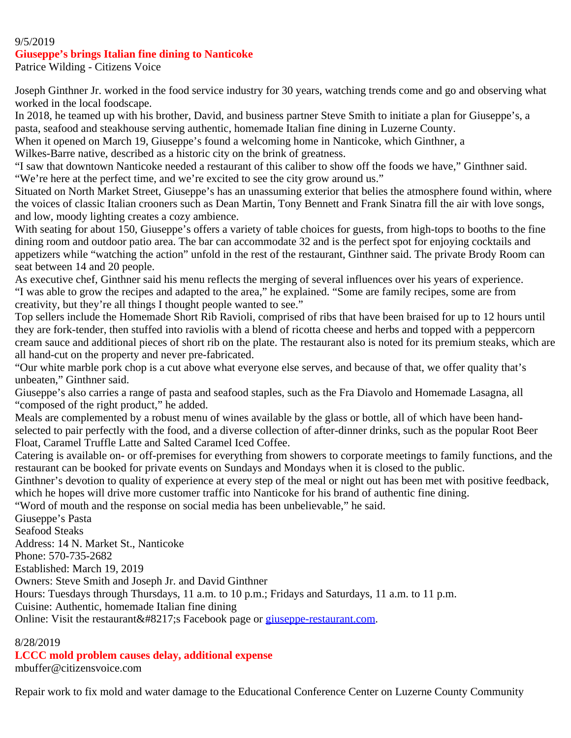9/5/2019

## Giuseppe's brings Italian fine dining to Nanticoke

Patrice Wilding - Citizens Voice

Joseph Ginthner Jr. worked in the food service industry for 30 years, watching trends come and go and observing what worked in the local foodscape.

In 2018, he teamed up with his brother, David, and business partner Steve Smith to initiate a plan for Giuseppe's, a pasta, seafood and steakhouse serving authentic, homemade Italian fine dining in Luzerne County.

When it opened on March 19, Giuseppe's found a welcoming home in Nanticoke, which Ginthner, a Wilkes-Barre native, described as a historic city on the brink of greatness.

"I saw that downtown Nanticoke needed a restaurant of this caliber to show off the foods we have," Ginthner said. "We're here at the perfect time, and we're excited to see the city grow around us."

Situated on North Market Street, Giuseppe's has an unassuming exterior that belies the atmosphere found within, where the voices of classic Italian crooners such as Dean Martin, Tony Bennett and Frank Sinatra fill the air with love songs, and low, moody lighting creates a cozy ambience.

With seating for about 150, Giuseppe's offers a variety of table choices for guests, from high-tops to booths to the fine dining room and outdoor patio area. The bar can accommodate 32 and is the perfect spot for enjoying cocktails and appetizers while "watching the action" unfold in the rest of the restaurant, Ginthner said. The private Brody Room can seat between 14 and 20 people.

As executive chef, Ginthner said his menu reflects the merging of several influences over his years of experience.

"I was able to grow the recipes and adapted to the area," he explained. "Some are family recipes, some are from creativity, but they're all things I thought people wanted to see."

Top sellers include the Homemade Short Rib Ravioli, comprised of ribs that have been braised for up to 12 hours until they are fork-tender, then stuffed into raviolis with a blend of ricotta cheese and herbs and topped with a peppercorn cream sauce and additional pieces of short rib on the plate. The restaurant also is noted for its premium steaks, which are all hand-cut on the property and never pre-fabricated.

"Our white marble pork chop is a cut above what everyone else serves, and because of that, we offer quality that's unbeaten," Ginthner said.

Giuseppe's also carries a range of pasta and seafood staples, such as the Fra Diavolo and Homemade Lasagna, all "composed of the right product," he added.

Meals are complemented by a robust menu of wines available by the glass or bottle, all of which have been hand-selected to pair perfectly with the food, and a diverse collection of after-dinner drinks, such as the popular Root Beer Float, Caramel Truffle Latte and Salted Caramel Iced Coffee.

Catering is available on- or off-premises for everything from showers to corporate meetings to family functions, and the restaurant can be booked for private events on Sundays and Mondays when it is closed to the public.

Ginthner's devotion to quality of experience at every step of the meal or night out has been met with positive feedback, which he hopes will drive more customer traffic into Nanticoke for his brand of authentic fine dining.

"Word of mouth and the response on social media has been unbelievable," he said.

Giuseppe's Pasta

Seafood Steaks

Address: 14 N. Market St., Nanticoke

Phone: 570-735-2682

Established: March 19, 2019

Owners: Steve Smith and Joseph Jr. and David Ginthner

Hours: Tuesdays through Thursdays, 11 a.m. to 10 p.m.; Fridays and Saturdays, 11 a.m. to 11 p.m.

Cuisine: Authentic, homemade Italian fine dining

Online: Visit the restaurant&#8217;s Facebook page or giuseppe-restaurant.com.

8/28/2019

## LCCC mold problem causes delay, additional expense

mbuffer@citizensvoice.com

Repair work to fix mold and water damage to the Educational Conference Center on Luzerne County Community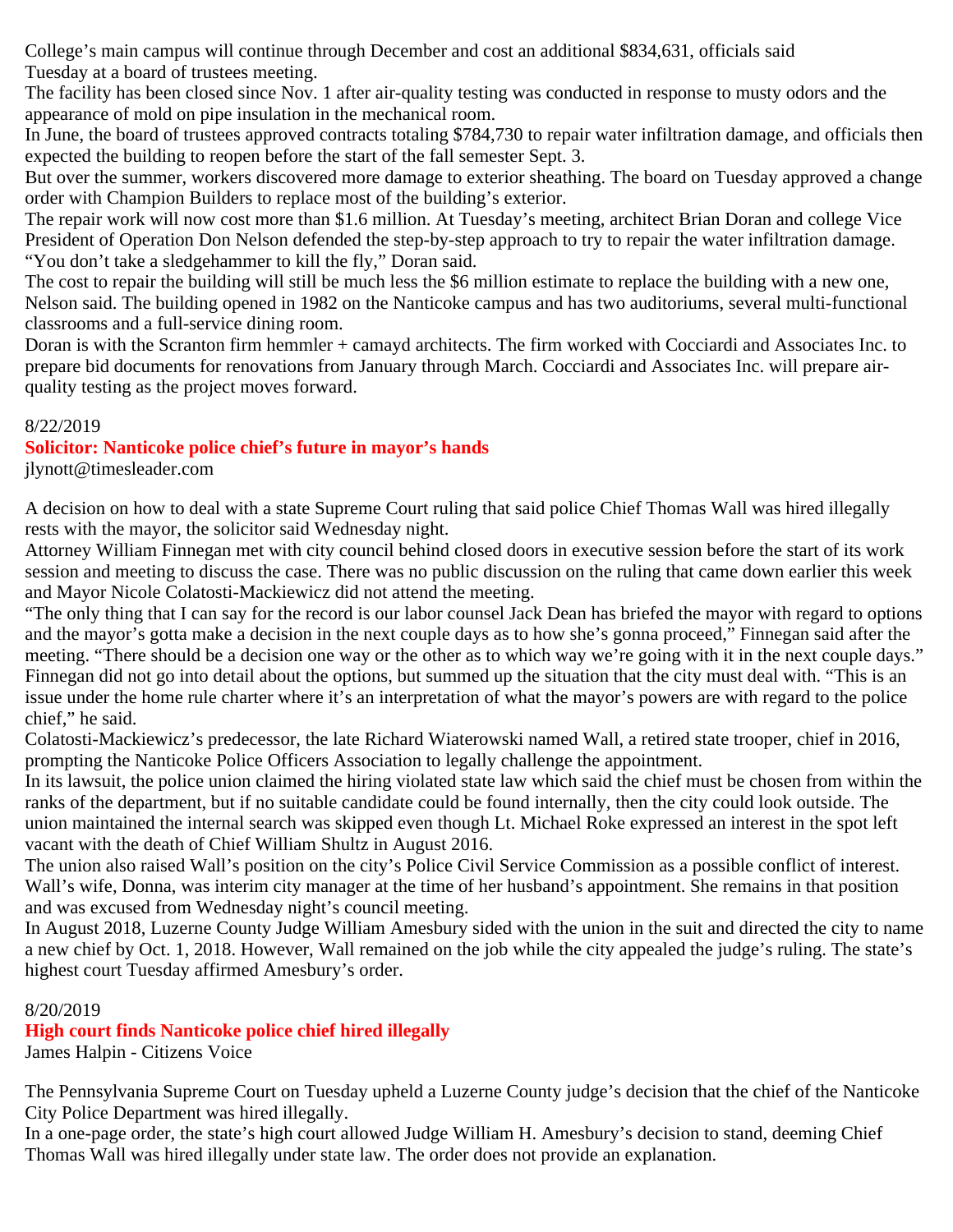College's main campus will continue through December and cost an additional $834,631, officials said Tuesday at a board of trustees meeting.

The facility has been closed since Nov. 1 after air-quality testing was conducted in response to musty odors and the appearance of mold on pipe insulation in the mechanical room.

In June, the board of trustees approved contracts totaling $784,730 to repair water infiltration damage, and officials then expected the building to reopen before the start of the fall semester Sept. 3.

But over the summer, workers discovered more damage to exterior sheathing. The board on Tuesday approved a change order with Champion Builders to replace most of the building's exterior.

The repair work will now cost more than $1.6 million. At Tuesday's meeting, architect Brian Doran and college Vice President of Operation Don Nelson defended the step-by-step approach to try to repair the water infiltration damage.

"You don't take a sledgehammer to kill the fly," Doran said.

The cost to repair the building will still be much less the $6 million estimate to replace the building with a new one, Nelson said. The building opened in 1982 on the Nanticoke campus and has two auditoriums, several multi-functional classrooms and a full-service dining room.

Doran is with the Scranton firm hemmler + camayd architects. The firm worked with Cocciardi and Associates Inc. to prepare bid documents for renovations from January through March. Cocciardi and Associates Inc. will prepare air-quality testing as the project moves forward.

8/22/2019

**Solicitor: Nanticoke police chief's future in mayor's hands**

jlynott@timesleader.com

A decision on how to deal with a state Supreme Court ruling that said police Chief Thomas Wall was hired illegally rests with the mayor, the solicitor said Wednesday night.

Attorney William Finnegan met with city council behind closed doors in executive session before the start of its work session and meeting to discuss the case. There was no public discussion on the ruling that came down earlier this week and Mayor Nicole Colatosti-Mackiewicz did not attend the meeting.

"The only thing that I can say for the record is our labor counsel Jack Dean has briefed the mayor with regard to options and the mayor's gotta make a decision in the next couple days as to how she's gonna proceed," Finnegan said after the meeting. "There should be a decision one way or the other as to which way we're going with it in the next couple days."

Finnegan did not go into detail about the options, but summed up the situation that the city must deal with. "This is an issue under the home rule charter where it's an interpretation of what the mayor's powers are with regard to the police chief," he said.

Colatosti-Mackiewicz's predecessor, the late Richard Wiaterowski named Wall, a retired state trooper, chief in 2016, prompting the Nanticoke Police Officers Association to legally challenge the appointment.

In its lawsuit, the police union claimed the hiring violated state law which said the chief must be chosen from within the ranks of the department, but if no suitable candidate could be found internally, then the city could look outside. The union maintained the internal search was skipped even though Lt. Michael Roke expressed an interest in the spot left vacant with the death of Chief William Shultz in August 2016.

The union also raised Wall's position on the city's Police Civil Service Commission as a possible conflict of interest. Wall's wife, Donna, was interim city manager at the time of her husband's appointment. She remains in that position and was excused from Wednesday night's council meeting.

In August 2018, Luzerne County Judge William Amesbury sided with the union in the suit and directed the city to name a new chief by Oct. 1, 2018. However, Wall remained on the job while the city appealed the judge's ruling. The state's highest court Tuesday affirmed Amesbury's order.

8/20/2019

**High court finds Nanticoke police chief hired illegally**

James Halpin - Citizens Voice

The Pennsylvania Supreme Court on Tuesday upheld a Luzerne County judge's decision that the chief of the Nanticoke City Police Department was hired illegally.

In a one-page order, the state's high court allowed Judge William H. Amesbury's decision to stand, deeming Chief Thomas Wall was hired illegally under state law. The order does not provide an explanation.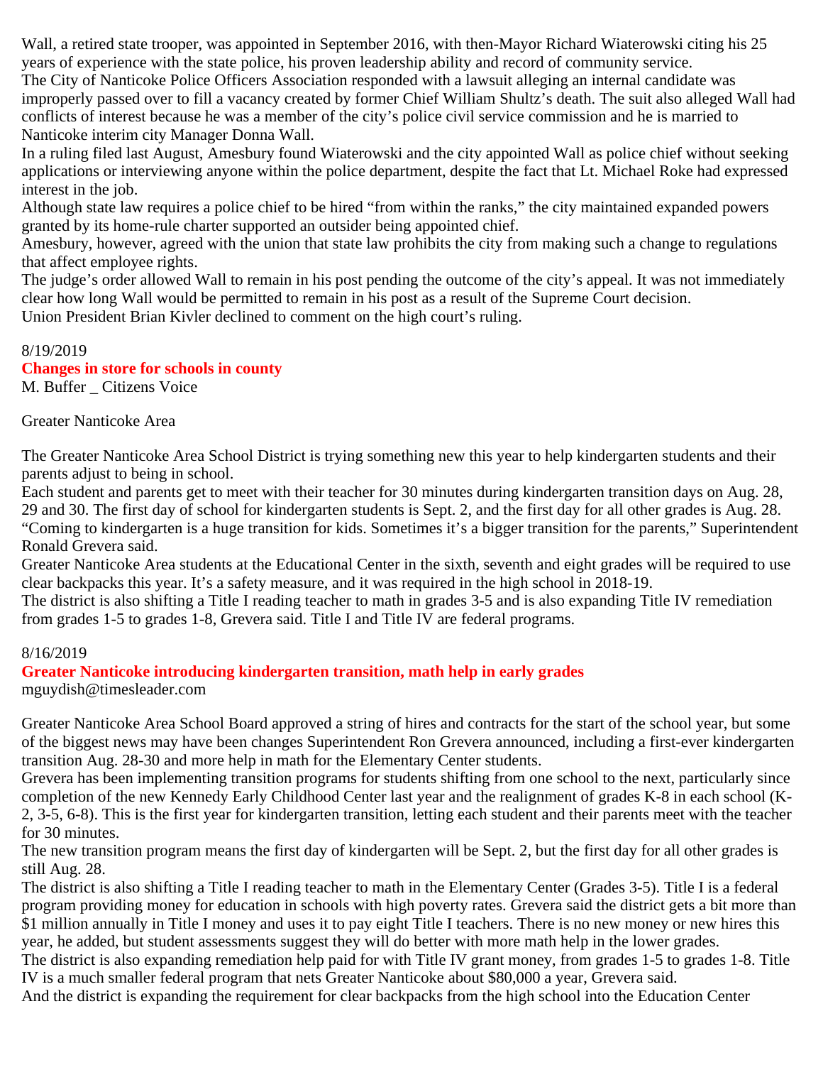Wall, a retired state trooper, was appointed in September 2016, with then-Mayor Richard Wiaterowski citing his 25 years of experience with the state police, his proven leadership ability and record of community service.

The City of Nanticoke Police Officers Association responded with a lawsuit alleging an internal candidate was improperly passed over to fill a vacancy created by former Chief William Shultz's death. The suit also alleged Wall had conflicts of interest because he was a member of the city's police civil service commission and he is married to Nanticoke interim city Manager Donna Wall.

In a ruling filed last August, Amesbury found Wiaterowski and the city appointed Wall as police chief without seeking applications or interviewing anyone within the police department, despite the fact that Lt. Michael Roke had expressed interest in the job.

Although state law requires a police chief to be hired "from within the ranks," the city maintained expanded powers granted by its home-rule charter supported an outsider being appointed chief.

Amesbury, however, agreed with the union that state law prohibits the city from making such a change to regulations that affect employee rights.

The judge's order allowed Wall to remain in his post pending the outcome of the city's appeal. It was not immediately clear how long Wall would be permitted to remain in his post as a result of the Supreme Court decision.

Union President Brian Kivler declined to comment on the high court's ruling.

8/19/2019

**Changes in store for schools in county**

M. Buffer _ Citizens Voice

Greater Nanticoke Area

The Greater Nanticoke Area School District is trying something new this year to help kindergarten students and their parents adjust to being in school.

Each student and parents get to meet with their teacher for 30 minutes during kindergarten transition days on Aug. 28, 29 and 30. The first day of school for kindergarten students is Sept. 2, and the first day for all other grades is Aug. 28.

"Coming to kindergarten is a huge transition for kids. Sometimes it's a bigger transition for the parents," Superintendent Ronald Grevera said.

Greater Nanticoke Area students at the Educational Center in the sixth, seventh and eight grades will be required to use clear backpacks this year. It's a safety measure, and it was required in the high school in 2018-19.

The district is also shifting a Title I reading teacher to math in grades 3-5 and is also expanding Title IV remediation from grades 1-5 to grades 1-8, Grevera said. Title I and Title IV are federal programs.

8/16/2019

**Greater Nanticoke introducing kindergarten transition, math help in early grades**

mguydish@timesleader.com

Greater Nanticoke Area School Board approved a string of hires and contracts for the start of the school year, but some of the biggest news may have been changes Superintendent Ron Grevera announced, including a first-ever kindergarten transition Aug. 28-30 and more help in math for the Elementary Center students.

Grevera has been implementing transition programs for students shifting from one school to the next, particularly since completion of the new Kennedy Early Childhood Center last year and the realignment of grades K-8 in each school (K-2, 3-5, 6-8). This is the first year for kindergarten transition, letting each student and their parents meet with the teacher for 30 minutes.

The new transition program means the first day of kindergarten will be Sept. 2, but the first day for all other grades is still Aug. 28.

The district is also shifting a Title I reading teacher to math in the Elementary Center (Grades 3-5). Title I is a federal program providing money for education in schools with high poverty rates. Grevera said the district gets a bit more than $1 million annually in Title I money and uses it to pay eight Title I teachers. There is no new money or new hires this year, he added, but student assessments suggest they will do better with more math help in the lower grades.

The district is also expanding remediation help paid for with Title IV grant money, from grades 1-5 to grades 1-8. Title IV is a much smaller federal program that nets Greater Nanticoke about $80,000 a year, Grevera said.

And the district is expanding the requirement for clear backpacks from the high school into the Education Center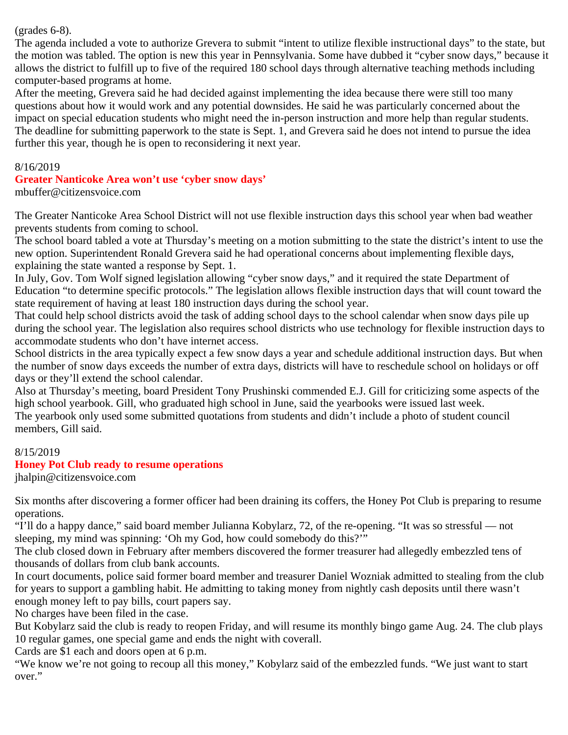(grades 6-8).

The agenda included a vote to authorize Grevera to submit "intent to utilize flexible instructional days" to the state, but the motion was tabled. The option is new this year in Pennsylvania. Some have dubbed it "cyber snow days," because it allows the district to fulfill up to five of the required 180 school days through alternative teaching methods including computer-based programs at home.

After the meeting, Grevera said he had decided against implementing the idea because there were still too many questions about how it would work and any potential downsides. He said he was particularly concerned about the impact on special education students who might need the in-person instruction and more help than regular students.

The deadline for submitting paperwork to the state is Sept. 1, and Grevera said he does not intend to pursue the idea further this year, though he is open to reconsidering it next year.

8/16/2019

## Greater Nanticoke Area won't use 'cyber snow days'

mbuffer@citizensvoice.com

The Greater Nanticoke Area School District will not use flexible instruction days this school year when bad weather prevents students from coming to school.

The school board tabled a vote at Thursday's meeting on a motion submitting to the state the district's intent to use the new option. Superintendent Ronald Grevera said he had operational concerns about implementing flexible days, explaining the state wanted a response by Sept. 1.

In July, Gov. Tom Wolf signed legislation allowing "cyber snow days," and it required the state Department of Education "to determine specific protocols." The legislation allows flexible instruction days that will count toward the state requirement of having at least 180 instruction days during the school year.

That could help school districts avoid the task of adding school days to the school calendar when snow days pile up during the school year. The legislation also requires school districts who use technology for flexible instruction days to accommodate students who don't have internet access.

School districts in the area typically expect a few snow days a year and schedule additional instruction days. But when the number of snow days exceeds the number of extra days, districts will have to reschedule school on holidays or off days or they'll extend the school calendar.

Also at Thursday's meeting, board President Tony Prushinski commended E.J. Gill for criticizing some aspects of the high school yearbook. Gill, who graduated high school in June, said the yearbooks were issued last week.

The yearbook only used some submitted quotations from students and didn't include a photo of student council members, Gill said.

8/15/2019

## Honey Pot Club ready to resume operations

jhalpin@citizensvoice.com

Six months after discovering a former officer had been draining its coffers, the Honey Pot Club is preparing to resume operations.

"I'll do a happy dance," said board member Julianna Kobylarz, 72, of the re-opening. "It was so stressful — not sleeping, my mind was spinning: 'Oh my God, how could somebody do this?'"

The club closed down in February after members discovered the former treasurer had allegedly embezzled tens of thousands of dollars from club bank accounts.

In court documents, police said former board member and treasurer Daniel Wozniak admitted to stealing from the club for years to support a gambling habit. He admitting to taking money from nightly cash deposits until there wasn't enough money left to pay bills, court papers say.

No charges have been filed in the case.

But Kobylarz said the club is ready to reopen Friday, and will resume its monthly bingo game Aug. 24. The club plays 10 regular games, one special game and ends the night with coverall.

Cards are $1 each and doors open at 6 p.m.

"We know we're not going to recoup all this money," Kobylarz said of the embezzled funds. "We just want to start over."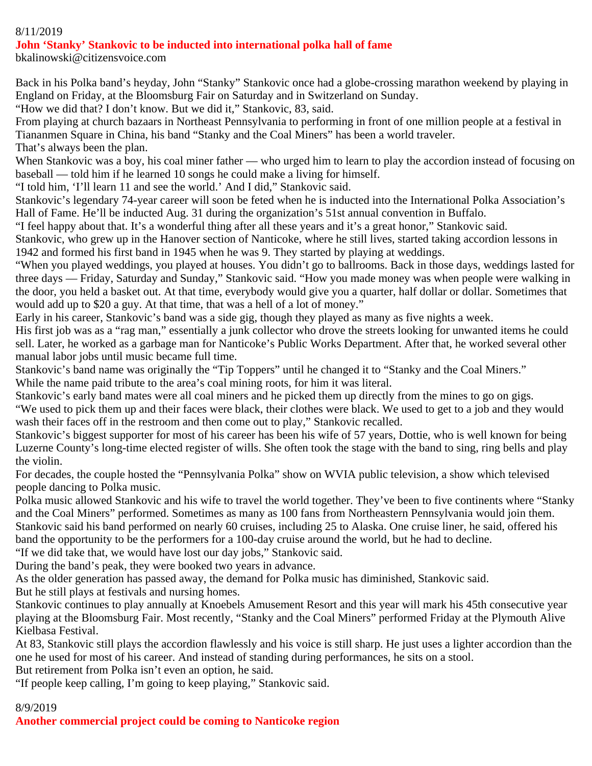8/11/2019

## John 'Stanky' Stankovic to be inducted into international polka hall of fame

bkalinowski@citizensvoice.com

Back in his Polka band's heyday, John "Stanky" Stankovic once had a globe-crossing marathon weekend by playing in England on Friday, at the Bloomsburg Fair on Saturday and in Switzerland on Sunday.

"How we did that? I don't know. But we did it," Stankovic, 83, said.

From playing at church bazaars in Northeast Pennsylvania to performing in front of one million people at a festival in Tiananmen Square in China, his band "Stanky and the Coal Miners" has been a world traveler.

That's always been the plan.

When Stankovic was a boy, his coal miner father — who urged him to learn to play the accordion instead of focusing on baseball — told him if he learned 10 songs he could make a living for himself.

"I told him, 'I'll learn 11 and see the world.' And I did," Stankovic said.

Stankovic's legendary 74-year career will soon be feted when he is inducted into the International Polka Association's Hall of Fame. He'll be inducted Aug. 31 during the organization's 51st annual convention in Buffalo.

"I feel happy about that. It's a wonderful thing after all these years and it's a great honor," Stankovic said.

Stankovic, who grew up in the Hanover section of Nanticoke, where he still lives, started taking accordion lessons in 1942 and formed his first band in 1945 when he was 9. They started by playing at weddings.

"When you played weddings, you played at houses. You didn't go to ballrooms. Back in those days, weddings lasted for three days — Friday, Saturday and Sunday," Stankovic said. "How you made money was when people were walking in the door, you held a basket out. At that time, everybody would give you a quarter, half dollar or dollar. Sometimes that would add up to $20 a guy. At that time, that was a hell of a lot of money."

Early in his career, Stankovic's band was a side gig, though they played as many as five nights a week.

His first job was as a "rag man," essentially a junk collector who drove the streets looking for unwanted items he could sell. Later, he worked as a garbage man for Nanticoke's Public Works Department. After that, he worked several other manual labor jobs until music became full time.

Stankovic's band name was originally the "Tip Toppers" until he changed it to "Stanky and the Coal Miners."

While the name paid tribute to the area's coal mining roots, for him it was literal.

Stankovic's early band mates were all coal miners and he picked them up directly from the mines to go on gigs.

"We used to pick them up and their faces were black, their clothes were black. We used to get to a job and they would wash their faces off in the restroom and then come out to play," Stankovic recalled.

Stankovic's biggest supporter for most of his career has been his wife of 57 years, Dottie, who is well known for being Luzerne County's long-time elected register of wills. She often took the stage with the band to sing, ring bells and play the violin.

For decades, the couple hosted the "Pennsylvania Polka" show on WVIA public television, a show which televised people dancing to Polka music.

Polka music allowed Stankovic and his wife to travel the world together. They've been to five continents where "Stanky and the Coal Miners" performed. Sometimes as many as 100 fans from Northeastern Pennsylvania would join them.

Stankovic said his band performed on nearly 60 cruises, including 25 to Alaska. One cruise liner, he said, offered his band the opportunity to be the performers for a 100-day cruise around the world, but he had to decline.

"If we did take that, we would have lost our day jobs," Stankovic said.

During the band's peak, they were booked two years in advance.

As the older generation has passed away, the demand for Polka music has diminished, Stankovic said.

But he still plays at festivals and nursing homes.

Stankovic continues to play annually at Knoebels Amusement Resort and this year will mark his 45th consecutive year playing at the Bloomsburg Fair. Most recently, "Stanky and the Coal Miners" performed Friday at the Plymouth Alive Kielbasa Festival.

At 83, Stankovic still plays the accordion flawlessly and his voice is still sharp. He just uses a lighter accordion than the one he used for most of his career. And instead of standing during performances, he sits on a stool.

But retirement from Polka isn't even an option, he said.

"If people keep calling, I'm going to keep playing," Stankovic said.

8/9/2019

## Another commercial project could be coming to Nanticoke region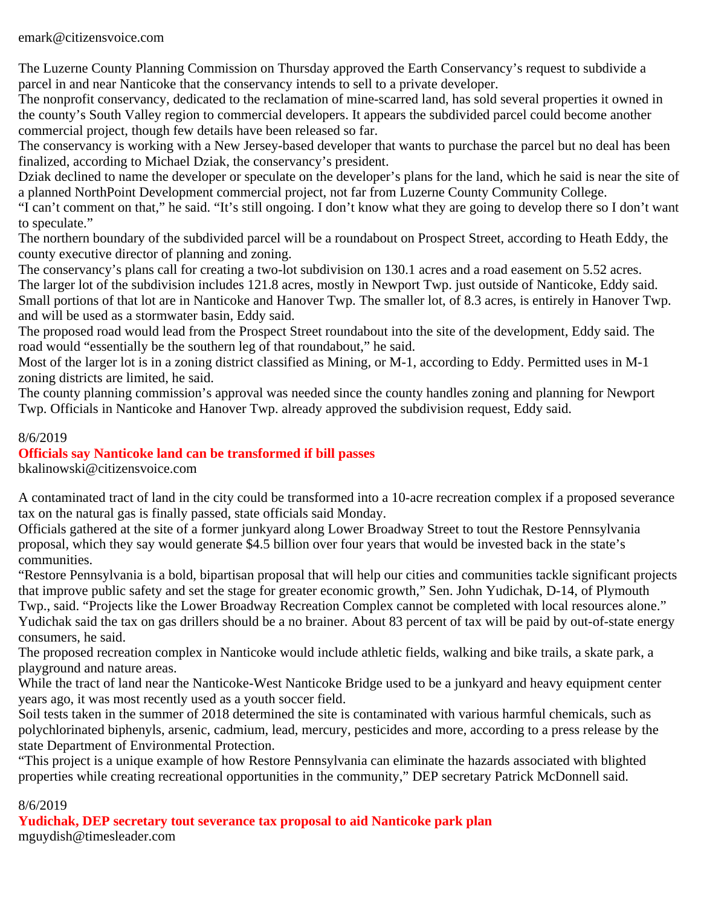emark@citizensvoice.com

The Luzerne County Planning Commission on Thursday approved the Earth Conservancy's request to subdivide a parcel in and near Nanticoke that the conservancy intends to sell to a private developer.

The nonprofit conservancy, dedicated to the reclamation of mine-scarred land, has sold several properties it owned in the county's South Valley region to commercial developers. It appears the subdivided parcel could become another commercial project, though few details have been released so far.

The conservancy is working with a New Jersey-based developer that wants to purchase the parcel but no deal has been finalized, according to Michael Dziak, the conservancy's president.

Dziak declined to name the developer or speculate on the developer's plans for the land, which he said is near the site of a planned NorthPoint Development commercial project, not far from Luzerne County Community College.

"I can't comment on that," he said. "It's still ongoing. I don't know what they are going to develop there so I don't want to speculate."

The northern boundary of the subdivided parcel will be a roundabout on Prospect Street, according to Heath Eddy, the county executive director of planning and zoning.

The conservancy's plans call for creating a two-lot subdivision on 130.1 acres and a road easement on 5.52 acres.

The larger lot of the subdivision includes 121.8 acres, mostly in Newport Twp. just outside of Nanticoke, Eddy said. Small portions of that lot are in Nanticoke and Hanover Twp. The smaller lot, of 8.3 acres, is entirely in Hanover Twp. and will be used as a stormwater basin, Eddy said.

The proposed road would lead from the Prospect Street roundabout into the site of the development, Eddy said. The road would "essentially be the southern leg of that roundabout," he said.

Most of the larger lot is in a zoning district classified as Mining, or M-1, according to Eddy. Permitted uses in M-1 zoning districts are limited, he said.

The county planning commission's approval was needed since the county handles zoning and planning for Newport Twp. Officials in Nanticoke and Hanover Twp. already approved the subdivision request, Eddy said.

8/6/2019

## Officials say Nanticoke land can be transformed if bill passes

bkalinowski@citizensvoice.com

A contaminated tract of land in the city could be transformed into a 10-acre recreation complex if a proposed severance tax on the natural gas is finally passed, state officials said Monday.

Officials gathered at the site of a former junkyard along Lower Broadway Street to tout the Restore Pennsylvania proposal, which they say would generate $4.5 billion over four years that would be invested back in the state's communities.

"Restore Pennsylvania is a bold, bipartisan proposal that will help our cities and communities tackle significant projects that improve public safety and set the stage for greater economic growth," Sen. John Yudichak, D-14, of Plymouth Twp., said. "Projects like the Lower Broadway Recreation Complex cannot be completed with local resources alone."

Yudichak said the tax on gas drillers should be a no brainer. About 83 percent of tax will be paid by out-of-state energy consumers, he said.

The proposed recreation complex in Nanticoke would include athletic fields, walking and bike trails, a skate park, a playground and nature areas.

While the tract of land near the Nanticoke-West Nanticoke Bridge used to be a junkyard and heavy equipment center years ago, it was most recently used as a youth soccer field.

Soil tests taken in the summer of 2018 determined the site is contaminated with various harmful chemicals, such as polychlorinated biphenyls, arsenic, cadmium, lead, mercury, pesticides and more, according to a press release by the state Department of Environmental Protection.

"This project is a unique example of how Restore Pennsylvania can eliminate the hazards associated with blighted properties while creating recreational opportunities in the community," DEP secretary Patrick McDonnell said.

8/6/2019

## Yudichak, DEP secretary tout severance tax proposal to aid Nanticoke park plan

mguydish@timesleader.com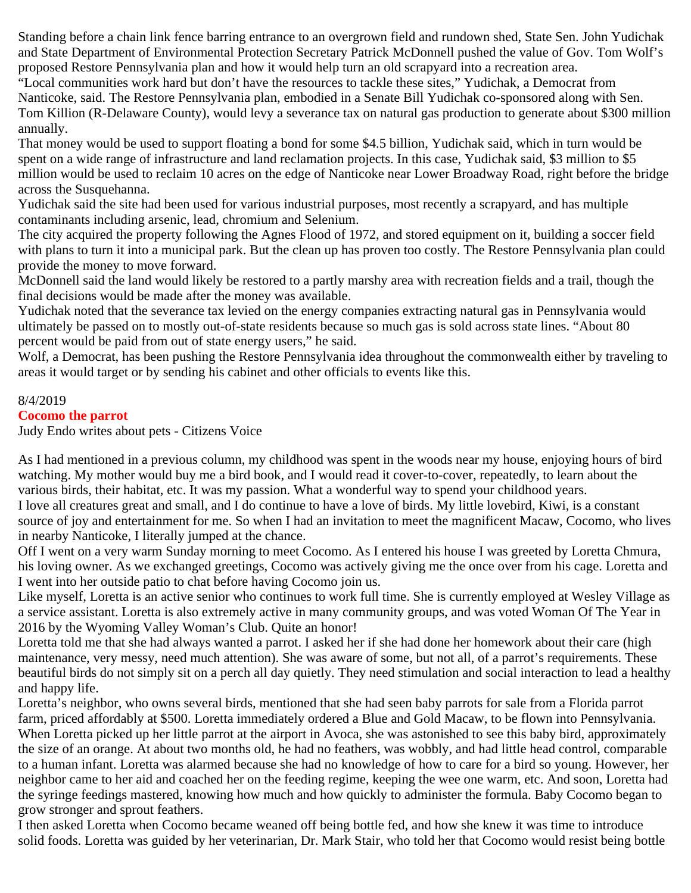Standing before a chain link fence barring entrance to an overgrown field and rundown shed, State Sen. John Yudichak and State Department of Environmental Protection Secretary Patrick McDonnell pushed the value of Gov. Tom Wolf's proposed Restore Pennsylvania plan and how it would help turn an old scrapyard into a recreation area.

"Local communities work hard but don't have the resources to tackle these sites," Yudichak, a Democrat from Nanticoke, said. The Restore Pennsylvania plan, embodied in a Senate Bill Yudichak co-sponsored along with Sen. Tom Killion (R-Delaware County), would levy a severance tax on natural gas production to generate about $300 million annually.

That money would be used to support floating a bond for some $4.5 billion, Yudichak said, which in turn would be spent on a wide range of infrastructure and land reclamation projects. In this case, Yudichak said, $3 million to $5 million would be used to reclaim 10 acres on the edge of Nanticoke near Lower Broadway Road, right before the bridge across the Susquehanna.

Yudichak said the site had been used for various industrial purposes, most recently a scrapyard, and has multiple contaminants including arsenic, lead, chromium and Selenium.

The city acquired the property following the Agnes Flood of 1972, and stored equipment on it, building a soccer field with plans to turn it into a municipal park. But the clean up has proven too costly. The Restore Pennsylvania plan could provide the money to move forward.

McDonnell said the land would likely be restored to a partly marshy area with recreation fields and a trail, though the final decisions would be made after the money was available.

Yudichak noted that the severance tax levied on the energy companies extracting natural gas in Pennsylvania would ultimately be passed on to mostly out-of-state residents because so much gas is sold across state lines. "About 80 percent would be paid from out of state energy users," he said.

Wolf, a Democrat, has been pushing the Restore Pennsylvania idea throughout the commonwealth either by traveling to areas it would target or by sending his cabinet and other officials to events like this.

8/4/2019

## Cocomo the parrot

Judy Endo writes about pets - Citizens Voice

As I had mentioned in a previous column, my childhood was spent in the woods near my house, enjoying hours of bird watching. My mother would buy me a bird book, and I would read it cover-to-cover, repeatedly, to learn about the various birds, their habitat, etc. It was my passion. What a wonderful way to spend your childhood years.

I love all creatures great and small, and I do continue to have a love of birds. My little lovebird, Kiwi, is a constant source of joy and entertainment for me. So when I had an invitation to meet the magnificent Macaw, Cocomo, who lives in nearby Nanticoke, I literally jumped at the chance.

Off I went on a very warm Sunday morning to meet Cocomo. As I entered his house I was greeted by Loretta Chmura, his loving owner. As we exchanged greetings, Cocomo was actively giving me the once over from his cage. Loretta and I went into her outside patio to chat before having Cocomo join us.

Like myself, Loretta is an active senior who continues to work full time. She is currently employed at Wesley Village as a service assistant. Loretta is also extremely active in many community groups, and was voted Woman Of The Year in 2016 by the Wyoming Valley Woman's Club. Quite an honor!

Loretta told me that she had always wanted a parrot. I asked her if she had done her homework about their care (high maintenance, very messy, need much attention). She was aware of some, but not all, of a parrot's requirements. These beautiful birds do not simply sit on a perch all day quietly. They need stimulation and social interaction to lead a healthy and happy life.

Loretta's neighbor, who owns several birds, mentioned that she had seen baby parrots for sale from a Florida parrot farm, priced affordably at $500. Loretta immediately ordered a Blue and Gold Macaw, to be flown into Pennsylvania. When Loretta picked up her little parrot at the airport in Avoca, she was astonished to see this baby bird, approximately the size of an orange. At about two months old, he had no feathers, was wobbly, and had little head control, comparable to a human infant. Loretta was alarmed because she had no knowledge of how to care for a bird so young. However, her neighbor came to her aid and coached her on the feeding regime, keeping the wee one warm, etc. And soon, Loretta had the syringe feedings mastered, knowing how much and how quickly to administer the formula. Baby Cocomo began to grow stronger and sprout feathers.

I then asked Loretta when Cocomo became weaned off being bottle fed, and how she knew it was time to introduce solid foods. Loretta was guided by her veterinarian, Dr. Mark Stair, who told her that Cocomo would resist being bottle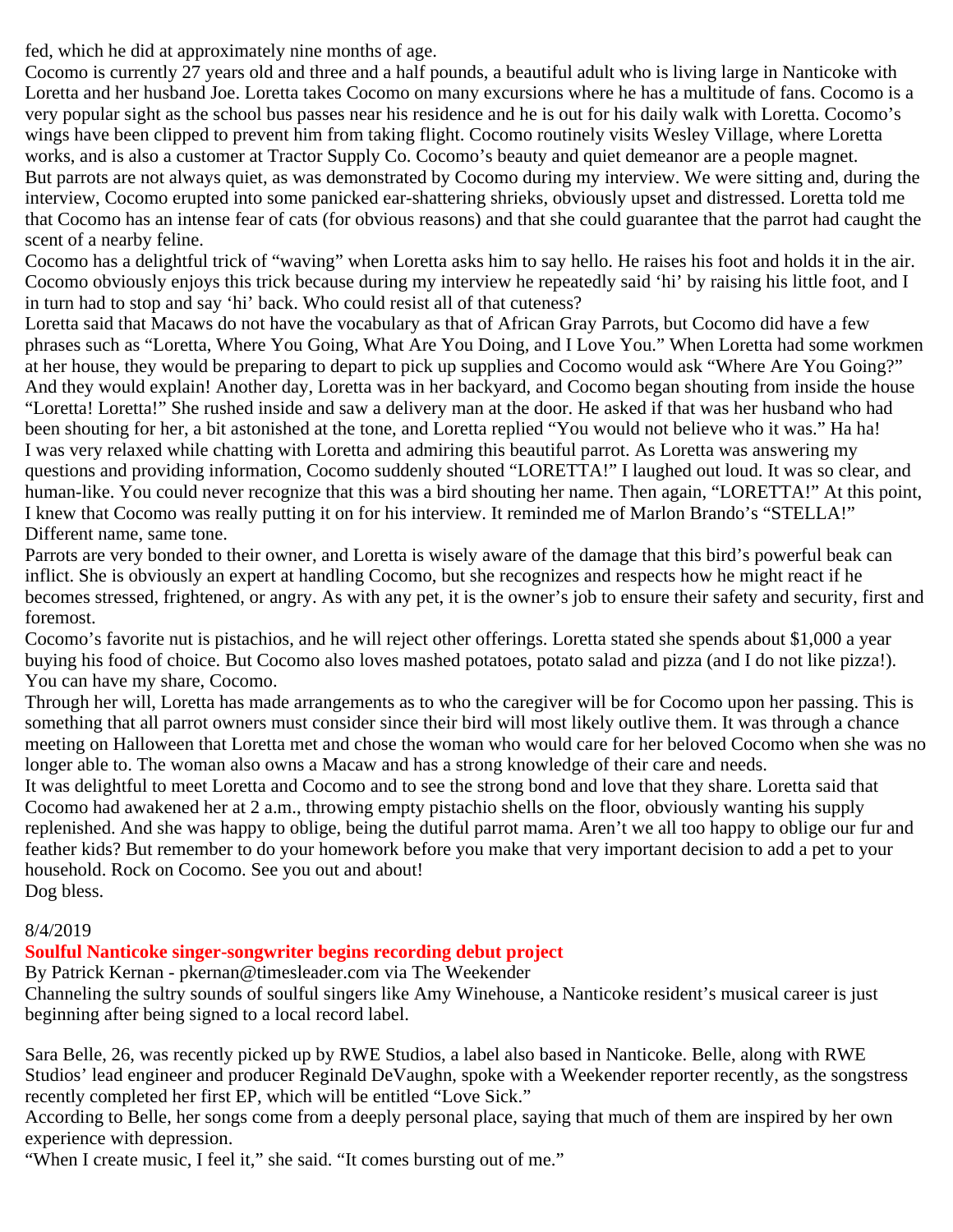fed, which he did at approximately nine months of age.

Cocomo is currently 27 years old and three and a half pounds, a beautiful adult who is living large in Nanticoke with Loretta and her husband Joe. Loretta takes Cocomo on many excursions where he has a multitude of fans. Cocomo is a very popular sight as the school bus passes near his residence and he is out for his daily walk with Loretta. Cocomo's wings have been clipped to prevent him from taking flight. Cocomo routinely visits Wesley Village, where Loretta works, and is also a customer at Tractor Supply Co. Cocomo's beauty and quiet demeanor are a people magnet.

But parrots are not always quiet, as was demonstrated by Cocomo during my interview. We were sitting and, during the interview, Cocomo erupted into some panicked ear-shattering shrieks, obviously upset and distressed. Loretta told me that Cocomo has an intense fear of cats (for obvious reasons) and that she could guarantee that the parrot had caught the scent of a nearby feline.

Cocomo has a delightful trick of "waving" when Loretta asks him to say hello. He raises his foot and holds it in the air. Cocomo obviously enjoys this trick because during my interview he repeatedly said 'hi' by raising his little foot, and I in turn had to stop and say 'hi' back. Who could resist all of that cuteness?

Loretta said that Macaws do not have the vocabulary as that of African Gray Parrots, but Cocomo did have a few phrases such as "Loretta, Where You Going, What Are You Doing, and I Love You." When Loretta had some workmen at her house, they would be preparing to depart to pick up supplies and Cocomo would ask "Where Are You Going?" And they would explain! Another day, Loretta was in her backyard, and Cocomo began shouting from inside the house "Loretta! Loretta!" She rushed inside and saw a delivery man at the door. He asked if that was her husband who had been shouting for her, a bit astonished at the tone, and Loretta replied "You would not believe who it was." Ha ha!

I was very relaxed while chatting with Loretta and admiring this beautiful parrot. As Loretta was answering my questions and providing information, Cocomo suddenly shouted "LORETTA!" I laughed out loud. It was so clear, and human-like. You could never recognize that this was a bird shouting her name. Then again, "LORETTA!" At this point, I knew that Cocomo was really putting it on for his interview. It reminded me of Marlon Brando's "STELLA!" Different name, same tone.

Parrots are very bonded to their owner, and Loretta is wisely aware of the damage that this bird's powerful beak can inflict. She is obviously an expert at handling Cocomo, but she recognizes and respects how he might react if he becomes stressed, frightened, or angry. As with any pet, it is the owner's job to ensure their safety and security, first and foremost.

Cocomo's favorite nut is pistachios, and he will reject other offerings. Loretta stated she spends about $1,000 a year buying his food of choice. But Cocomo also loves mashed potatoes, potato salad and pizza (and I do not like pizza!). You can have my share, Cocomo.

Through her will, Loretta has made arrangements as to who the caregiver will be for Cocomo upon her passing. This is something that all parrot owners must consider since their bird will most likely outlive them. It was through a chance meeting on Halloween that Loretta met and chose the woman who would care for her beloved Cocomo when she was no longer able to. The woman also owns a Macaw and has a strong knowledge of their care and needs.

It was delightful to meet Loretta and Cocomo and to see the strong bond and love that they share. Loretta said that Cocomo had awakened her at 2 a.m., throwing empty pistachio shells on the floor, obviously wanting his supply replenished. And she was happy to oblige, being the dutiful parrot mama. Aren't we all too happy to oblige our fur and feather kids? But remember to do your homework before you make that very important decision to add a pet to your household. Rock on Cocomo. See you out and about!

Dog bless.

8/4/2019

## Soulful Nanticoke singer-songwriter begins recording debut project

By Patrick Kernan - pkernan@timesleader.com via The Weekender

Channeling the sultry sounds of soulful singers like Amy Winehouse, a Nanticoke resident's musical career is just beginning after being signed to a local record label.

Sara Belle, 26, was recently picked up by RWE Studios, a label also based in Nanticoke. Belle, along with RWE Studios' lead engineer and producer Reginald DeVaughn, spoke with a Weekender reporter recently, as the songstress recently completed her first EP, which will be entitled "Love Sick."

According to Belle, her songs come from a deeply personal place, saying that much of them are inspired by her own experience with depression.

"When I create music, I feel it," she said. "It comes bursting out of me."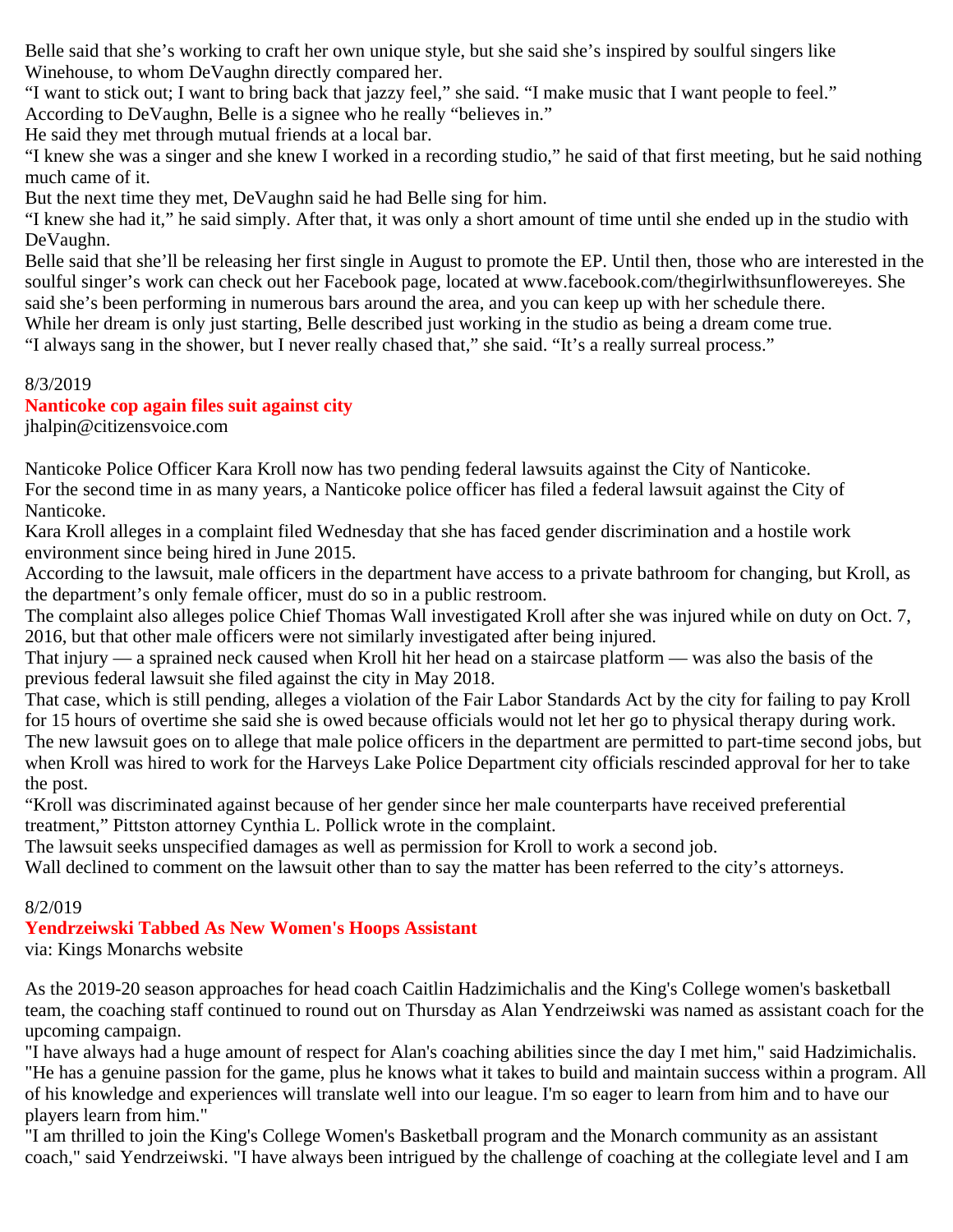Belle said that she's working to craft her own unique style, but she said she's inspired by soulful singers like Winehouse, to whom DeVaughn directly compared her.

"I want to stick out; I want to bring back that jazzy feel," she said. "I make music that I want people to feel."

According to DeVaughn, Belle is a signee who he really "believes in."

He said they met through mutual friends at a local bar.

"I knew she was a singer and she knew I worked in a recording studio," he said of that first meeting, but he said nothing much came of it.

But the next time they met, DeVaughn said he had Belle sing for him.

"I knew she had it," he said simply. After that, it was only a short amount of time until she ended up in the studio with DeVaughn.

Belle said that she'll be releasing her first single in August to promote the EP. Until then, those who are interested in the soulful singer's work can check out her Facebook page, located at www.facebook.com/thegirlwithsunflowereyes. She said she's been performing in numerous bars around the area, and you can keep up with her schedule there.

While her dream is only just starting, Belle described just working in the studio as being a dream come true.

"I always sang in the shower, but I never really chased that," she said. "It's a really surreal process."

8/3/2019

## Nanticoke cop again files suit against city

jhalpin@citizensvoice.com

Nanticoke Police Officer Kara Kroll now has two pending federal lawsuits against the City of Nanticoke.

For the second time in as many years, a Nanticoke police officer has filed a federal lawsuit against the City of Nanticoke.

Kara Kroll alleges in a complaint filed Wednesday that she has faced gender discrimination and a hostile work environment since being hired in June 2015.

According to the lawsuit, male officers in the department have access to a private bathroom for changing, but Kroll, as the department's only female officer, must do so in a public restroom.

The complaint also alleges police Chief Thomas Wall investigated Kroll after she was injured while on duty on Oct. 7, 2016, but that other male officers were not similarly investigated after being injured.

That injury — a sprained neck caused when Kroll hit her head on a staircase platform — was also the basis of the previous federal lawsuit she filed against the city in May 2018.

That case, which is still pending, alleges a violation of the Fair Labor Standards Act by the city for failing to pay Kroll for 15 hours of overtime she said she is owed because officials would not let her go to physical therapy during work.

The new lawsuit goes on to allege that male police officers in the department are permitted to part-time second jobs, but when Kroll was hired to work for the Harveys Lake Police Department city officials rescinded approval for her to take the post.

"Kroll was discriminated against because of her gender since her male counterparts have received preferential treatment," Pittston attorney Cynthia L. Pollick wrote in the complaint.

The lawsuit seeks unspecified damages as well as permission for Kroll to work a second job.

Wall declined to comment on the lawsuit other than to say the matter has been referred to the city's attorneys.

8/2/019

## Yendrzeiwski Tabbed As New Women's Hoops Assistant

via: Kings Monarchs website

As the 2019-20 season approaches for head coach Caitlin Hadzimichalis and the King's College women's basketball team, the coaching staff continued to round out on Thursday as Alan Yendrzeiwski was named as assistant coach for the upcoming campaign.

"I have always had a huge amount of respect for Alan's coaching abilities since the day I met him," said Hadzimichalis. "He has a genuine passion for the game, plus he knows what it takes to build and maintain success within a program. All of his knowledge and experiences will translate well into our league. I'm so eager to learn from him and to have our players learn from him."

"I am thrilled to join the King's College Women's Basketball program and the Monarch community as an assistant coach," said Yendrzeiwski. "I have always been intrigued by the challenge of coaching at the collegiate level and I am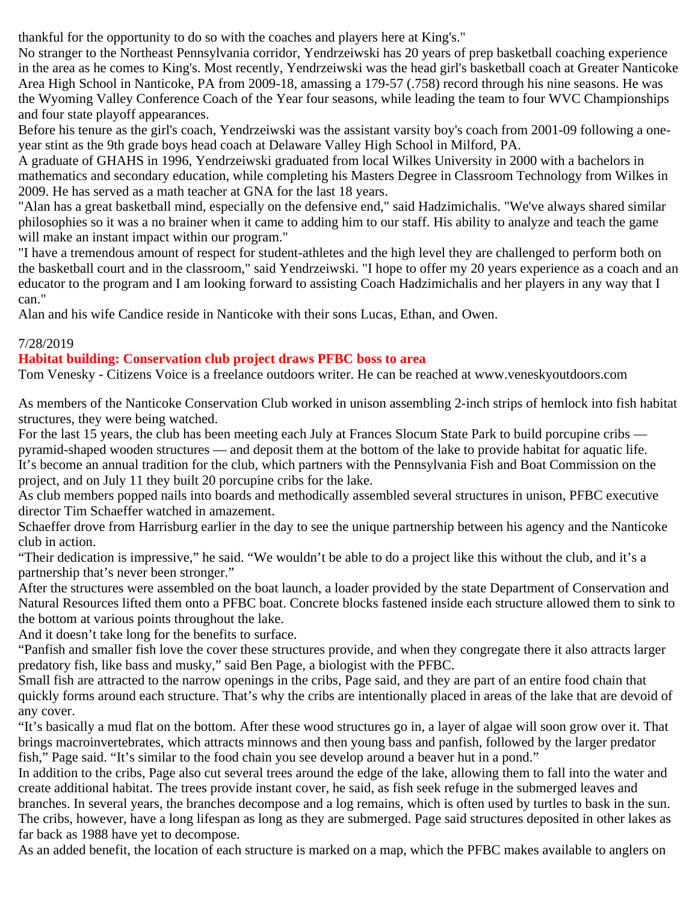thankful for the opportunity to do so with the coaches and players here at King's."

No stranger to the Northeast Pennsylvania corridor, Yendrzeiwski has 20 years of prep basketball coaching experience in the area as he comes to King's. Most recently, Yendrzeiwski was the head girl's basketball coach at Greater Nanticoke Area High School in Nanticoke, PA from 2009-18, amassing a 179-57 (.758) record through his nine seasons. He was the Wyoming Valley Conference Coach of the Year four seasons, while leading the team to four WVC Championships and four state playoff appearances.

Before his tenure as the girl's coach, Yendrzeiwski was the assistant varsity boy's coach from 2001-09 following a one-year stint as the 9th grade boys head coach at Delaware Valley High School in Milford, PA.

A graduate of GHAHS in 1996, Yendrzeiwski graduated from local Wilkes University in 2000 with a bachelors in mathematics and secondary education, while completing his Masters Degree in Classroom Technology from Wilkes in 2009. He has served as a math teacher at GNA for the last 18 years.

"Alan has a great basketball mind, especially on the defensive end," said Hadzimichalis. "We've always shared similar philosophies so it was a no brainer when it came to adding him to our staff. His ability to analyze and teach the game will make an instant impact within our program."

"I have a tremendous amount of respect for student-athletes and the high level they are challenged to perform both on the basketball court and in the classroom," said Yendrzeiwski. "I hope to offer my 20 years experience as a coach and an educator to the program and I am looking forward to assisting Coach Hadzimichalis and her players in any way that I can."

Alan and his wife Candice reside in Nanticoke with their sons Lucas, Ethan, and Owen.

7/28/2019

## Habitat building: Conservation club project draws PFBC boss to area

Tom Venesky - Citizens Voice is a freelance outdoors writer. He can be reached at www.veneskyoutdoors.com

As members of the Nanticoke Conservation Club worked in unison assembling 2-inch strips of hemlock into fish habitat structures, they were being watched.

For the last 15 years, the club has been meeting each July at Frances Slocum State Park to build porcupine cribs — pyramid-shaped wooden structures — and deposit them at the bottom of the lake to provide habitat for aquatic life.

It's become an annual tradition for the club, which partners with the Pennsylvania Fish and Boat Commission on the project, and on July 11 they built 20 porcupine cribs for the lake.

As club members popped nails into boards and methodically assembled several structures in unison, PFBC executive director Tim Schaeffer watched in amazement.

Schaeffer drove from Harrisburg earlier in the day to see the unique partnership between his agency and the Nanticoke club in action.

"Their dedication is impressive," he said. "We wouldn't be able to do a project like this without the club, and it's a partnership that's never been stronger."

After the structures were assembled on the boat launch, a loader provided by the state Department of Conservation and Natural Resources lifted them onto a PFBC boat. Concrete blocks fastened inside each structure allowed them to sink to the bottom at various points throughout the lake.

And it doesn't take long for the benefits to surface.

"Panfish and smaller fish love the cover these structures provide, and when they congregate there it also attracts larger predatory fish, like bass and musky," said Ben Page, a biologist with the PFBC.

Small fish are attracted to the narrow openings in the cribs, Page said, and they are part of an entire food chain that quickly forms around each structure. That's why the cribs are intentionally placed in areas of the lake that are devoid of any cover.

"It's basically a mud flat on the bottom. After these wood structures go in, a layer of algae will soon grow over it. That brings macroinvertebrates, which attracts minnows and then young bass and panfish, followed by the larger predator fish," Page said. "It's similar to the food chain you see develop around a beaver hut in a pond."

In addition to the cribs, Page also cut several trees around the edge of the lake, allowing them to fall into the water and create additional habitat. The trees provide instant cover, he said, as fish seek refuge in the submerged leaves and branches. In several years, the branches decompose and a log remains, which is often used by turtles to bask in the sun.

The cribs, however, have a long lifespan as long as they are submerged. Page said structures deposited in other lakes as far back as 1988 have yet to decompose.

As an added benefit, the location of each structure is marked on a map, which the PFBC makes available to anglers on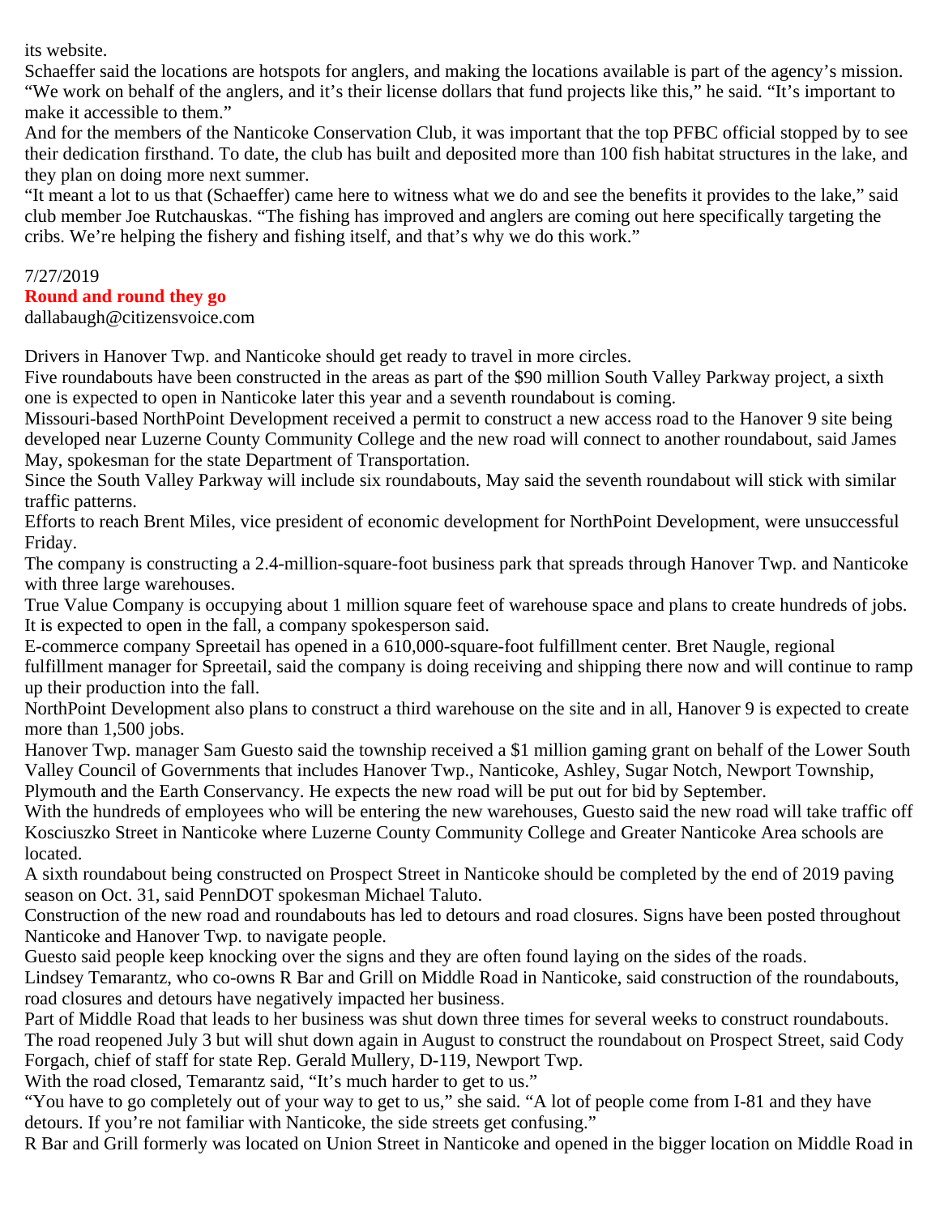its website.

Schaeffer said the locations are hotspots for anglers, and making the locations available is part of the agency's mission. "We work on behalf of the anglers, and it's their license dollars that fund projects like this," he said. "It's important to make it accessible to them."

And for the members of the Nanticoke Conservation Club, it was important that the top PFBC official stopped by to see their dedication firsthand. To date, the club has built and deposited more than 100 fish habitat structures in the lake, and they plan on doing more next summer.

"It meant a lot to us that (Schaeffer) came here to witness what we do and see the benefits it provides to the lake," said club member Joe Rutchauskas. "The fishing has improved and anglers are coming out here specifically targeting the cribs. We're helping the fishery and fishing itself, and that's why we do this work."

7/27/2019

## Round and round they go

dallabaugh@citizensvoice.com

Drivers in Hanover Twp. and Nanticoke should get ready to travel in more circles.

Five roundabouts have been constructed in the areas as part of the $90 million South Valley Parkway project, a sixth one is expected to open in Nanticoke later this year and a seventh roundabout is coming.

Missouri-based NorthPoint Development received a permit to construct a new access road to the Hanover 9 site being developed near Luzerne County Community College and the new road will connect to another roundabout, said James May, spokesman for the state Department of Transportation.

Since the South Valley Parkway will include six roundabouts, May said the seventh roundabout will stick with similar traffic patterns.

Efforts to reach Brent Miles, vice president of economic development for NorthPoint Development, were unsuccessful Friday.

The company is constructing a 2.4-million-square-foot business park that spreads through Hanover Twp. and Nanticoke with three large warehouses.

True Value Company is occupying about 1 million square feet of warehouse space and plans to create hundreds of jobs. It is expected to open in the fall, a company spokesperson said.

E-commerce company Spreetail has opened in a 610,000-square-foot fulfillment center. Bret Naugle, regional fulfillment manager for Spreetail, said the company is doing receiving and shipping there now and will continue to ramp up their production into the fall.

NorthPoint Development also plans to construct a third warehouse on the site and in all, Hanover 9 is expected to create more than 1,500 jobs.

Hanover Twp. manager Sam Guesto said the township received a $1 million gaming grant on behalf of the Lower South Valley Council of Governments that includes Hanover Twp., Nanticoke, Ashley, Sugar Notch, Newport Township, Plymouth and the Earth Conservancy. He expects the new road will be put out for bid by September.

With the hundreds of employees who will be entering the new warehouses, Guesto said the new road will take traffic off Kosciuszko Street in Nanticoke where Luzerne County Community College and Greater Nanticoke Area schools are located.

A sixth roundabout being constructed on Prospect Street in Nanticoke should be completed by the end of 2019 paving season on Oct. 31, said PennDOT spokesman Michael Taluto.

Construction of the new road and roundabouts has led to detours and road closures. Signs have been posted throughout Nanticoke and Hanover Twp. to navigate people.

Guesto said people keep knocking over the signs and they are often found laying on the sides of the roads.

Lindsey Temarantz, who co-owns R Bar and Grill on Middle Road in Nanticoke, said construction of the roundabouts, road closures and detours have negatively impacted her business.

Part of Middle Road that leads to her business was shut down three times for several weeks to construct roundabouts. The road reopened July 3 but will shut down again in August to construct the roundabout on Prospect Street, said Cody Forgach, chief of staff for state Rep. Gerald Mullery, D-119, Newport Twp.

With the road closed, Temarantz said, "It's much harder to get to us."

"You have to go completely out of your way to get to us," she said. "A lot of people come from I-81 and they have detours. If you're not familiar with Nanticoke, the side streets get confusing."

R Bar and Grill formerly was located on Union Street in Nanticoke and opened in the bigger location on Middle Road in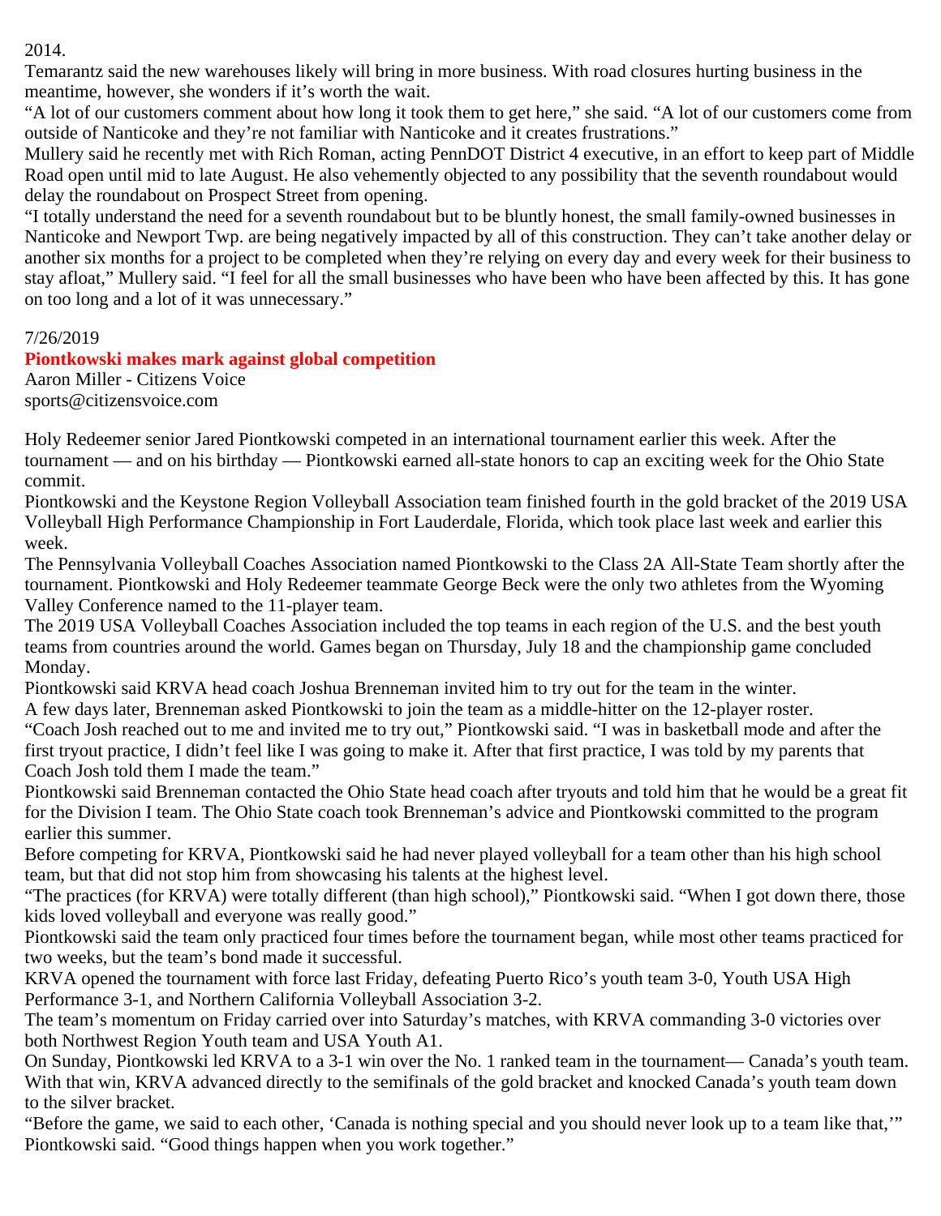2014.

Temarantz said the new warehouses likely will bring in more business. With road closures hurting business in the meantime, however, she wonders if it's worth the wait.

"A lot of our customers comment about how long it took them to get here," she said. "A lot of our customers come from outside of Nanticoke and they're not familiar with Nanticoke and it creates frustrations."

Mullery said he recently met with Rich Roman, acting PennDOT District 4 executive, in an effort to keep part of Middle Road open until mid to late August. He also vehemently objected to any possibility that the seventh roundabout would delay the roundabout on Prospect Street from opening.

"I totally understand the need for a seventh roundabout but to be bluntly honest, the small family-owned businesses in Nanticoke and Newport Twp. are being negatively impacted by all of this construction. They can't take another delay or another six months for a project to be completed when they're relying on every day and every week for their business to stay afloat," Mullery said. "I feel for all the small businesses who have been who have been affected by this. It has gone on too long and a lot of it was unnecessary."

7/26/2019

## Piontkowski makes mark against global competition

Aaron Miller - Citizens Voice
sports@citizensvoice.com

Holy Redeemer senior Jared Piontkowski competed in an international tournament earlier this week. After the tournament — and on his birthday — Piontkowski earned all-state honors to cap an exciting week for the Ohio State commit.

Piontkowski and the Keystone Region Volleyball Association team finished fourth in the gold bracket of the 2019 USA Volleyball High Performance Championship in Fort Lauderdale, Florida, which took place last week and earlier this week.

The Pennsylvania Volleyball Coaches Association named Piontkowski to the Class 2A All-State Team shortly after the tournament. Piontkowski and Holy Redeemer teammate George Beck were the only two athletes from the Wyoming Valley Conference named to the 11-player team.

The 2019 USA Volleyball Coaches Association included the top teams in each region of the U.S. and the best youth teams from countries around the world. Games began on Thursday, July 18 and the championship game concluded Monday.

Piontkowski said KRVA head coach Joshua Brenneman invited him to try out for the team in the winter.

A few days later, Brenneman asked Piontkowski to join the team as a middle-hitter on the 12-player roster.

"Coach Josh reached out to me and invited me to try out," Piontkowski said. "I was in basketball mode and after the first tryout practice, I didn't feel like I was going to make it. After that first practice, I was told by my parents that Coach Josh told them I made the team."

Piontkowski said Brenneman contacted the Ohio State head coach after tryouts and told him that he would be a great fit for the Division I team. The Ohio State coach took Brenneman's advice and Piontkowski committed to the program earlier this summer.

Before competing for KRVA, Piontkowski said he had never played volleyball for a team other than his high school team, but that did not stop him from showcasing his talents at the highest level.

"The practices (for KRVA) were totally different (than high school)," Piontkowski said. "When I got down there, those kids loved volleyball and everyone was really good."

Piontkowski said the team only practiced four times before the tournament began, while most other teams practiced for two weeks, but the team's bond made it successful.

KRVA opened the tournament with force last Friday, defeating Puerto Rico's youth team 3-0, Youth USA High Performance 3-1, and Northern California Volleyball Association 3-2.

The team's momentum on Friday carried over into Saturday's matches, with KRVA commanding 3-0 victories over both Northwest Region Youth team and USA Youth A1.

On Sunday, Piontkowski led KRVA to a 3-1 win over the No. 1 ranked team in the tournament— Canada's youth team. With that win, KRVA advanced directly to the semifinals of the gold bracket and knocked Canada's youth team down to the silver bracket.

"Before the game, we said to each other, 'Canada is nothing special and you should never look up to a team like that,'" Piontkowski said. "Good things happen when you work together."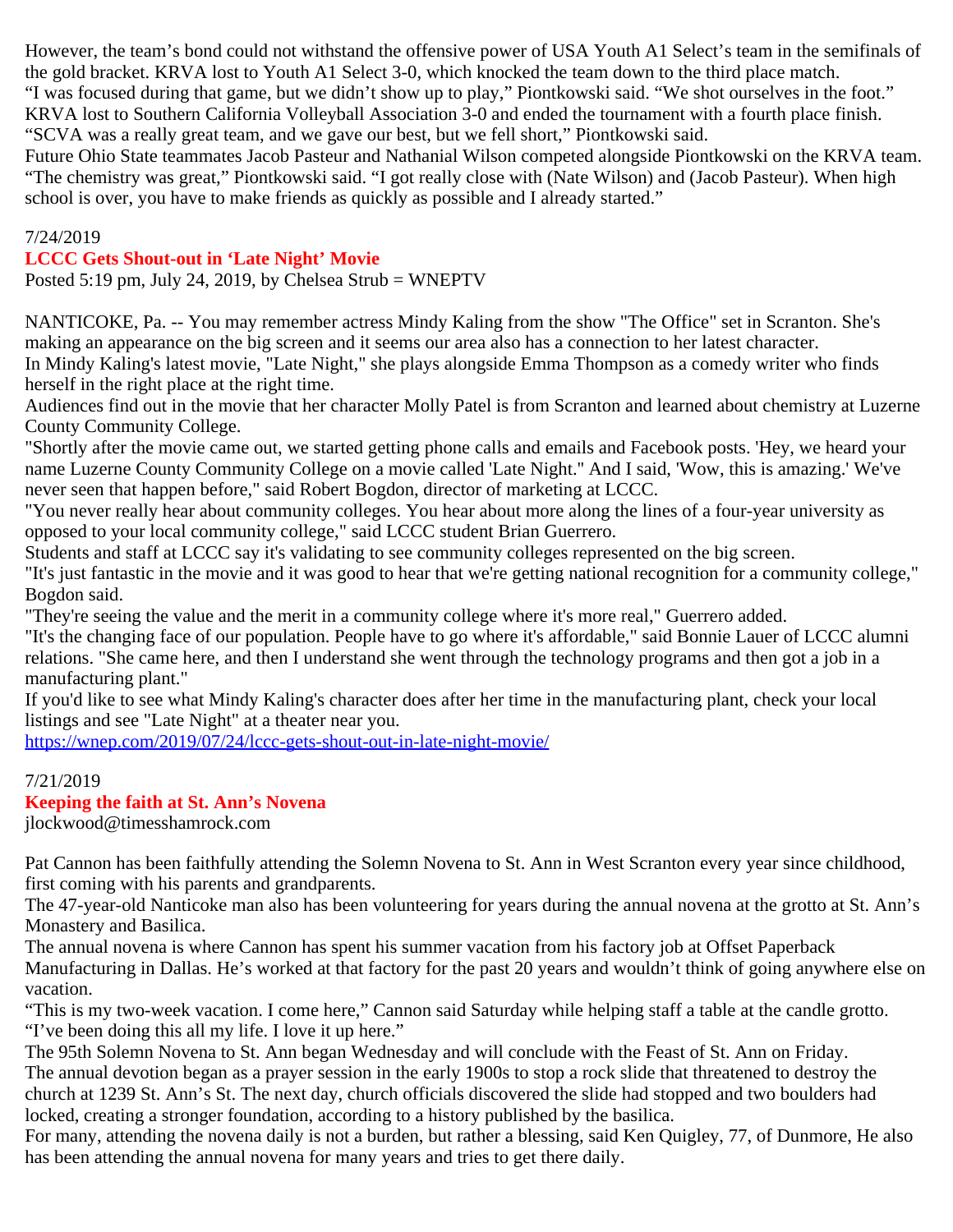However, the team's bond could not withstand the offensive power of USA Youth A1 Select's team in the semifinals of the gold bracket. KRVA lost to Youth A1 Select 3-0, which knocked the team down to the third place match.
"I was focused during that game, but we didn't show up to play," Piontkowski said. "We shot ourselves in the foot."
KRVA lost to Southern California Volleyball Association 3-0 and ended the tournament with a fourth place finish.
"SCVA was a really great team, and we gave our best, but we fell short," Piontkowski said.
Future Ohio State teammates Jacob Pasteur and Nathanial Wilson competed alongside Piontkowski on the KRVA team.
"The chemistry was great," Piontkowski said. "I got really close with (Nate Wilson) and (Jacob Pasteur). When high school is over, you have to make friends as quickly as possible and I already started."

7/24/2019

## LCCC Gets Shout-out in 'Late Night' Movie

Posted 5:19 pm, July 24, 2019, by Chelsea Strub = WNEPTV

NANTICOKE, Pa. -- You may remember actress Mindy Kaling from the show "The Office" set in Scranton. She's making an appearance on the big screen and it seems our area also has a connection to her latest character.
In Mindy Kaling's latest movie, "Late Night," she plays alongside Emma Thompson as a comedy writer who finds herself in the right place at the right time.
Audiences find out in the movie that her character Molly Patel is from Scranton and learned about chemistry at Luzerne County Community College.
"Shortly after the movie came out, we started getting phone calls and emails and Facebook posts. 'Hey, we heard your name Luzerne County Community College on a movie called 'Late Night." And I said, 'Wow, this is amazing.' We've never seen that happen before," said Robert Bogdon, director of marketing at LCCC.
"You never really hear about community colleges. You hear about more along the lines of a four-year university as opposed to your local community college," said LCCC student Brian Guerrero.
Students and staff at LCCC say it's validating to see community colleges represented on the big screen.
"It's just fantastic in the movie and it was good to hear that we're getting national recognition for a community college," Bogdon said.
"They're seeing the value and the merit in a community college where it's more real," Guerrero added.
"It's the changing face of our population. People have to go where it's affordable," said Bonnie Lauer of LCCC alumni relations. "She came here, and then I understand she went through the technology programs and then got a job in a manufacturing plant."
If you'd like to see what Mindy Kaling's character does after her time in the manufacturing plant, check your local listings and see "Late Night" at a theater near you.
https://wnep.com/2019/07/24/lccc-gets-shout-out-in-late-night-movie/

7/21/2019

## Keeping the faith at St. Ann's Novena

jlockwood@timesshamrock.com

Pat Cannon has been faithfully attending the Solemn Novena to St. Ann in West Scranton every year since childhood, first coming with his parents and grandparents.
The 47-year-old Nanticoke man also has been volunteering for years during the annual novena at the grotto at St. Ann's Monastery and Basilica.
The annual novena is where Cannon has spent his summer vacation from his factory job at Offset Paperback Manufacturing in Dallas. He's worked at that factory for the past 20 years and wouldn't think of going anywhere else on vacation.
"This is my two-week vacation. I come here," Cannon said Saturday while helping staff a table at the candle grotto. "I've been doing this all my life. I love it up here."
The 95th Solemn Novena to St. Ann began Wednesday and will conclude with the Feast of St. Ann on Friday.
The annual devotion began as a prayer session in the early 1900s to stop a rock slide that threatened to destroy the church at 1239 St. Ann's St. The next day, church officials discovered the slide had stopped and two boulders had locked, creating a stronger foundation, according to a history published by the basilica.
For many, attending the novena daily is not a burden, but rather a blessing, said Ken Quigley, 77, of Dunmore, He also has been attending the annual novena for many years and tries to get there daily.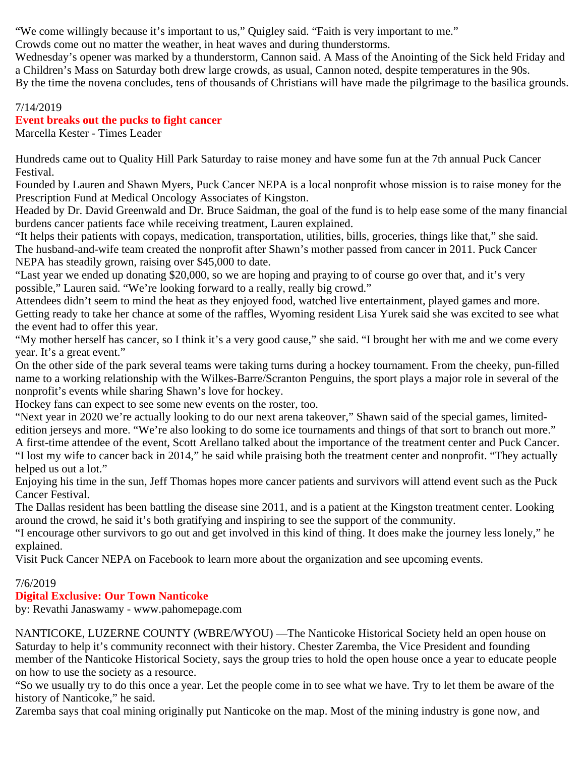"We come willingly because it's important to us," Quigley said. "Faith is very important to me."

Crowds come out no matter the weather, in heat waves and during thunderstorms.

Wednesday's opener was marked by a thunderstorm, Cannon said. A Mass of the Anointing of the Sick held Friday and a Children's Mass on Saturday both drew large crowds, as usual, Cannon noted, despite temperatures in the 90s.

By the time the novena concludes, tens of thousands of Christians will have made the pilgrimage to the basilica grounds.

7/14/2019

**Event breaks out the pucks to fight cancer**

Marcella Kester - Times Leader

Hundreds came out to Quality Hill Park Saturday to raise money and have some fun at the 7th annual Puck Cancer Festival.

Founded by Lauren and Shawn Myers, Puck Cancer NEPA is a local nonprofit whose mission is to raise money for the Prescription Fund at Medical Oncology Associates of Kingston.

Headed by Dr. David Greenwald and Dr. Bruce Saidman, the goal of the fund is to help ease some of the many financial burdens cancer patients face while receiving treatment, Lauren explained.

"It helps their patients with copays, medication, transportation, utilities, bills, groceries, things like that," she said.

The husband-and-wife team created the nonprofit after Shawn's mother passed from cancer in 2011. Puck Cancer NEPA has steadily grown, raising over $45,000 to date.

"Last year we ended up donating $20,000, so we are hoping and praying to of course go over that, and it's very possible," Lauren said. "We're looking forward to a really, really big crowd."

Attendees didn't seem to mind the heat as they enjoyed food, watched live entertainment, played games and more.

Getting ready to take her chance at some of the raffles, Wyoming resident Lisa Yurek said she was excited to see what the event had to offer this year.

"My mother herself has cancer, so I think it's a very good cause," she said. "I brought her with me and we come every year. It's a great event."

On the other side of the park several teams were taking turns during a hockey tournament. From the cheeky, pun-filled name to a working relationship with the Wilkes-Barre/Scranton Penguins, the sport plays a major role in several of the nonprofit's events while sharing Shawn's love for hockey.

Hockey fans can expect to see some new events on the roster, too.

"Next year in 2020 we're actually looking to do our next arena takeover," Shawn said of the special games, limited-edition jerseys and more. "We're also looking to do some ice tournaments and things of that sort to branch out more."

A first-time attendee of the event, Scott Arellano talked about the importance of the treatment center and Puck Cancer.

"I lost my wife to cancer back in 2014," he said while praising both the treatment center and nonprofit. "They actually helped us out a lot."

Enjoying his time in the sun, Jeff Thomas hopes more cancer patients and survivors will attend event such as the Puck Cancer Festival.

The Dallas resident has been battling the disease sine 2011, and is a patient at the Kingston treatment center. Looking around the crowd, he said it's both gratifying and inspiring to see the support of the community.

"I encourage other survivors to go out and get involved in this kind of thing. It does make the journey less lonely," he explained.

Visit Puck Cancer NEPA on Facebook to learn more about the organization and see upcoming events.

7/6/2019

**Digital Exclusive: Our Town Nanticoke**

by: Revathi Janaswamy - www.pahomepage.com

NANTICOKE, LUZERNE COUNTY (WBRE/WYOU) —The Nanticoke Historical Society held an open house on Saturday to help it's community reconnect with their history. Chester Zaremba, the Vice President and founding member of the Nanticoke Historical Society, says the group tries to hold the open house once a year to educate people on how to use the society as a resource.

"So we usually try to do this once a year. Let the people come in to see what we have. Try to let them be aware of the history of Nanticoke," he said.

Zaremba says that coal mining originally put Nanticoke on the map. Most of the mining industry is gone now, and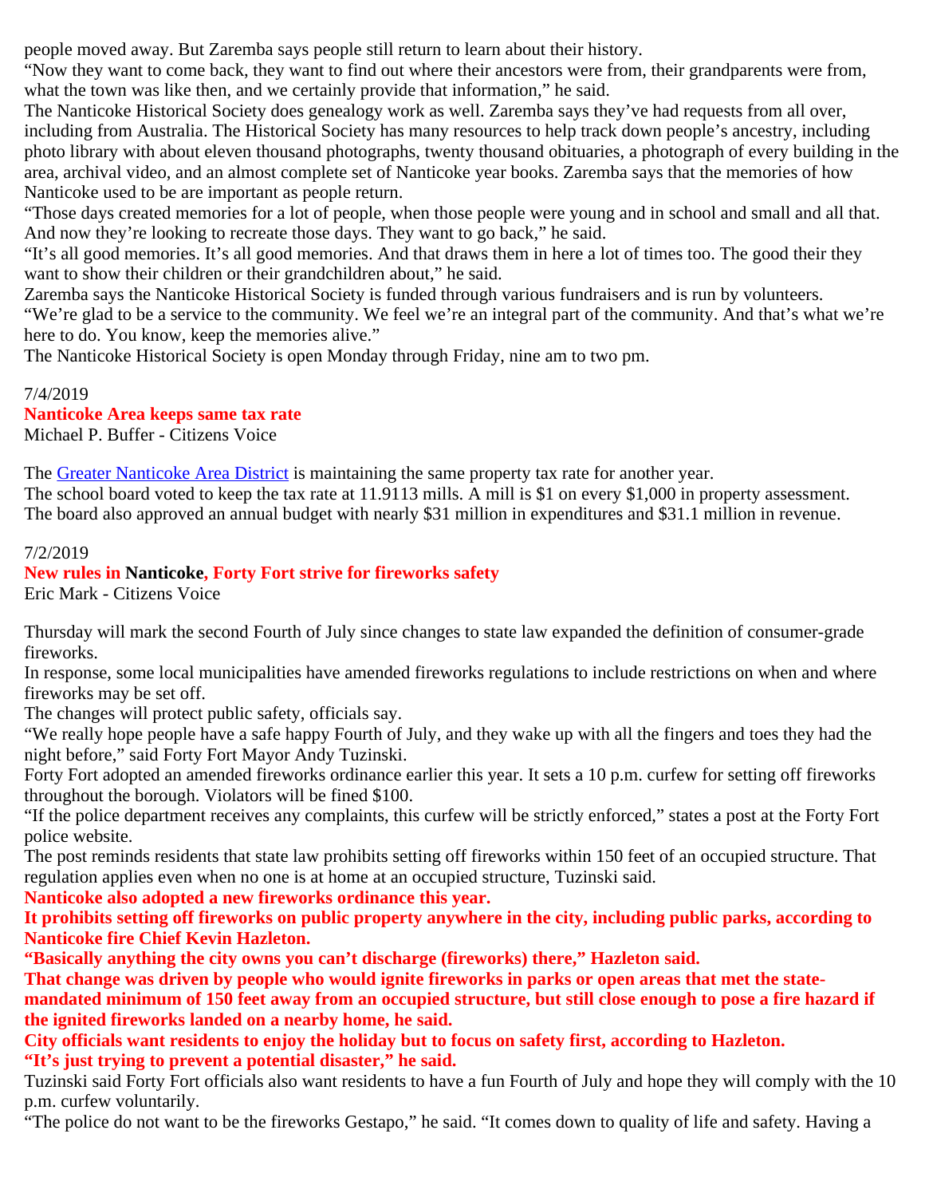people moved away. But Zaremba says people still return to learn about their history.

"Now they want to come back, they want to find out where their ancestors were from, their grandparents were from, what the town was like then, and we certainly provide that information," he said.

The Nanticoke Historical Society does genealogy work as well. Zaremba says they've had requests from all over, including from Australia. The Historical Society has many resources to help track down people's ancestry, including photo library with about eleven thousand photographs, twenty thousand obituaries, a photograph of every building in the area, archival video, and an almost complete set of Nanticoke year books. Zaremba says that the memories of how Nanticoke used to be are important as people return.

"Those days created memories for a lot of people, when those people were young and in school and small and all that. And now they're looking to recreate those days. They want to go back," he said.

"It's all good memories. It's all good memories. And that draws them in here a lot of times too. The good their they want to show their children or their grandchildren about," he said.

Zaremba says the Nanticoke Historical Society is funded through various fundraisers and is run by volunteers.

"We're glad to be a service to the community. We feel we're an integral part of the community. And that's what we're here to do. You know, keep the memories alive."

The Nanticoke Historical Society is open Monday through Friday, nine am to two pm.

7/4/2019

**Nanticoke Area keeps same tax rate**

Michael P. Buffer - Citizens Voice

The Greater Nanticoke Area District is maintaining the same property tax rate for another year.

The school board voted to keep the tax rate at 11.9113 mills. A mill is $1 on every $1,000 in property assessment.

The board also approved an annual budget with nearly $31 million in expenditures and $31.1 million in revenue.

7/2/2019

**New rules in Nanticoke, Forty Fort strive for fireworks safety**

Eric Mark - Citizens Voice

Thursday will mark the second Fourth of July since changes to state law expanded the definition of consumer-grade fireworks.

In response, some local municipalities have amended fireworks regulations to include restrictions on when and where fireworks may be set off.

The changes will protect public safety, officials say.

"We really hope people have a safe happy Fourth of July, and they wake up with all the fingers and toes they had the night before," said Forty Fort Mayor Andy Tuzinski.

Forty Fort adopted an amended fireworks ordinance earlier this year. It sets a 10 p.m. curfew for setting off fireworks throughout the borough. Violators will be fined $100.

"If the police department receives any complaints, this curfew will be strictly enforced," states a post at the Forty Fort police website.

The post reminds residents that state law prohibits setting off fireworks within 150 feet of an occupied structure. That regulation applies even when no one is at home at an occupied structure, Tuzinski said.

**Nanticoke also adopted a new fireworks ordinance this year.**

**It prohibits setting off fireworks on public property anywhere in the city, including public parks, according to Nanticoke fire Chief Kevin Hazleton.**

**"Basically anything the city owns you can't discharge (fireworks) there," Hazleton said.**

**That change was driven by people who would ignite fireworks in parks or open areas that met the state-mandated minimum of 150 feet away from an occupied structure, but still close enough to pose a fire hazard if the ignited fireworks landed on a nearby home, he said.**

**City officials want residents to enjoy the holiday but to focus on safety first, according to Hazleton.**

**"It's just trying to prevent a potential disaster," he said.**

Tuzinski said Forty Fort officials also want residents to have a fun Fourth of July and hope they will comply with the 10 p.m. curfew voluntarily.

"The police do not want to be the fireworks Gestapo," he said. "It comes down to quality of life and safety. Having a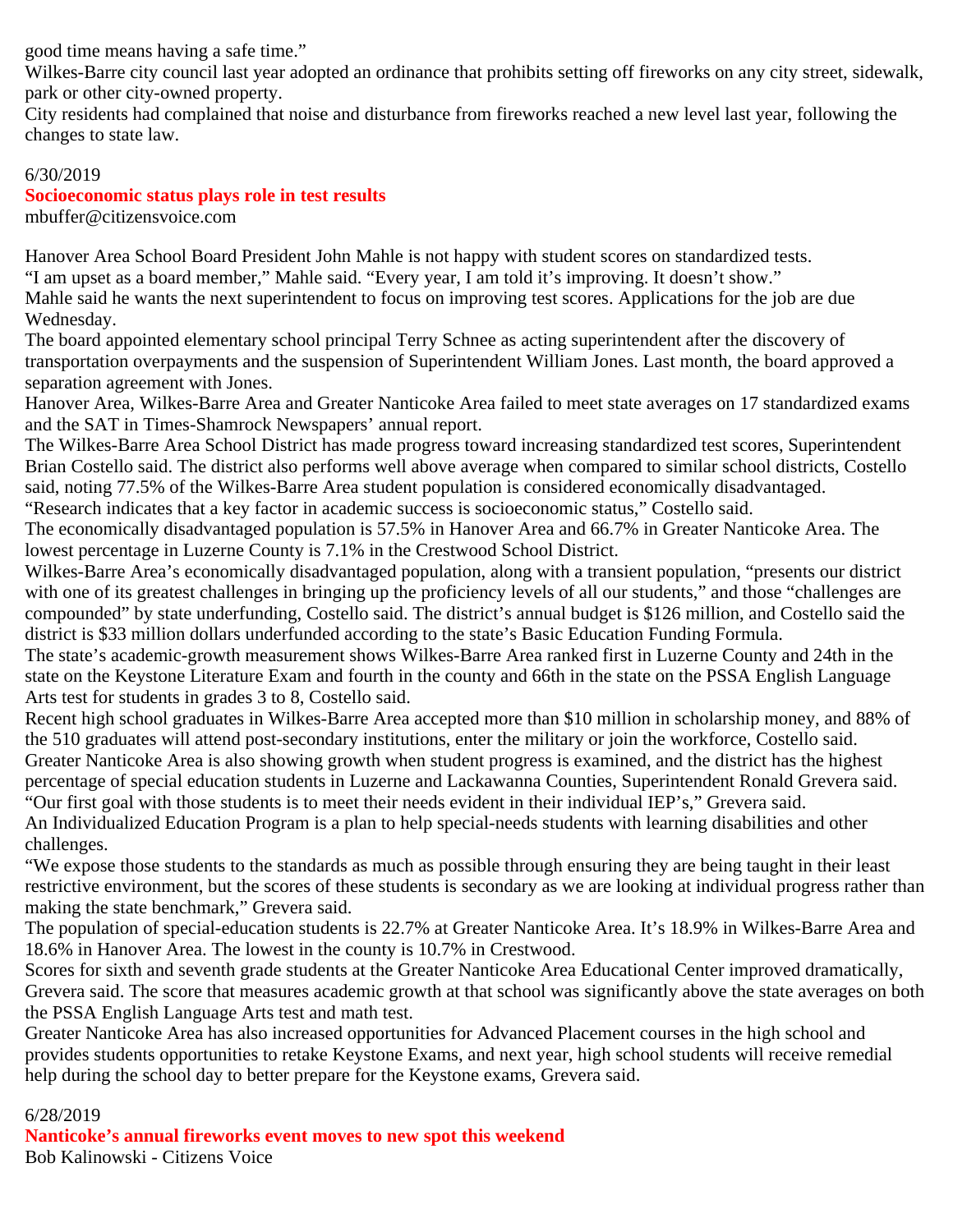good time means having a safe time."

Wilkes-Barre city council last year adopted an ordinance that prohibits setting off fireworks on any city street, sidewalk, park or other city-owned property.

City residents had complained that noise and disturbance from fireworks reached a new level last year, following the changes to state law.

6/30/2019

## Socioeconomic status plays role in test results

mbuffer@citizensvoice.com

Hanover Area School Board President John Mahle is not happy with student scores on standardized tests.

"I am upset as a board member," Mahle said. "Every year, I am told it's improving. It doesn't show."

Mahle said he wants the next superintendent to focus on improving test scores. Applications for the job are due Wednesday.

The board appointed elementary school principal Terry Schnee as acting superintendent after the discovery of transportation overpayments and the suspension of Superintendent William Jones. Last month, the board approved a separation agreement with Jones.

Hanover Area, Wilkes-Barre Area and Greater Nanticoke Area failed to meet state averages on 17 standardized exams and the SAT in Times-Shamrock Newspapers' annual report.

The Wilkes-Barre Area School District has made progress toward increasing standardized test scores, Superintendent Brian Costello said. The district also performs well above average when compared to similar school districts, Costello said, noting 77.5% of the Wilkes-Barre Area student population is considered economically disadvantaged.

"Research indicates that a key factor in academic success is socioeconomic status," Costello said.

The economically disadvantaged population is 57.5% in Hanover Area and 66.7% in Greater Nanticoke Area. The lowest percentage in Luzerne County is 7.1% in the Crestwood School District.

Wilkes-Barre Area's economically disadvantaged population, along with a transient population, "presents our district with one of its greatest challenges in bringing up the proficiency levels of all our students," and those "challenges are compounded" by state underfunding, Costello said. The district's annual budget is $126 million, and Costello said the district is $33 million dollars underfunded according to the state's Basic Education Funding Formula.

The state's academic-growth measurement shows Wilkes-Barre Area ranked first in Luzerne County and 24th in the state on the Keystone Literature Exam and fourth in the county and 66th in the state on the PSSA English Language Arts test for students in grades 3 to 8, Costello said.

Recent high school graduates in Wilkes-Barre Area accepted more than $10 million in scholarship money, and 88% of the 510 graduates will attend post-secondary institutions, enter the military or join the workforce, Costello said.

Greater Nanticoke Area is also showing growth when student progress is examined, and the district has the highest percentage of special education students in Luzerne and Lackawanna Counties, Superintendent Ronald Grevera said.

"Our first goal with those students is to meet their needs evident in their individual IEP's," Grevera said.

An Individualized Education Program is a plan to help special-needs students with learning disabilities and other challenges.

"We expose those students to the standards as much as possible through ensuring they are being taught in their least restrictive environment, but the scores of these students is secondary as we are looking at individual progress rather than making the state benchmark," Grevera said.

The population of special-education students is 22.7% at Greater Nanticoke Area. It's 18.9% in Wilkes-Barre Area and 18.6% in Hanover Area. The lowest in the county is 10.7% in Crestwood.

Scores for sixth and seventh grade students at the Greater Nanticoke Area Educational Center improved dramatically, Grevera said. The score that measures academic growth at that school was significantly above the state averages on both the PSSA English Language Arts test and math test.

Greater Nanticoke Area has also increased opportunities for Advanced Placement courses in the high school and provides students opportunities to retake Keystone Exams, and next year, high school students will receive remedial help during the school day to better prepare for the Keystone exams, Grevera said.

6/28/2019

## Nanticoke's annual fireworks event moves to new spot this weekend

Bob Kalinowski - Citizens Voice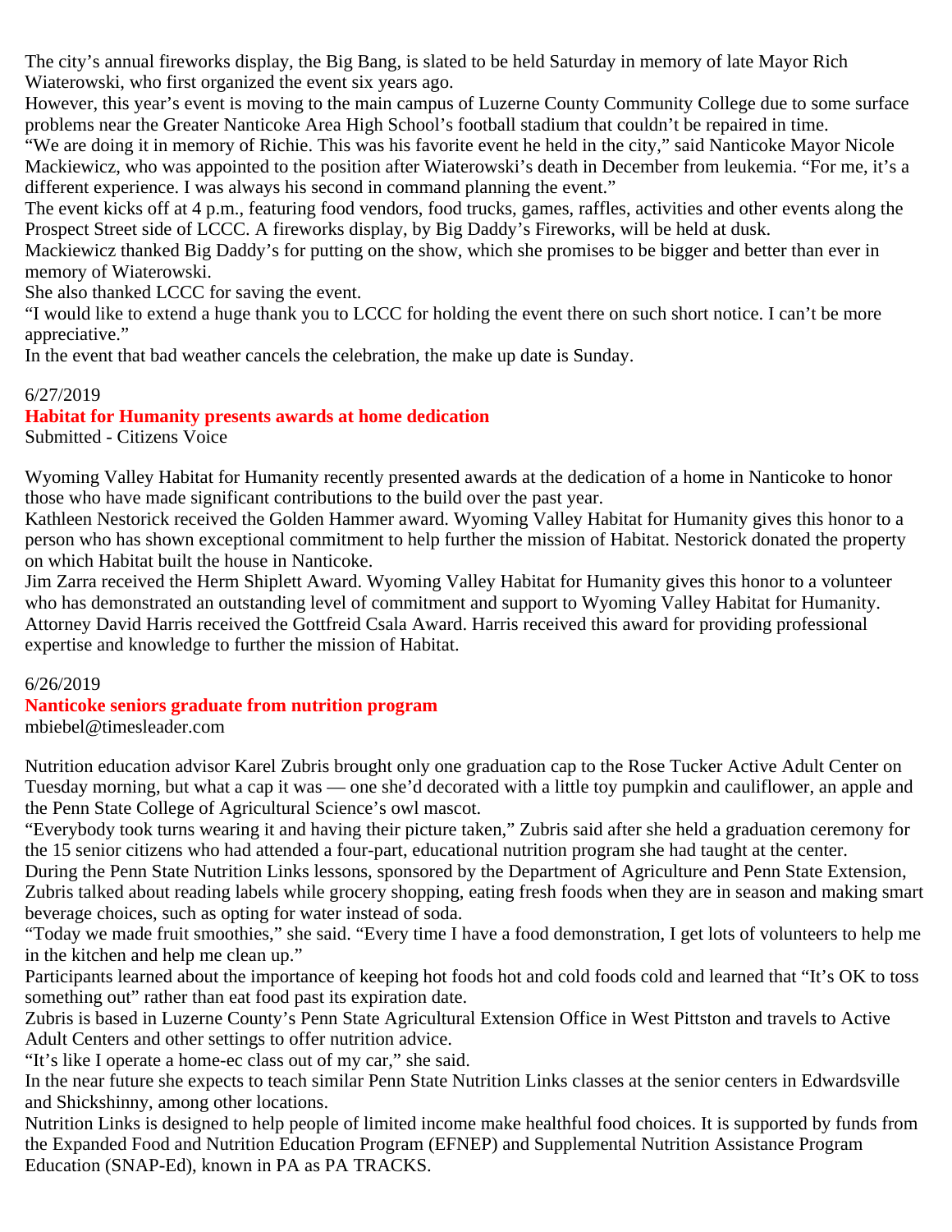The city's annual fireworks display, the Big Bang, is slated to be held Saturday in memory of late Mayor Rich Wiaterowski, who first organized the event six years ago.

However, this year's event is moving to the main campus of Luzerne County Community College due to some surface problems near the Greater Nanticoke Area High School's football stadium that couldn't be repaired in time.

"We are doing it in memory of Richie. This was his favorite event he held in the city," said Nanticoke Mayor Nicole Mackiewicz, who was appointed to the position after Wiaterowski's death in December from leukemia. "For me, it's a different experience. I was always his second in command planning the event."

The event kicks off at 4 p.m., featuring food vendors, food trucks, games, raffles, activities and other events along the Prospect Street side of LCCC. A fireworks display, by Big Daddy's Fireworks, will be held at dusk.

Mackiewicz thanked Big Daddy's for putting on the show, which she promises to be bigger and better than ever in memory of Wiaterowski.

She also thanked LCCC for saving the event.

"I would like to extend a huge thank you to LCCC for holding the event there on such short notice. I can't be more appreciative."

In the event that bad weather cancels the celebration, the make up date is Sunday.

6/27/2019

## Habitat for Humanity presents awards at home dedication

Submitted - Citizens Voice

Wyoming Valley Habitat for Humanity recently presented awards at the dedication of a home in Nanticoke to honor those who have made significant contributions to the build over the past year.

Kathleen Nestorick received the Golden Hammer award. Wyoming Valley Habitat for Humanity gives this honor to a person who has shown exceptional commitment to help further the mission of Habitat. Nestorick donated the property on which Habitat built the house in Nanticoke.

Jim Zarra received the Herm Shiplett Award. Wyoming Valley Habitat for Humanity gives this honor to a volunteer who has demonstrated an outstanding level of commitment and support to Wyoming Valley Habitat for Humanity.

Attorney David Harris received the Gottfreid Csala Award. Harris received this award for providing professional expertise and knowledge to further the mission of Habitat.

6/26/2019

## Nanticoke seniors graduate from nutrition program

mbiebel@timesleader.com

Nutrition education advisor Karel Zubris brought only one graduation cap to the Rose Tucker Active Adult Center on Tuesday morning, but what a cap it was — one she'd decorated with a little toy pumpkin and cauliflower, an apple and the Penn State College of Agricultural Science's owl mascot.

"Everybody took turns wearing it and having their picture taken," Zubris said after she held a graduation ceremony for the 15 senior citizens who had attended a four-part, educational nutrition program she had taught at the center.

During the Penn State Nutrition Links lessons, sponsored by the Department of Agriculture and Penn State Extension, Zubris talked about reading labels while grocery shopping, eating fresh foods when they are in season and making smart beverage choices, such as opting for water instead of soda.

"Today we made fruit smoothies," she said. "Every time I have a food demonstration, I get lots of volunteers to help me in the kitchen and help me clean up."

Participants learned about the importance of keeping hot foods hot and cold foods cold and learned that "It's OK to toss something out" rather than eat food past its expiration date.

Zubris is based in Luzerne County's Penn State Agricultural Extension Office in West Pittston and travels to Active Adult Centers and other settings to offer nutrition advice.

"It's like I operate a home-ec class out of my car," she said.

In the near future she expects to teach similar Penn State Nutrition Links classes at the senior centers in Edwardsville and Shickshinny, among other locations.

Nutrition Links is designed to help people of limited income make healthful food choices. It is supported by funds from the Expanded Food and Nutrition Education Program (EFNEP) and Supplemental Nutrition Assistance Program Education (SNAP-Ed), known in PA as PA TRACKS.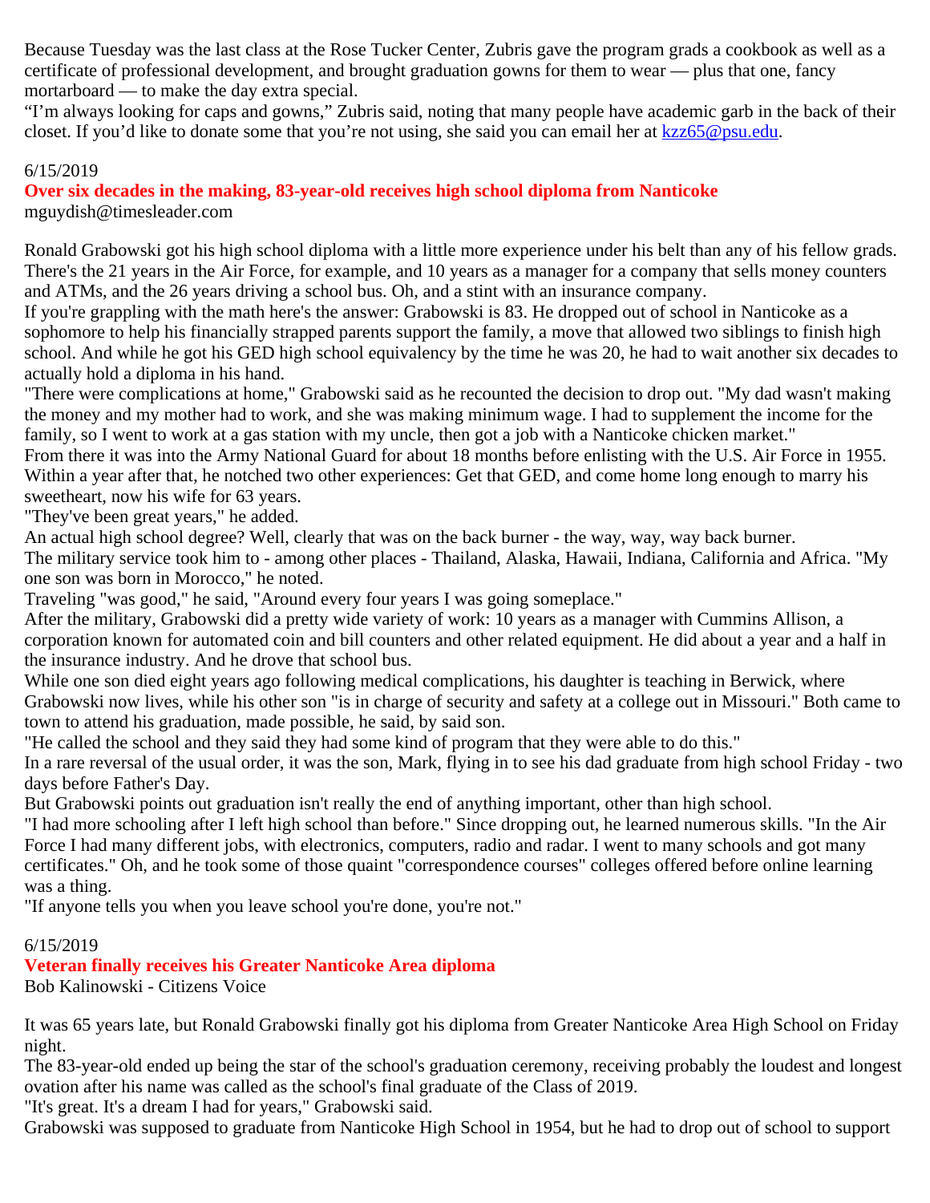Because Tuesday was the last class at the Rose Tucker Center, Zubris gave the program grads a cookbook as well as a certificate of professional development, and brought graduation gowns for them to wear — plus that one, fancy mortarboard — to make the day extra special.

"I'm always looking for caps and gowns," Zubris said, noting that many people have academic garb in the back of their closet. If you'd like to donate some that you're not using, she said you can email her at kzz65@psu.edu.

6/15/2019

## Over six decades in the making, 83-year-old receives high school diploma from Nanticoke

mguydish@timesleader.com

Ronald Grabowski got his high school diploma with a little more experience under his belt than any of his fellow grads. There's the 21 years in the Air Force, for example, and 10 years as a manager for a company that sells money counters and ATMs, and the 26 years driving a school bus. Oh, and a stint with an insurance company.

If you're grappling with the math here's the answer: Grabowski is 83. He dropped out of school in Nanticoke as a sophomore to help his financially strapped parents support the family, a move that allowed two siblings to finish high school. And while he got his GED high school equivalency by the time he was 20, he had to wait another six decades to actually hold a diploma in his hand.

"There were complications at home," Grabowski said as he recounted the decision to drop out. "My dad wasn't making the money and my mother had to work, and she was making minimum wage. I had to supplement the income for the family, so I went to work at a gas station with my uncle, then got a job with a Nanticoke chicken market."

From there it was into the Army National Guard for about 18 months before enlisting with the U.S. Air Force in 1955. Within a year after that, he notched two other experiences: Get that GED, and come home long enough to marry his sweetheart, now his wife for 63 years.

"They've been great years," he added.

An actual high school degree? Well, clearly that was on the back burner - the way, way, way back burner.

The military service took him to - among other places - Thailand, Alaska, Hawaii, Indiana, California and Africa. "My one son was born in Morocco," he noted.

Traveling "was good," he said, "Around every four years I was going someplace."

After the military, Grabowski did a pretty wide variety of work: 10 years as a manager with Cummins Allison, a corporation known for automated coin and bill counters and other related equipment. He did about a year and a half in the insurance industry. And he drove that school bus.

While one son died eight years ago following medical complications, his daughter is teaching in Berwick, where Grabowski now lives, while his other son "is in charge of security and safety at a college out in Missouri." Both came to town to attend his graduation, made possible, he said, by said son.

"He called the school and they said they had some kind of program that they were able to do this."

In a rare reversal of the usual order, it was the son, Mark, flying in to see his dad graduate from high school Friday - two days before Father's Day.

But Grabowski points out graduation isn't really the end of anything important, other than high school.

"I had more schooling after I left high school than before." Since dropping out, he learned numerous skills. "In the Air Force I had many different jobs, with electronics, computers, radio and radar. I went to many schools and got many certificates." Oh, and he took some of those quaint "correspondence courses" colleges offered before online learning was a thing.

"If anyone tells you when you leave school you're done, you're not."

6/15/2019

## Veteran finally receives his Greater Nanticoke Area diploma

Bob Kalinowski - Citizens Voice

It was 65 years late, but Ronald Grabowski finally got his diploma from Greater Nanticoke Area High School on Friday night.

The 83-year-old ended up being the star of the school's graduation ceremony, receiving probably the loudest and longest ovation after his name was called as the school's final graduate of the Class of 2019.

"It's great. It's a dream I had for years," Grabowski said.

Grabowski was supposed to graduate from Nanticoke High School in 1954, but he had to drop out of school to support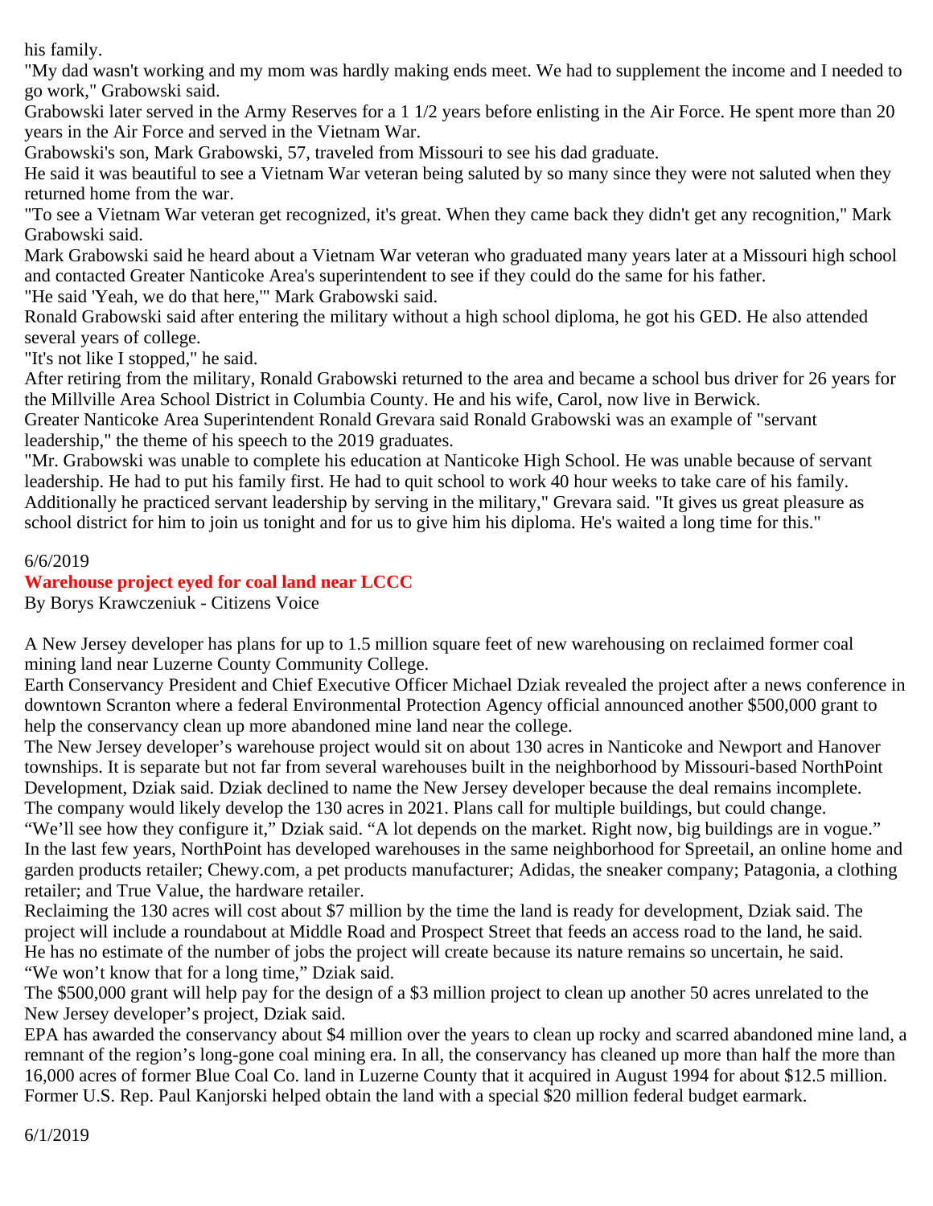his family.

"My dad wasn't working and my mom was hardly making ends meet. We had to supplement the income and I needed to go work," Grabowski said.

Grabowski later served in the Army Reserves for a 1 1/2 years before enlisting in the Air Force. He spent more than 20 years in the Air Force and served in the Vietnam War.

Grabowski's son, Mark Grabowski, 57, traveled from Missouri to see his dad graduate.

He said it was beautiful to see a Vietnam War veteran being saluted by so many since they were not saluted when they returned home from the war.

"To see a Vietnam War veteran get recognized, it's great. When they came back they didn't get any recognition," Mark Grabowski said.

Mark Grabowski said he heard about a Vietnam War veteran who graduated many years later at a Missouri high school and contacted Greater Nanticoke Area's superintendent to see if they could do the same for his father.

"He said 'Yeah, we do that here,'" Mark Grabowski said.

Ronald Grabowski said after entering the military without a high school diploma, he got his GED. He also attended several years of college.

"It's not like I stopped," he said.

After retiring from the military, Ronald Grabowski returned to the area and became a school bus driver for 26 years for the Millville Area School District in Columbia County. He and his wife, Carol, now live in Berwick.

Greater Nanticoke Area Superintendent Ronald Grevara said Ronald Grabowski was an example of "servant leadership," the theme of his speech to the 2019 graduates.

"Mr. Grabowski was unable to complete his education at Nanticoke High School. He was unable because of servant leadership. He had to put his family first. He had to quit school to work 40 hour weeks to take care of his family. Additionally he practiced servant leadership by serving in the military," Grevara said. "It gives us great pleasure as school district for him to join us tonight and for us to give him his diploma. He's waited a long time for this."

6/6/2019

## Warehouse project eyed for coal land near LCCC

By Borys Krawczeniuk - Citizens Voice

A New Jersey developer has plans for up to 1.5 million square feet of new warehousing on reclaimed former coal mining land near Luzerne County Community College.

Earth Conservancy President and Chief Executive Officer Michael Dziak revealed the project after a news conference in downtown Scranton where a federal Environmental Protection Agency official announced another $500,000 grant to help the conservancy clean up more abandoned mine land near the college.

The New Jersey developer's warehouse project would sit on about 130 acres in Nanticoke and Newport and Hanover townships. It is separate but not far from several warehouses built in the neighborhood by Missouri-based NorthPoint Development, Dziak said. Dziak declined to name the New Jersey developer because the deal remains incomplete.

The company would likely develop the 130 acres in 2021. Plans call for multiple buildings, but could change.

"We'll see how they configure it," Dziak said. "A lot depends on the market. Right now, big buildings are in vogue."

In the last few years, NorthPoint has developed warehouses in the same neighborhood for Spreetail, an online home and garden products retailer; Chewy.com, a pet products manufacturer; Adidas, the sneaker company; Patagonia, a clothing retailer; and True Value, the hardware retailer.

Reclaiming the 130 acres will cost about $7 million by the time the land is ready for development, Dziak said. The project will include a roundabout at Middle Road and Prospect Street that feeds an access road to the land, he said.

He has no estimate of the number of jobs the project will create because its nature remains so uncertain, he said.

"We won't know that for a long time," Dziak said.

The $500,000 grant will help pay for the design of a $3 million project to clean up another 50 acres unrelated to the New Jersey developer's project, Dziak said.

EPA has awarded the conservancy about $4 million over the years to clean up rocky and scarred abandoned mine land, a remnant of the region's long-gone coal mining era. In all, the conservancy has cleaned up more than half the more than 16,000 acres of former Blue Coal Co. land in Luzerne County that it acquired in August 1994 for about $12.5 million. Former U.S. Rep. Paul Kanjorski helped obtain the land with a special $20 million federal budget earmark.

6/1/2019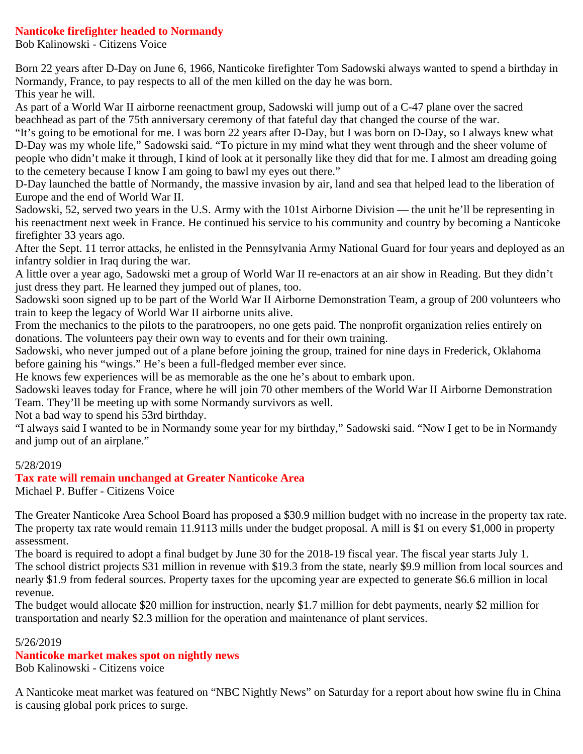## Nanticoke firefighter headed to Normandy

Bob Kalinowski - Citizens Voice

Born 22 years after D-Day on June 6, 1966, Nanticoke firefighter Tom Sadowski always wanted to spend a birthday in Normandy, France, to pay respects to all of the men killed on the day he was born.

This year he will.

As part of a World War II airborne reenactment group, Sadowski will jump out of a C-47 plane over the sacred beachhead as part of the 75th anniversary ceremony of that fateful day that changed the course of the war.

“It’s going to be emotional for me. I was born 22 years after D-Day, but I was born on D-Day, so I always knew what D-Day was my whole life,” Sadowski said. “To picture in my mind what they went through and the sheer volume of people who didn’t make it through, I kind of look at it personally like they did that for me. I almost am dreading going to the cemetery because I know I am going to bawl my eyes out there.”

D-Day launched the battle of Normandy, the massive invasion by air, land and sea that helped lead to the liberation of Europe and the end of World War II.

Sadowski, 52, served two years in the U.S. Army with the 101st Airborne Division — the unit he’ll be representing in his reenactment next week in France. He continued his service to his community and country by becoming a Nanticoke firefighter 33 years ago.

After the Sept. 11 terror attacks, he enlisted in the Pennsylvania Army National Guard for four years and deployed as an infantry soldier in Iraq during the war.

A little over a year ago, Sadowski met a group of World War II re-enactors at an air show in Reading. But they didn’t just dress they part. He learned they jumped out of planes, too.

Sadowski soon signed up to be part of the World War II Airborne Demonstration Team, a group of 200 volunteers who train to keep the legacy of World War II airborne units alive.

From the mechanics to the pilots to the paratroopers, no one gets paid. The nonprofit organization relies entirely on donations. The volunteers pay their own way to events and for their own training.

Sadowski, who never jumped out of a plane before joining the group, trained for nine days in Frederick, Oklahoma before gaining his “wings.” He’s been a full-fledged member ever since.

He knows few experiences will be as memorable as the one he’s about to embark upon.

Sadowski leaves today for France, where he will join 70 other members of the World War II Airborne Demonstration Team. They’ll be meeting up with some Normandy survivors as well.

Not a bad way to spend his 53rd birthday.

“I always said I wanted to be in Normandy some year for my birthday,” Sadowski said. “Now I get to be in Normandy and jump out of an airplane.”

5/28/2019

## Tax rate will remain unchanged at Greater Nanticoke Area

Michael P. Buffer - Citizens Voice

The Greater Nanticoke Area School Board has proposed a $30.9 million budget with no increase in the property tax rate. The property tax rate would remain 11.9113 mills under the budget proposal. A mill is $1 on every $1,000 in property assessment.

The board is required to adopt a final budget by June 30 for the 2018-19 fiscal year. The fiscal year starts July 1.

The school district projects $31 million in revenue with $19.3 from the state, nearly $9.9 million from local sources and nearly $1.9 from federal sources. Property taxes for the upcoming year are expected to generate $6.6 million in local revenue.

The budget would allocate $20 million for instruction, nearly $1.7 million for debt payments, nearly $2 million for transportation and nearly $2.3 million for the operation and maintenance of plant services.

5/26/2019

## Nanticoke market makes spot on nightly news

Bob Kalinowski - Citizens voice

A Nanticoke meat market was featured on “NBC Nightly News” on Saturday for a report about how swine flu in China is causing global pork prices to surge.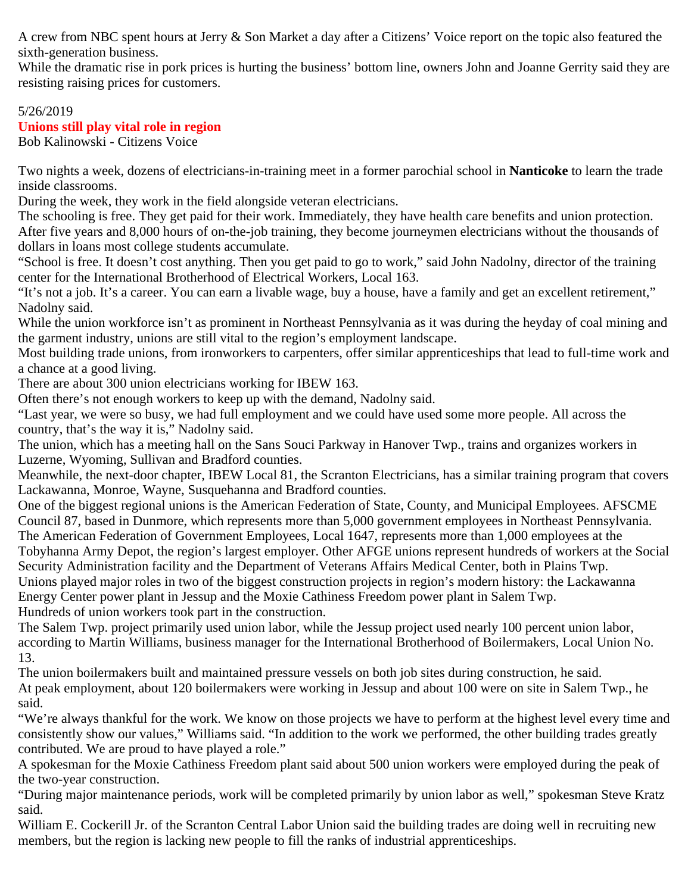A crew from NBC spent hours at Jerry & Son Market a day after a Citizens' Voice report on the topic also featured the sixth-generation business.

While the dramatic rise in pork prices is hurting the business' bottom line, owners John and Joanne Gerrity said they are resisting raising prices for customers.

5/26/2019

**Unions still play vital role in region**

Bob Kalinowski - Citizens Voice

Two nights a week, dozens of electricians-in-training meet in a former parochial school in **Nanticoke** to learn the trade inside classrooms.

During the week, they work in the field alongside veteran electricians.

The schooling is free. They get paid for their work. Immediately, they have health care benefits and union protection.

After five years and 8,000 hours of on-the-job training, they become journeymen electricians without the thousands of dollars in loans most college students accumulate.

"School is free. It doesn't cost anything. Then you get paid to go to work," said John Nadolny, director of the training center for the International Brotherhood of Electrical Workers, Local 163.

"It's not a job. It's a career. You can earn a livable wage, buy a house, have a family and get an excellent retirement," Nadolny said.

While the union workforce isn't as prominent in Northeast Pennsylvania as it was during the heyday of coal mining and the garment industry, unions are still vital to the region's employment landscape.

Most building trade unions, from ironworkers to carpenters, offer similar apprenticeships that lead to full-time work and a chance at a good living.

There are about 300 union electricians working for IBEW 163.

Often there's not enough workers to keep up with the demand, Nadolny said.

"Last year, we were so busy, we had full employment and we could have used some more people. All across the country, that's the way it is," Nadolny said.

The union, which has a meeting hall on the Sans Souci Parkway in Hanover Twp., trains and organizes workers in Luzerne, Wyoming, Sullivan and Bradford counties.

Meanwhile, the next-door chapter, IBEW Local 81, the Scranton Electricians, has a similar training program that covers Lackawanna, Monroe, Wayne, Susquehanna and Bradford counties.

One of the biggest regional unions is the American Federation of State, County, and Municipal Employees. AFSCME Council 87, based in Dunmore, which represents more than 5,000 government employees in Northeast Pennsylvania.

The American Federation of Government Employees, Local 1647, represents more than 1,000 employees at the Tobyhanna Army Depot, the region's largest employer. Other AFGE unions represent hundreds of workers at the Social Security Administration facility and the Department of Veterans Affairs Medical Center, both in Plains Twp.

Unions played major roles in two of the biggest construction projects in region's modern history: the Lackawanna Energy Center power plant in Jessup and the Moxie Cathiness Freedom power plant in Salem Twp.

Hundreds of union workers took part in the construction.

The Salem Twp. project primarily used union labor, while the Jessup project used nearly 100 percent union labor, according to Martin Williams, business manager for the International Brotherhood of Boilermakers, Local Union No. 13.

The union boilermakers built and maintained pressure vessels on both job sites during construction, he said.

At peak employment, about 120 boilermakers were working in Jessup and about 100 were on site in Salem Twp., he said.

"We're always thankful for the work. We know on those projects we have to perform at the highest level every time and consistently show our values," Williams said. "In addition to the work we performed, the other building trades greatly contributed. We are proud to have played a role."

A spokesman for the Moxie Cathiness Freedom plant said about 500 union workers were employed during the peak of the two-year construction.

"During major maintenance periods, work will be completed primarily by union labor as well," spokesman Steve Kratz said.

William E. Cockerill Jr. of the Scranton Central Labor Union said the building trades are doing well in recruiting new members, but the region is lacking new people to fill the ranks of industrial apprenticeships.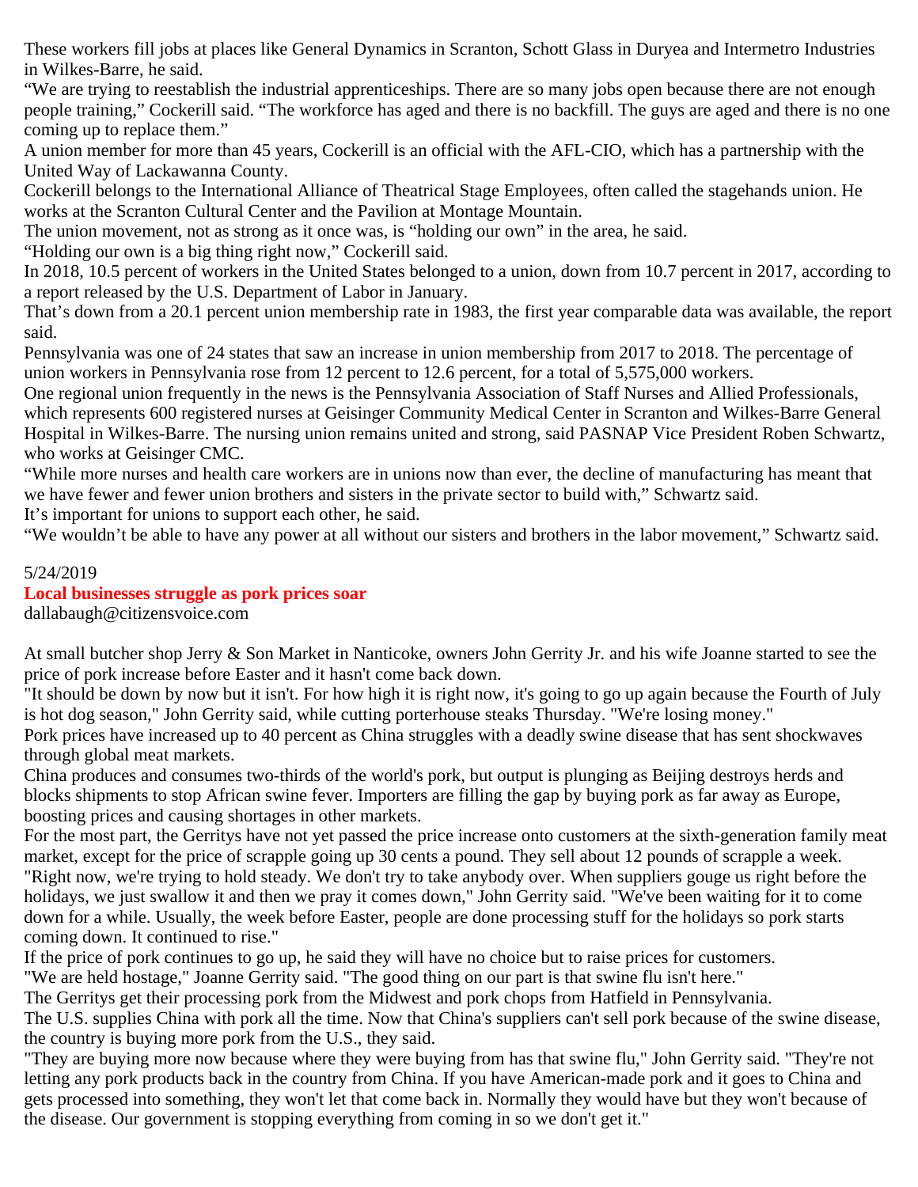These workers fill jobs at places like General Dynamics in Scranton, Schott Glass in Duryea and Intermetro Industries in Wilkes-Barre, he said.

"We are trying to reestablish the industrial apprenticeships. There are so many jobs open because there are not enough people training," Cockerill said. "The workforce has aged and there is no backfill. The guys are aged and there is no one coming up to replace them."

A union member for more than 45 years, Cockerill is an official with the AFL-CIO, which has a partnership with the United Way of Lackawanna County.

Cockerill belongs to the International Alliance of Theatrical Stage Employees, often called the stagehands union. He works at the Scranton Cultural Center and the Pavilion at Montage Mountain.

The union movement, not as strong as it once was, is "holding our own" in the area, he said.

"Holding our own is a big thing right now," Cockerill said.

In 2018, 10.5 percent of workers in the United States belonged to a union, down from 10.7 percent in 2017, according to a report released by the U.S. Department of Labor in January.

That's down from a 20.1 percent union membership rate in 1983, the first year comparable data was available, the report said.

Pennsylvania was one of 24 states that saw an increase in union membership from 2017 to 2018. The percentage of union workers in Pennsylvania rose from 12 percent to 12.6 percent, for a total of 5,575,000 workers.

One regional union frequently in the news is the Pennsylvania Association of Staff Nurses and Allied Professionals, which represents 600 registered nurses at Geisinger Community Medical Center in Scranton and Wilkes-Barre General Hospital in Wilkes-Barre. The nursing union remains united and strong, said PASNAP Vice President Roben Schwartz, who works at Geisinger CMC.

"While more nurses and health care workers are in unions now than ever, the decline of manufacturing has meant that we have fewer and fewer union brothers and sisters in the private sector to build with," Schwartz said.

It's important for unions to support each other, he said.

"We wouldn't be able to have any power at all without our sisters and brothers in the labor movement," Schwartz said.

5/24/2019

## Local businesses struggle as pork prices soar

dallabaugh@citizensvoice.com

At small butcher shop Jerry & Son Market in Nanticoke, owners John Gerrity Jr. and his wife Joanne started to see the price of pork increase before Easter and it hasn't come back down.

"It should be down by now but it isn't. For how high it is right now, it's going to go up again because the Fourth of July is hot dog season," John Gerrity said, while cutting porterhouse steaks Thursday. "We're losing money."

Pork prices have increased up to 40 percent as China struggles with a deadly swine disease that has sent shockwaves through global meat markets.

China produces and consumes two-thirds of the world's pork, but output is plunging as Beijing destroys herds and blocks shipments to stop African swine fever. Importers are filling the gap by buying pork as far away as Europe, boosting prices and causing shortages in other markets.

For the most part, the Gerritys have not yet passed the price increase onto customers at the sixth-generation family meat market, except for the price of scrapple going up 30 cents a pound. They sell about 12 pounds of scrapple a week.

"Right now, we're trying to hold steady. We don't try to take anybody over. When suppliers gouge us right before the holidays, we just swallow it and then we pray it comes down," John Gerrity said. "We've been waiting for it to come down for a while. Usually, the week before Easter, people are done processing stuff for the holidays so pork starts coming down. It continued to rise."

If the price of pork continues to go up, he said they will have no choice but to raise prices for customers.

"We are held hostage," Joanne Gerrity said. "The good thing on our part is that swine flu isn't here."

The Gerritys get their processing pork from the Midwest and pork chops from Hatfield in Pennsylvania.

The U.S. supplies China with pork all the time. Now that China's suppliers can't sell pork because of the swine disease, the country is buying more pork from the U.S., they said.

"They are buying more now because where they were buying from has that swine flu," John Gerrity said. "They're not letting any pork products back in the country from China. If you have American-made pork and it goes to China and gets processed into something, they won't let that come back in. Normally they would have but they won't because of the disease. Our government is stopping everything from coming in so we don't get it."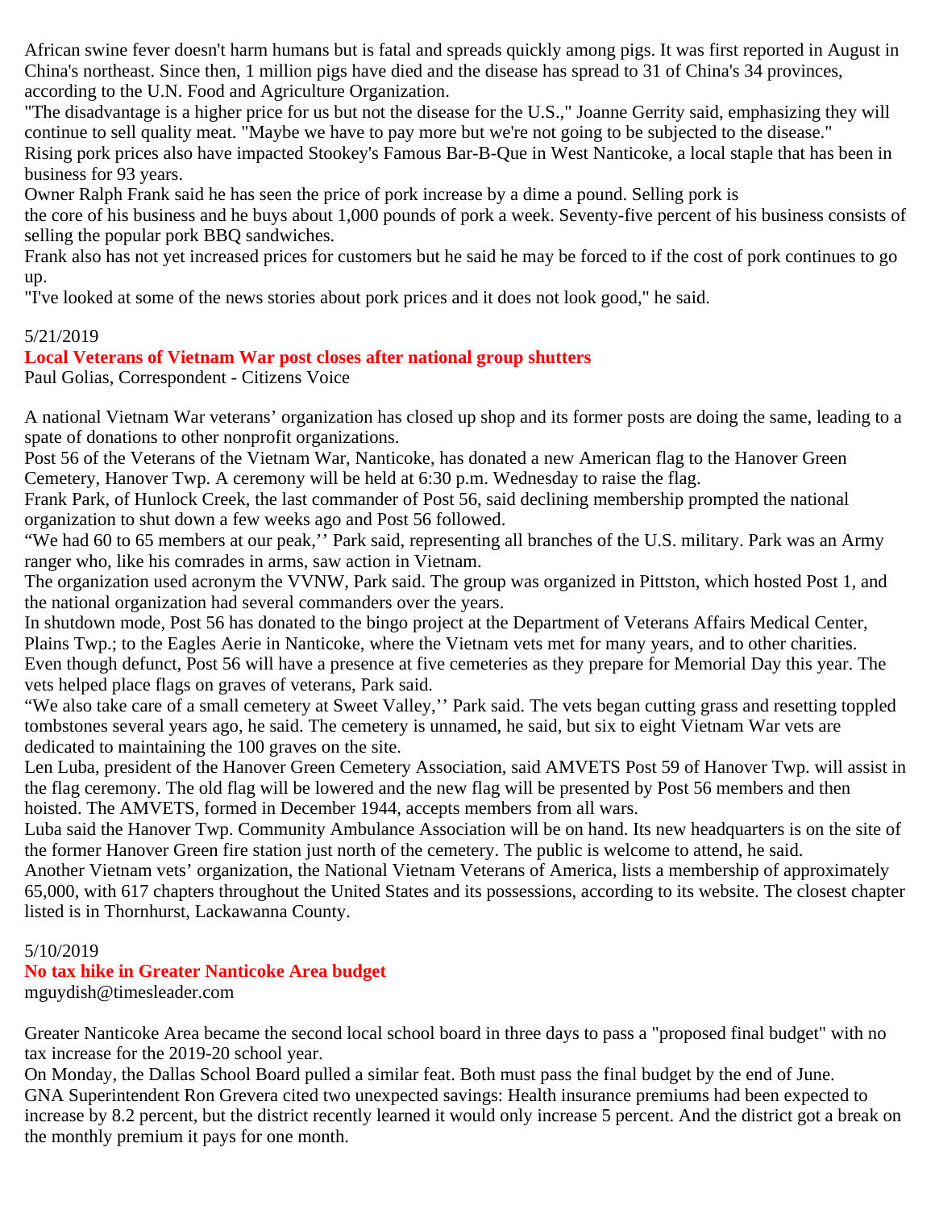African swine fever doesn't harm humans but is fatal and spreads quickly among pigs. It was first reported in August in China's northeast. Since then, 1 million pigs have died and the disease has spread to 31 of China's 34 provinces, according to the U.N. Food and Agriculture Organization.

"The disadvantage is a higher price for us but not the disease for the U.S.," Joanne Gerrity said, emphasizing they will continue to sell quality meat. "Maybe we have to pay more but we're not going to be subjected to the disease."

Rising pork prices also have impacted Stookey's Famous Bar-B-Que in West Nanticoke, a local staple that has been in business for 93 years.

Owner Ralph Frank said he has seen the price of pork increase by a dime a pound. Selling pork is the core of his business and he buys about 1,000 pounds of pork a week. Seventy-five percent of his business consists of selling the popular pork BBQ sandwiches.

Frank also has not yet increased prices for customers but he said he may be forced to if the cost of pork continues to go up.

"I've looked at some of the news stories about pork prices and it does not look good," he said.

5/21/2019

**Local Veterans of Vietnam War post closes after national group shutters**

Paul Golias, Correspondent - Citizens Voice

A national Vietnam War veterans' organization has closed up shop and its former posts are doing the same, leading to a spate of donations to other nonprofit organizations.

Post 56 of the Veterans of the Vietnam War, Nanticoke, has donated a new American flag to the Hanover Green Cemetery, Hanover Twp. A ceremony will be held at 6:30 p.m. Wednesday to raise the flag.

Frank Park, of Hunlock Creek, the last commander of Post 56, said declining membership prompted the national organization to shut down a few weeks ago and Post 56 followed.

"We had 60 to 65 members at our peak,'' Park said, representing all branches of the U.S. military. Park was an Army ranger who, like his comrades in arms, saw action in Vietnam.

The organization used acronym the VVNW, Park said. The group was organized in Pittston, which hosted Post 1, and the national organization had several commanders over the years.

In shutdown mode, Post 56 has donated to the bingo project at the Department of Veterans Affairs Medical Center, Plains Twp.; to the Eagles Aerie in Nanticoke, where the Vietnam vets met for many years, and to other charities.

Even though defunct, Post 56 will have a presence at five cemeteries as they prepare for Memorial Day this year. The vets helped place flags on graves of veterans, Park said.

"We also take care of a small cemetery at Sweet Valley,'' Park said. The vets began cutting grass and resetting toppled tombstones several years ago, he said. The cemetery is unnamed, he said, but six to eight Vietnam War vets are dedicated to maintaining the 100 graves on the site.

Len Luba, president of the Hanover Green Cemetery Association, said AMVETS Post 59 of Hanover Twp. will assist in the flag ceremony. The old flag will be lowered and the new flag will be presented by Post 56 members and then hoisted. The AMVETS, formed in December 1944, accepts members from all wars.

Luba said the Hanover Twp. Community Ambulance Association will be on hand. Its new headquarters is on the site of the former Hanover Green fire station just north of the cemetery. The public is welcome to attend, he said.

Another Vietnam vets' organization, the National Vietnam Veterans of America, lists a membership of approximately 65,000, with 617 chapters throughout the United States and its possessions, according to its website. The closest chapter listed is in Thornhurst, Lackawanna County.

5/10/2019

**No tax hike in Greater Nanticoke Area budget**

mguydish@timesleader.com

Greater Nanticoke Area became the second local school board in three days to pass a "proposed final budget" with no tax increase for the 2019-20 school year.

On Monday, the Dallas School Board pulled a similar feat. Both must pass the final budget by the end of June.

GNA Superintendent Ron Grevera cited two unexpected savings: Health insurance premiums had been expected to increase by 8.2 percent, but the district recently learned it would only increase 5 percent. And the district got a break on the monthly premium it pays for one month.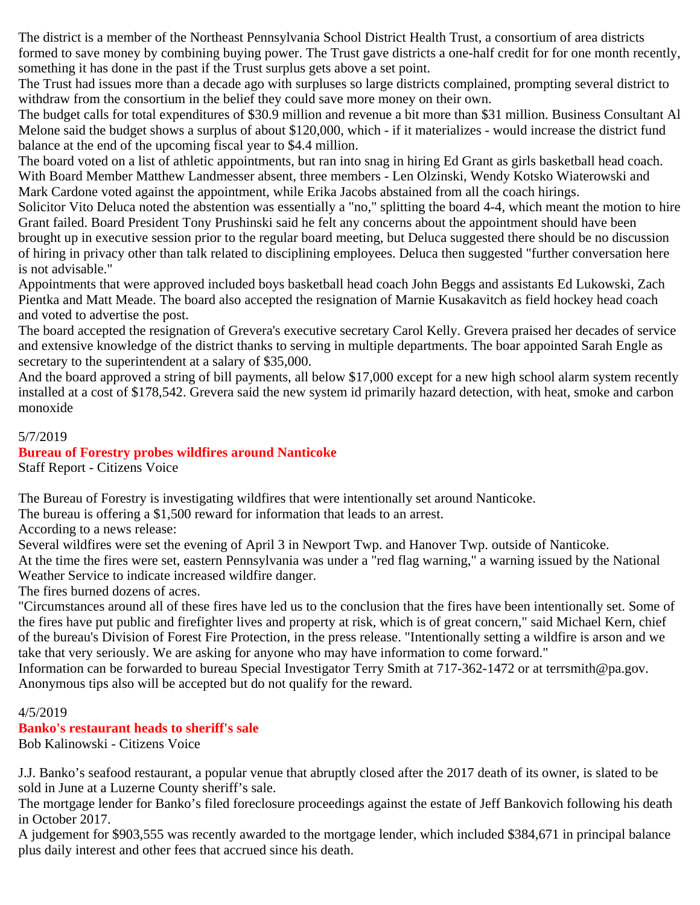The district is a member of the Northeast Pennsylvania School District Health Trust, a consortium of area districts formed to save money by combining buying power. The Trust gave districts a one-half credit for for one month recently, something it has done in the past if the Trust surplus gets above a set point.

The Trust had issues more than a decade ago with surpluses so large districts complained, prompting several district to withdraw from the consortium in the belief they could save more money on their own.

The budget calls for total expenditures of $30.9 million and revenue a bit more than $31 million. Business Consultant Al Melone said the budget shows a surplus of about $120,000, which - if it materializes - would increase the district fund balance at the end of the upcoming fiscal year to $4.4 million.

The board voted on a list of athletic appointments, but ran into snag in hiring Ed Grant as girls basketball head coach. With Board Member Matthew Landmesser absent, three members - Len Olzinski, Wendy Kotsko Wiaterowski and Mark Cardone voted against the appointment, while Erika Jacobs abstained from all the coach hirings.

Solicitor Vito Deluca noted the abstention was essentially a "no," splitting the board 4-4, which meant the motion to hire Grant failed. Board President Tony Prushinski said he felt any concerns about the appointment should have been brought up in executive session prior to the regular board meeting, but Deluca suggested there should be no discussion of hiring in privacy other than talk related to disciplining employees. Deluca then suggested "further conversation here is not advisable."

Appointments that were approved included boys basketball head coach John Beggs and assistants Ed Lukowski, Zach Pientka and Matt Meade. The board also accepted the resignation of Marnie Kusakavitch as field hockey head coach and voted to advertise the post.

The board accepted the resignation of Grevera's executive secretary Carol Kelly. Grevera praised her decades of service and extensive knowledge of the district thanks to serving in multiple departments. The boar appointed Sarah Engle as secretary to the superintendent at a salary of $35,000.

And the board approved a string of bill payments, all below $17,000 except for a new high school alarm system recently installed at a cost of $178,542. Grevera said the new system id primarily hazard detection, with heat, smoke and carbon monoxide

5/7/2019

## Bureau of Forestry probes wildfires around Nanticoke

Staff Report - Citizens Voice

The Bureau of Forestry is investigating wildfires that were intentionally set around Nanticoke.

The bureau is offering a $1,500 reward for information that leads to an arrest.

According to a news release:

Several wildfires were set the evening of April 3 in Newport Twp. and Hanover Twp. outside of Nanticoke.

At the time the fires were set, eastern Pennsylvania was under a "red flag warning," a warning issued by the National Weather Service to indicate increased wildfire danger.

The fires burned dozens of acres.

"Circumstances around all of these fires have led us to the conclusion that the fires have been intentionally set. Some of the fires have put public and firefighter lives and property at risk, which is of great concern," said Michael Kern, chief of the bureau's Division of Forest Fire Protection, in the press release. "Intentionally setting a wildfire is arson and we take that very seriously. We are asking for anyone who may have information to come forward."

Information can be forwarded to bureau Special Investigator Terry Smith at 717-362-1472 or at terrsmith@pa.gov. Anonymous tips also will be accepted but do not qualify for the reward.

4/5/2019

## Banko's restaurant heads to sheriff's sale

Bob Kalinowski - Citizens Voice

J.J. Banko's seafood restaurant, a popular venue that abruptly closed after the 2017 death of its owner, is slated to be sold in June at a Luzerne County sheriff's sale.

The mortgage lender for Banko's filed foreclosure proceedings against the estate of Jeff Bankovich following his death in October 2017.

A judgement for $903,555 was recently awarded to the mortgage lender, which included $384,671 in principal balance plus daily interest and other fees that accrued since his death.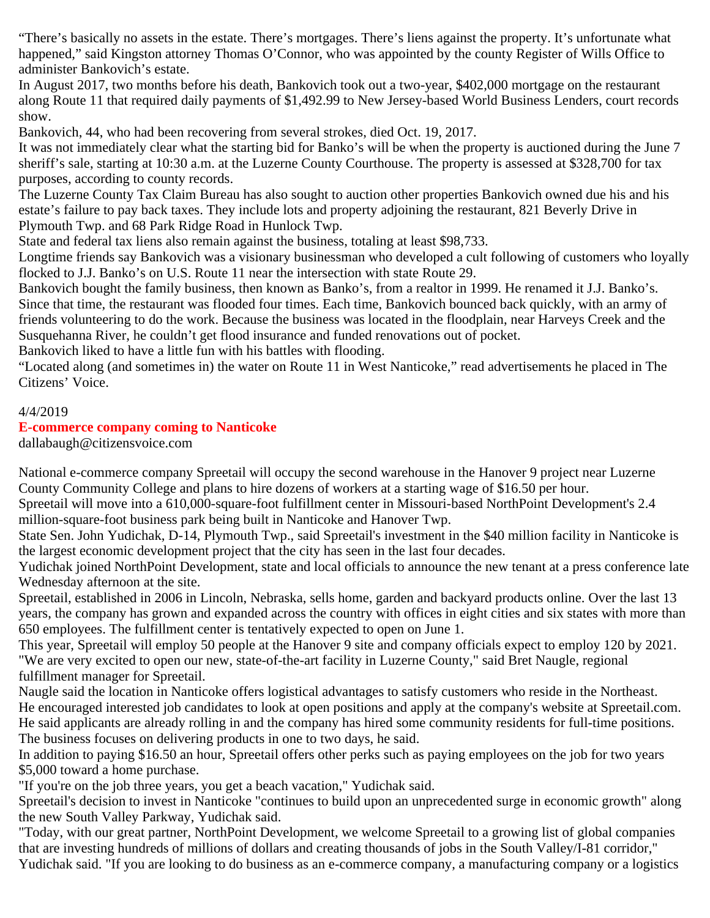"There's basically no assets in the estate. There's mortgages. There's liens against the property. It's unfortunate what happened," said Kingston attorney Thomas O'Connor, who was appointed by the county Register of Wills Office to administer Bankovich's estate.

In August 2017, two months before his death, Bankovich took out a two-year, $402,000 mortgage on the restaurant along Route 11 that required daily payments of $1,492.99 to New Jersey-based World Business Lenders, court records show.

Bankovich, 44, who had been recovering from several strokes, died Oct. 19, 2017.

It was not immediately clear what the starting bid for Banko's will be when the property is auctioned during the June 7 sheriff's sale, starting at 10:30 a.m. at the Luzerne County Courthouse. The property is assessed at $328,700 for tax purposes, according to county records.

The Luzerne County Tax Claim Bureau has also sought to auction other properties Bankovich owned due his and his estate's failure to pay back taxes. They include lots and property adjoining the restaurant, 821 Beverly Drive in Plymouth Twp. and 68 Park Ridge Road in Hunlock Twp.

State and federal tax liens also remain against the business, totaling at least $98,733.

Longtime friends say Bankovich was a visionary businessman who developed a cult following of customers who loyally flocked to J.J. Banko's on U.S. Route 11 near the intersection with state Route 29.

Bankovich bought the family business, then known as Banko's, from a realtor in 1999. He renamed it J.J. Banko's. Since that time, the restaurant was flooded four times. Each time, Bankovich bounced back quickly, with an army of friends volunteering to do the work. Because the business was located in the floodplain, near Harveys Creek and the Susquehanna River, he couldn't get flood insurance and funded renovations out of pocket.

Bankovich liked to have a little fun with his battles with flooding.

"Located along (and sometimes in) the water on Route 11 in West Nanticoke," read advertisements he placed in The Citizens' Voice.

4/4/2019

## E-commerce company coming to Nanticoke

dallabaugh@citizensvoice.com

National e-commerce company Spreetail will occupy the second warehouse in the Hanover 9 project near Luzerne County Community College and plans to hire dozens of workers at a starting wage of $16.50 per hour.

Spreetail will move into a 610,000-square-foot fulfillment center in Missouri-based NorthPoint Development's 2.4 million-square-foot business park being built in Nanticoke and Hanover Twp.

State Sen. John Yudichak, D-14, Plymouth Twp., said Spreetail's investment in the $40 million facility in Nanticoke is the largest economic development project that the city has seen in the last four decades.

Yudichak joined NorthPoint Development, state and local officials to announce the new tenant at a press conference late Wednesday afternoon at the site.

Spreetail, established in 2006 in Lincoln, Nebraska, sells home, garden and backyard products online. Over the last 13 years, the company has grown and expanded across the country with offices in eight cities and six states with more than 650 employees. The fulfillment center is tentatively expected to open on June 1.

This year, Spreetail will employ 50 people at the Hanover 9 site and company officials expect to employ 120 by 2021.

"We are very excited to open our new, state-of-the-art facility in Luzerne County," said Bret Naugle, regional fulfillment manager for Spreetail.

Naugle said the location in Nanticoke offers logistical advantages to satisfy customers who reside in the Northeast.

He encouraged interested job candidates to look at open positions and apply at the company's website at Spreetail.com.

He said applicants are already rolling in and the company has hired some community residents for full-time positions.

The business focuses on delivering products in one to two days, he said.

In addition to paying $16.50 an hour, Spreetail offers other perks such as paying employees on the job for two years $5,000 toward a home purchase.

"If you're on the job three years, you get a beach vacation," Yudichak said.

Spreetail's decision to invest in Nanticoke "continues to build upon an unprecedented surge in economic growth" along the new South Valley Parkway, Yudichak said.

"Today, with our great partner, NorthPoint Development, we welcome Spreetail to a growing list of global companies that are investing hundreds of millions of dollars and creating thousands of jobs in the South Valley/I-81 corridor," Yudichak said. "If you are looking to do business as an e-commerce company, a manufacturing company or a logistics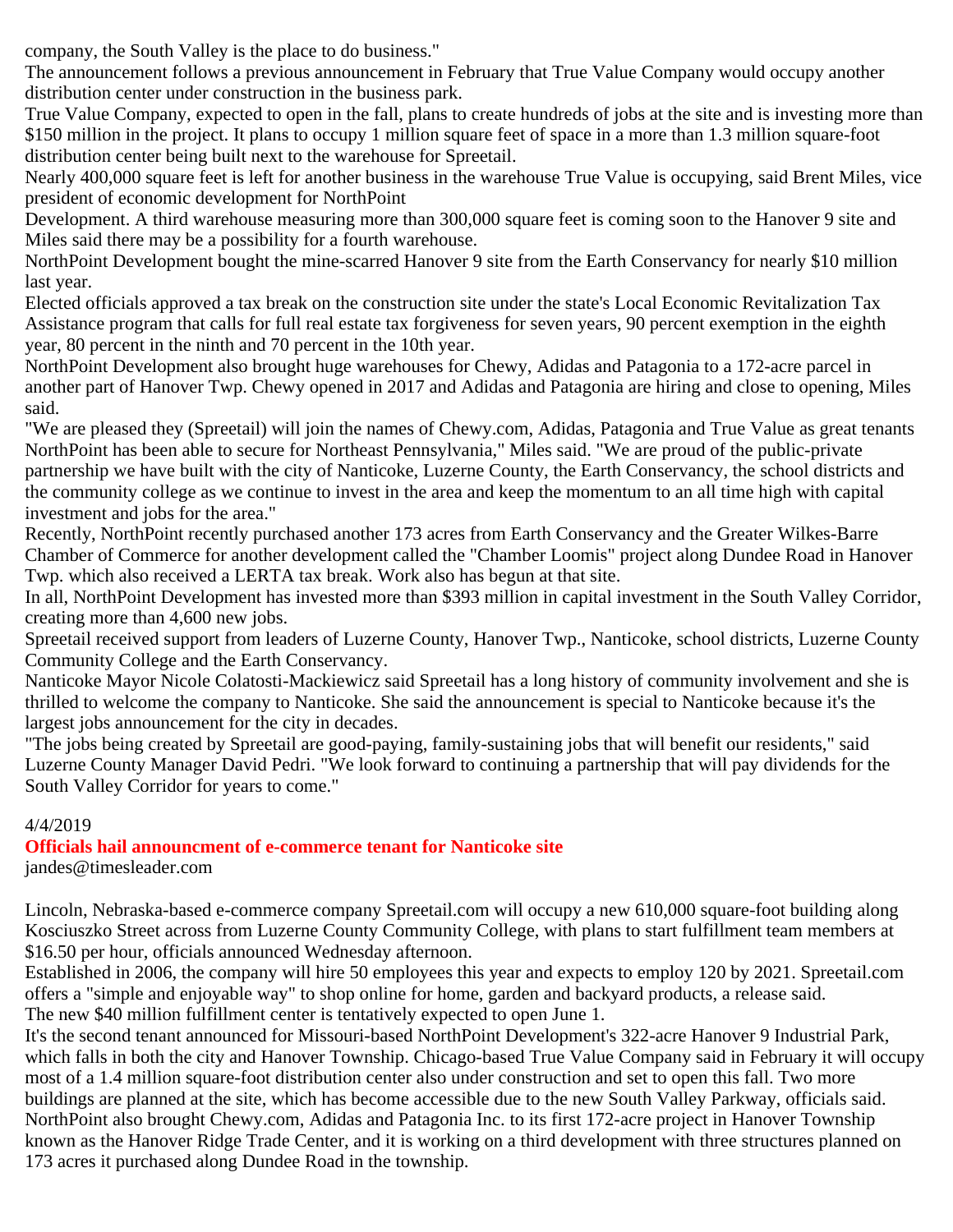company, the South Valley is the place to do business."

The announcement follows a previous announcement in February that True Value Company would occupy another distribution center under construction in the business park.

True Value Company, expected to open in the fall, plans to create hundreds of jobs at the site and is investing more than $150 million in the project. It plans to occupy 1 million square feet of space in a more than 1.3 million square-foot distribution center being built next to the warehouse for Spreetail.

Nearly 400,000 square feet is left for another business in the warehouse True Value is occupying, said Brent Miles, vice president of economic development for NorthPoint Development. A third warehouse measuring more than 300,000 square feet is coming soon to the Hanover 9 site and Miles said there may be a possibility for a fourth warehouse.

NorthPoint Development bought the mine-scarred Hanover 9 site from the Earth Conservancy for nearly $10 million last year.

Elected officials approved a tax break on the construction site under the state's Local Economic Revitalization Tax Assistance program that calls for full real estate tax forgiveness for seven years, 90 percent exemption in the eighth year, 80 percent in the ninth and 70 percent in the 10th year.

NorthPoint Development also brought huge warehouses for Chewy, Adidas and Patagonia to a 172-acre parcel in another part of Hanover Twp. Chewy opened in 2017 and Adidas and Patagonia are hiring and close to opening, Miles said.

"We are pleased they (Spreetail) will join the names of Chewy.com, Adidas, Patagonia and True Value as great tenants NorthPoint has been able to secure for Northeast Pennsylvania," Miles said. "We are proud of the public-private partnership we have built with the city of Nanticoke, Luzerne County, the Earth Conservancy, the school districts and the community college as we continue to invest in the area and keep the momentum to an all time high with capital investment and jobs for the area."

Recently, NorthPoint recently purchased another 173 acres from Earth Conservancy and the Greater Wilkes-Barre Chamber of Commerce for another development called the "Chamber Loomis" project along Dundee Road in Hanover Twp. which also received a LERTA tax break. Work also has begun at that site.

In all, NorthPoint Development has invested more than $393 million in capital investment in the South Valley Corridor, creating more than 4,600 new jobs.

Spreetail received support from leaders of Luzerne County, Hanover Twp., Nanticoke, school districts, Luzerne County Community College and the Earth Conservancy.

Nanticoke Mayor Nicole Colatosti-Mackiewicz said Spreetail has a long history of community involvement and she is thrilled to welcome the company to Nanticoke. She said the announcement is special to Nanticoke because it's the largest jobs announcement for the city in decades.

"The jobs being created by Spreetail are good-paying, family-sustaining jobs that will benefit our residents," said Luzerne County Manager David Pedri. "We look forward to continuing a partnership that will pay dividends for the South Valley Corridor for years to come."

4/4/2019

## Officials hail announcment of e-commerce tenant for Nanticoke site

jandes@timesleader.com

Lincoln, Nebraska-based e-commerce company Spreetail.com will occupy a new 610,000 square-foot building along Kosciuszko Street across from Luzerne County Community College, with plans to start fulfillment team members at $16.50 per hour, officials announced Wednesday afternoon.

Established in 2006, the company will hire 50 employees this year and expects to employ 120 by 2021. Spreetail.com offers a "simple and enjoyable way" to shop online for home, garden and backyard products, a release said.

The new $40 million fulfillment center is tentatively expected to open June 1.

It's the second tenant announced for Missouri-based NorthPoint Development's 322-acre Hanover 9 Industrial Park, which falls in both the city and Hanover Township. Chicago-based True Value Company said in February it will occupy most of a 1.4 million square-foot distribution center also under construction and set to open this fall. Two more buildings are planned at the site, which has become accessible due to the new South Valley Parkway, officials said.

NorthPoint also brought Chewy.com, Adidas and Patagonia Inc. to its first 172-acre project in Hanover Township known as the Hanover Ridge Trade Center, and it is working on a third development with three structures planned on 173 acres it purchased along Dundee Road in the township.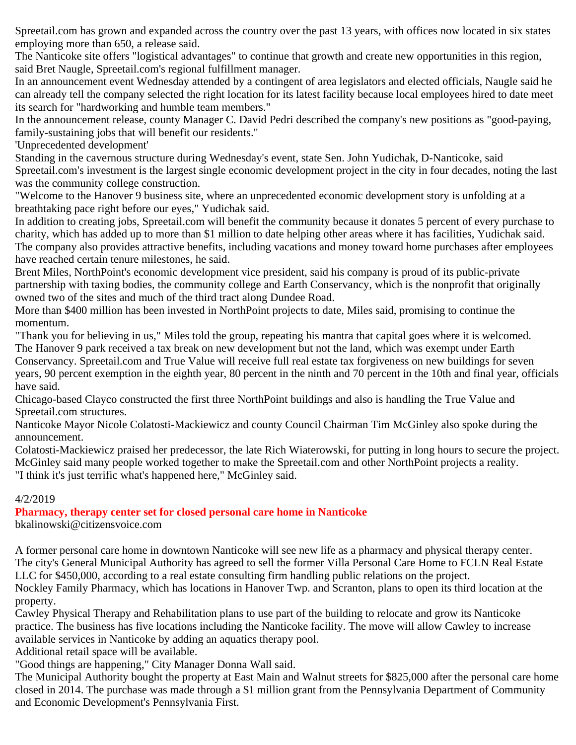Spreetail.com has grown and expanded across the country over the past 13 years, with offices now located in six states employing more than 650, a release said.

The Nanticoke site offers "logistical advantages" to continue that growth and create new opportunities in this region, said Bret Naugle, Spreetail.com's regional fulfillment manager.

In an announcement event Wednesday attended by a contingent of area legislators and elected officials, Naugle said he can already tell the company selected the right location for its latest facility because local employees hired to date meet its search for "hardworking and humble team members."

In the announcement release, county Manager C. David Pedri described the company's new positions as "good-paying, family-sustaining jobs that will benefit our residents."

'Unprecedented development'

Standing in the cavernous structure during Wednesday's event, state Sen. John Yudichak, D-Nanticoke, said Spreetail.com's investment is the largest single economic development project in the city in four decades, noting the last was the community college construction.

"Welcome to the Hanover 9 business site, where an unprecedented economic development story is unfolding at a breathtaking pace right before our eyes," Yudichak said.

In addition to creating jobs, Spreetail.com will benefit the community because it donates 5 percent of every purchase to charity, which has added up to more than $1 million to date helping other areas where it has facilities, Yudichak said.

The company also provides attractive benefits, including vacations and money toward home purchases after employees have reached certain tenure milestones, he said.

Brent Miles, NorthPoint's economic development vice president, said his company is proud of its public-private partnership with taxing bodies, the community college and Earth Conservancy, which is the nonprofit that originally owned two of the sites and much of the third tract along Dundee Road.

More than $400 million has been invested in NorthPoint projects to date, Miles said, promising to continue the momentum.

"Thank you for believing in us," Miles told the group, repeating his mantra that capital goes where it is welcomed.

The Hanover 9 park received a tax break on new development but not the land, which was exempt under Earth Conservancy. Spreetail.com and True Value will receive full real estate tax forgiveness on new buildings for seven years, 90 percent exemption in the eighth year, 80 percent in the ninth and 70 percent in the 10th and final year, officials have said.

Chicago-based Clayco constructed the first three NorthPoint buildings and also is handling the True Value and Spreetail.com structures.

Nanticoke Mayor Nicole Colatosti-Mackiewicz and county Council Chairman Tim McGinley also spoke during the announcement.

Colatosti-Mackiewicz praised her predecessor, the late Rich Wiaterowski, for putting in long hours to secure the project.

McGinley said many people worked together to make the Spreetail.com and other NorthPoint projects a reality.

"I think it's just terrific what's happened here," McGinley said.

4/2/2019

## Pharmacy, therapy center set for closed personal care home in Nanticoke

bkalinowski@citizensvoice.com

A former personal care home in downtown Nanticoke will see new life as a pharmacy and physical therapy center.

The city's General Municipal Authority has agreed to sell the former Villa Personal Care Home to FCLN Real Estate LLC for $450,000, according to a real estate consulting firm handling public relations on the project.

Nockley Family Pharmacy, which has locations in Hanover Twp. and Scranton, plans to open its third location at the property.

Cawley Physical Therapy and Rehabilitation plans to use part of the building to relocate and grow its Nanticoke practice. The business has five locations including the Nanticoke facility. The move will allow Cawley to increase available services in Nanticoke by adding an aquatics therapy pool.

Additional retail space will be available.

"Good things are happening," City Manager Donna Wall said.

The Municipal Authority bought the property at East Main and Walnut streets for $825,000 after the personal care home closed in 2014. The purchase was made through a $1 million grant from the Pennsylvania Department of Community and Economic Development's Pennsylvania First.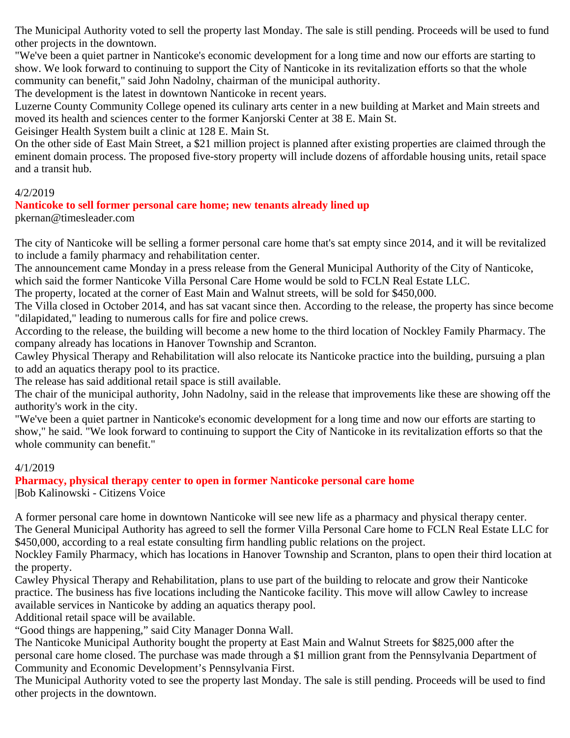The Municipal Authority voted to sell the property last Monday. The sale is still pending. Proceeds will be used to fund other projects in the downtown.

"We've been a quiet partner in Nanticoke's economic development for a long time and now our efforts are starting to show. We look forward to continuing to support the City of Nanticoke in its revitalization efforts so that the whole community can benefit," said John Nadolny, chairman of the municipal authority.

The development is the latest in downtown Nanticoke in recent years.

Luzerne County Community College opened its culinary arts center in a new building at Market and Main streets and moved its health and sciences center to the former Kanjorski Center at 38 E. Main St.

Geisinger Health System built a clinic at 128 E. Main St.

On the other side of East Main Street, a $21 million project is planned after existing properties are claimed through the eminent domain process. The proposed five-story property will include dozens of affordable housing units, retail space and a transit hub.

4/2/2019

**Nanticoke to sell former personal care home; new tenants already lined up**

pkernan@timesleader.com

The city of Nanticoke will be selling a former personal care home that's sat empty since 2014, and it will be revitalized to include a family pharmacy and rehabilitation center.

The announcement came Monday in a press release from the General Municipal Authority of the City of Nanticoke, which said the former Nanticoke Villa Personal Care Home would be sold to FCLN Real Estate LLC.

The property, located at the corner of East Main and Walnut streets, will be sold for $450,000.

The Villa closed in October 2014, and has sat vacant since then. According to the release, the property has since become "dilapidated," leading to numerous calls for fire and police crews.

According to the release, the building will become a new home to the third location of Nockley Family Pharmacy. The company already has locations in Hanover Township and Scranton.

Cawley Physical Therapy and Rehabilitation will also relocate its Nanticoke practice into the building, pursuing a plan to add an aquatics therapy pool to its practice.

The release has said additional retail space is still available.

The chair of the municipal authority, John Nadolny, said in the release that improvements like these are showing off the authority's work in the city.

"We've been a quiet partner in Nanticoke's economic development for a long time and now our efforts are starting to show," he said. "We look forward to continuing to support the City of Nanticoke in its revitalization efforts so that the whole community can benefit."

4/1/2019

**Pharmacy, physical therapy center to open in former Nanticoke personal care home**

|Bob Kalinowski - Citizens Voice

A former personal care home in downtown Nanticoke will see new life as a pharmacy and physical therapy center.

The General Municipal Authority has agreed to sell the former Villa Personal Care home to FCLN Real Estate LLC for $450,000, according to a real estate consulting firm handling public relations on the project.

Nockley Family Pharmacy, which has locations in Hanover Township and Scranton, plans to open their third location at the property.

Cawley Physical Therapy and Rehabilitation, plans to use part of the building to relocate and grow their Nanticoke practice. The business has five locations including the Nanticoke facility. This move will allow Cawley to increase available services in Nanticoke by adding an aquatics therapy pool.

Additional retail space will be available.

“Good things are happening,” said City Manager Donna Wall.

The Nanticoke Municipal Authority bought the property at East Main and Walnut Streets for $825,000 after the personal care home closed. The purchase was made through a $1 million grant from the Pennsylvania Department of Community and Economic Development’s Pennsylvania First.

The Municipal Authority voted to see the property last Monday. The sale is still pending. Proceeds will be used to find other projects in the downtown.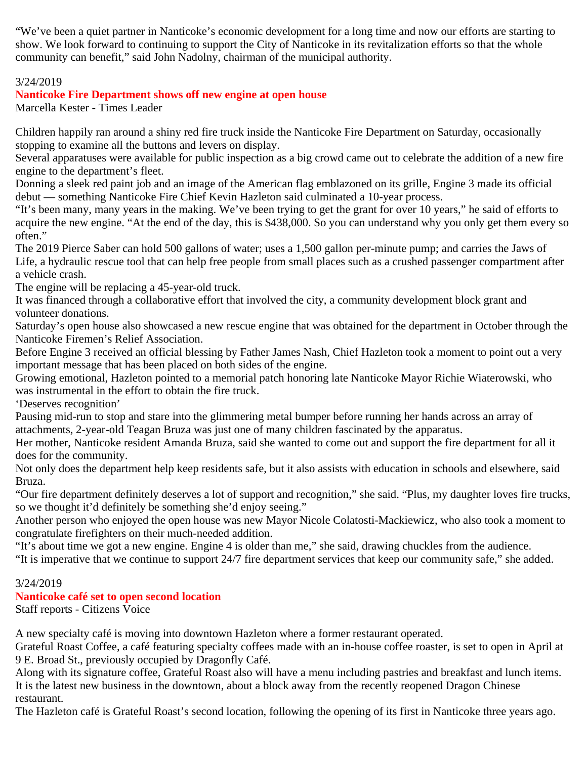"We've been a quiet partner in Nanticoke's economic development for a long time and now our efforts are starting to show. We look forward to continuing to support the City of Nanticoke in its revitalization efforts so that the whole community can benefit," said John Nadolny, chairman of the municipal authority.

3/24/2019

**Nanticoke Fire Department shows off new engine at open house**

Marcella Kester - Times Leader

Children happily ran around a shiny red fire truck inside the Nanticoke Fire Department on Saturday, occasionally stopping to examine all the buttons and levers on display.

Several apparatuses were available for public inspection as a big crowd came out to celebrate the addition of a new fire engine to the department's fleet.

Donning a sleek red paint job and an image of the American flag emblazoned on its grille, Engine 3 made its official debut — something Nanticoke Fire Chief Kevin Hazleton said culminated a 10-year process.

"It's been many, many years in the making. We've been trying to get the grant for over 10 years," he said of efforts to acquire the new engine. "At the end of the day, this is $438,000. So you can understand why you only get them every so often."

The 2019 Pierce Saber can hold 500 gallons of water; uses a 1,500 gallon per-minute pump; and carries the Jaws of Life, a hydraulic rescue tool that can help free people from small places such as a crushed passenger compartment after a vehicle crash.

The engine will be replacing a 45-year-old truck.

It was financed through a collaborative effort that involved the city, a community development block grant and volunteer donations.

Saturday's open house also showcased a new rescue engine that was obtained for the department in October through the Nanticoke Firemen's Relief Association.

Before Engine 3 received an official blessing by Father James Nash, Chief Hazleton took a moment to point out a very important message that has been placed on both sides of the engine.

Growing emotional, Hazleton pointed to a memorial patch honoring late Nanticoke Mayor Richie Wiaterowski, who was instrumental in the effort to obtain the fire truck.

'Deserves recognition'

Pausing mid-run to stop and stare into the glimmering metal bumper before running her hands across an array of attachments, 2-year-old Teagan Bruza was just one of many children fascinated by the apparatus.

Her mother, Nanticoke resident Amanda Bruza, said she wanted to come out and support the fire department for all it does for the community.

Not only does the department help keep residents safe, but it also assists with education in schools and elsewhere, said Bruza.

"Our fire department definitely deserves a lot of support and recognition," she said. "Plus, my daughter loves fire trucks, so we thought it'd definitely be something she'd enjoy seeing."

Another person who enjoyed the open house was new Mayor Nicole Colatosti-Mackiewicz, who also took a moment to congratulate firefighters on their much-needed addition.

"It's about time we got a new engine. Engine 4 is older than me," she said, drawing chuckles from the audience.

"It is imperative that we continue to support 24/7 fire department services that keep our community safe," she added.

3/24/2019

**Nanticoke café set to open second location**

Staff reports - Citizens Voice

A new specialty café is moving into downtown Hazleton where a former restaurant operated.

Grateful Roast Coffee, a café featuring specialty coffees made with an in-house coffee roaster, is set to open in April at 9 E. Broad St., previously occupied by Dragonfly Café.

Along with its signature coffee, Grateful Roast also will have a menu including pastries and breakfast and lunch items.

It is the latest new business in the downtown, about a block away from the recently reopened Dragon Chinese restaurant.

The Hazleton café is Grateful Roast's second location, following the opening of its first in Nanticoke three years ago.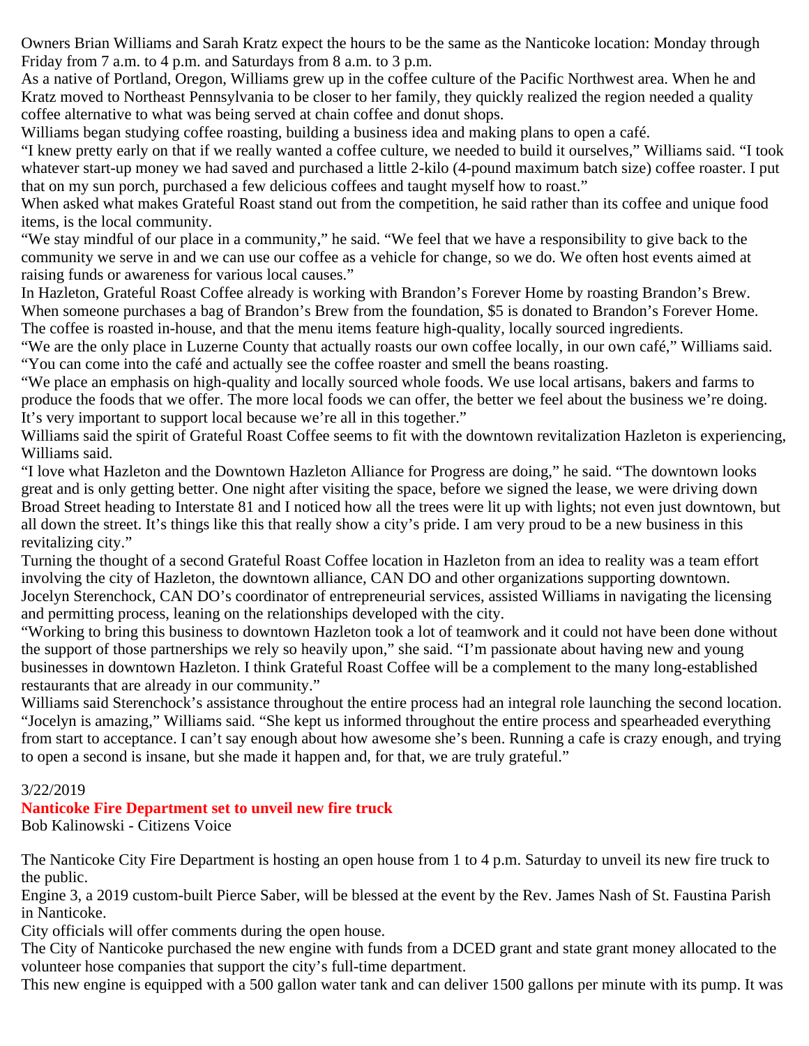Owners Brian Williams and Sarah Kratz expect the hours to be the same as the Nanticoke location: Monday through Friday from 7 a.m. to 4 p.m. and Saturdays from 8 a.m. to 3 p.m.

As a native of Portland, Oregon, Williams grew up in the coffee culture of the Pacific Northwest area. When he and Kratz moved to Northeast Pennsylvania to be closer to her family, they quickly realized the region needed a quality coffee alternative to what was being served at chain coffee and donut shops.

Williams began studying coffee roasting, building a business idea and making plans to open a café.

"I knew pretty early on that if we really wanted a coffee culture, we needed to build it ourselves," Williams said. "I took whatever start-up money we had saved and purchased a little 2-kilo (4-pound maximum batch size) coffee roaster. I put that on my sun porch, purchased a few delicious coffees and taught myself how to roast."

When asked what makes Grateful Roast stand out from the competition, he said rather than its coffee and unique food items, is the local community.

"We stay mindful of our place in a community," he said. "We feel that we have a responsibility to give back to the community we serve in and we can use our coffee as a vehicle for change, so we do. We often host events aimed at raising funds or awareness for various local causes."

In Hazleton, Grateful Roast Coffee already is working with Brandon's Forever Home by roasting Brandon's Brew. When someone purchases a bag of Brandon's Brew from the foundation, $5 is donated to Brandon's Forever Home. The coffee is roasted in-house, and that the menu items feature high-quality, locally sourced ingredients.

"We are the only place in Luzerne County that actually roasts our own coffee locally, in our own café," Williams said. "You can come into the café and actually see the coffee roaster and smell the beans roasting.

"We place an emphasis on high-quality and locally sourced whole foods. We use local artisans, bakers and farms to produce the foods that we offer. The more local foods we can offer, the better we feel about the business we're doing. It's very important to support local because we're all in this together."

Williams said the spirit of Grateful Roast Coffee seems to fit with the downtown revitalization Hazleton is experiencing, Williams said.

"I love what Hazleton and the Downtown Hazleton Alliance for Progress are doing," he said. "The downtown looks great and is only getting better. One night after visiting the space, before we signed the lease, we were driving down Broad Street heading to Interstate 81 and I noticed how all the trees were lit up with lights; not even just downtown, but all down the street. It's things like this that really show a city's pride. I am very proud to be a new business in this revitalizing city."

Turning the thought of a second Grateful Roast Coffee location in Hazleton from an idea to reality was a team effort involving the city of Hazleton, the downtown alliance, CAN DO and other organizations supporting downtown.

Jocelyn Sterenchock, CAN DO's coordinator of entrepreneurial services, assisted Williams in navigating the licensing and permitting process, leaning on the relationships developed with the city.

"Working to bring this business to downtown Hazleton took a lot of teamwork and it could not have been done without the support of those partnerships we rely so heavily upon," she said. "I'm passionate about having new and young businesses in downtown Hazleton. I think Grateful Roast Coffee will be a complement to the many long-established restaurants that are already in our community."

Williams said Sterenchock's assistance throughout the entire process had an integral role launching the second location.

"Jocelyn is amazing," Williams said. "She kept us informed throughout the entire process and spearheaded everything from start to acceptance. I can't say enough about how awesome she's been. Running a cafe is crazy enough, and trying to open a second is insane, but she made it happen and, for that, we are truly grateful."

3/22/2019

## Nanticoke Fire Department set to unveil new fire truck

Bob Kalinowski - Citizens Voice

The Nanticoke City Fire Department is hosting an open house from 1 to 4 p.m. Saturday to unveil its new fire truck to the public.

Engine 3, a 2019 custom-built Pierce Saber, will be blessed at the event by the Rev. James Nash of St. Faustina Parish in Nanticoke.

City officials will offer comments during the open house.

The City of Nanticoke purchased the new engine with funds from a DCED grant and state grant money allocated to the volunteer hose companies that support the city's full-time department.

This new engine is equipped with a 500 gallon water tank and can deliver 1500 gallons per minute with its pump. It was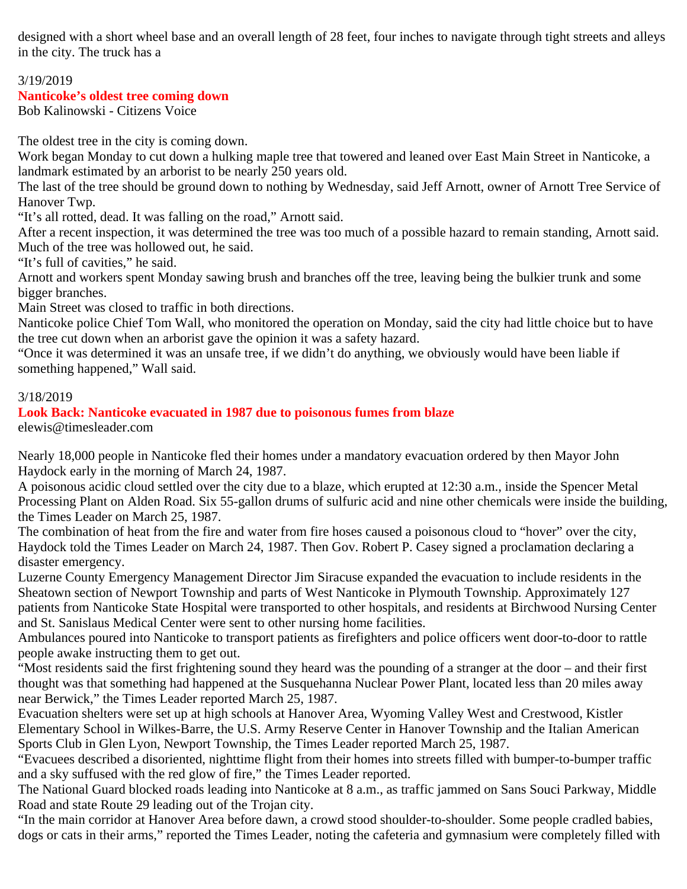designed with a short wheel base and an overall length of 28 feet, four inches to navigate through tight streets and alleys in the city. The truck has a

3/19/2019

## Nanticoke's oldest tree coming down

Bob Kalinowski - Citizens Voice

The oldest tree in the city is coming down.

Work began Monday to cut down a hulking maple tree that towered and leaned over East Main Street in Nanticoke, a landmark estimated by an arborist to be nearly 250 years old.

The last of the tree should be ground down to nothing by Wednesday, said Jeff Arnott, owner of Arnott Tree Service of Hanover Twp.

"It's all rotted, dead. It was falling on the road," Arnott said.

After a recent inspection, it was determined the tree was too much of a possible hazard to remain standing, Arnott said. Much of the tree was hollowed out, he said.

"It's full of cavities," he said.

Arnott and workers spent Monday sawing brush and branches off the tree, leaving being the bulkier trunk and some bigger branches.

Main Street was closed to traffic in both directions.

Nanticoke police Chief Tom Wall, who monitored the operation on Monday, said the city had little choice but to have the tree cut down when an arborist gave the opinion it was a safety hazard.

"Once it was determined it was an unsafe tree, if we didn't do anything, we obviously would have been liable if something happened," Wall said.

3/18/2019

## Look Back: Nanticoke evacuated in 1987 due to poisonous fumes from blaze

elewis@timesleader.com

Nearly 18,000 people in Nanticoke fled their homes under a mandatory evacuation ordered by then Mayor John Haydock early in the morning of March 24, 1987.

A poisonous acidic cloud settled over the city due to a blaze, which erupted at 12:30 a.m., inside the Spencer Metal Processing Plant on Alden Road. Six 55-gallon drums of sulfuric acid and nine other chemicals were inside the building, the Times Leader on March 25, 1987.

The combination of heat from the fire and water from fire hoses caused a poisonous cloud to "hover" over the city, Haydock told the Times Leader on March 24, 1987. Then Gov. Robert P. Casey signed a proclamation declaring a disaster emergency.

Luzerne County Emergency Management Director Jim Siracuse expanded the evacuation to include residents in the Sheatown section of Newport Township and parts of West Nanticoke in Plymouth Township. Approximately 127 patients from Nanticoke State Hospital were transported to other hospitals, and residents at Birchwood Nursing Center and St. Sanislaus Medical Center were sent to other nursing home facilities.

Ambulances poured into Nanticoke to transport patients as firefighters and police officers went door-to-door to rattle people awake instructing them to get out.

"Most residents said the first frightening sound they heard was the pounding of a stranger at the door – and their first thought was that something had happened at the Susquehanna Nuclear Power Plant, located less than 20 miles away near Berwick," the Times Leader reported March 25, 1987.

Evacuation shelters were set up at high schools at Hanover Area, Wyoming Valley West and Crestwood, Kistler Elementary School in Wilkes-Barre, the U.S. Army Reserve Center in Hanover Township and the Italian American Sports Club in Glen Lyon, Newport Township, the Times Leader reported March 25, 1987.

"Evacuees described a disoriented, nighttime flight from their homes into streets filled with bumper-to-bumper traffic and a sky suffused with the red glow of fire," the Times Leader reported.

The National Guard blocked roads leading into Nanticoke at 8 a.m., as traffic jammed on Sans Souci Parkway, Middle Road and state Route 29 leading out of the Trojan city.

"In the main corridor at Hanover Area before dawn, a crowd stood shoulder-to-shoulder. Some people cradled babies, dogs or cats in their arms," reported the Times Leader, noting the cafeteria and gymnasium were completely filled with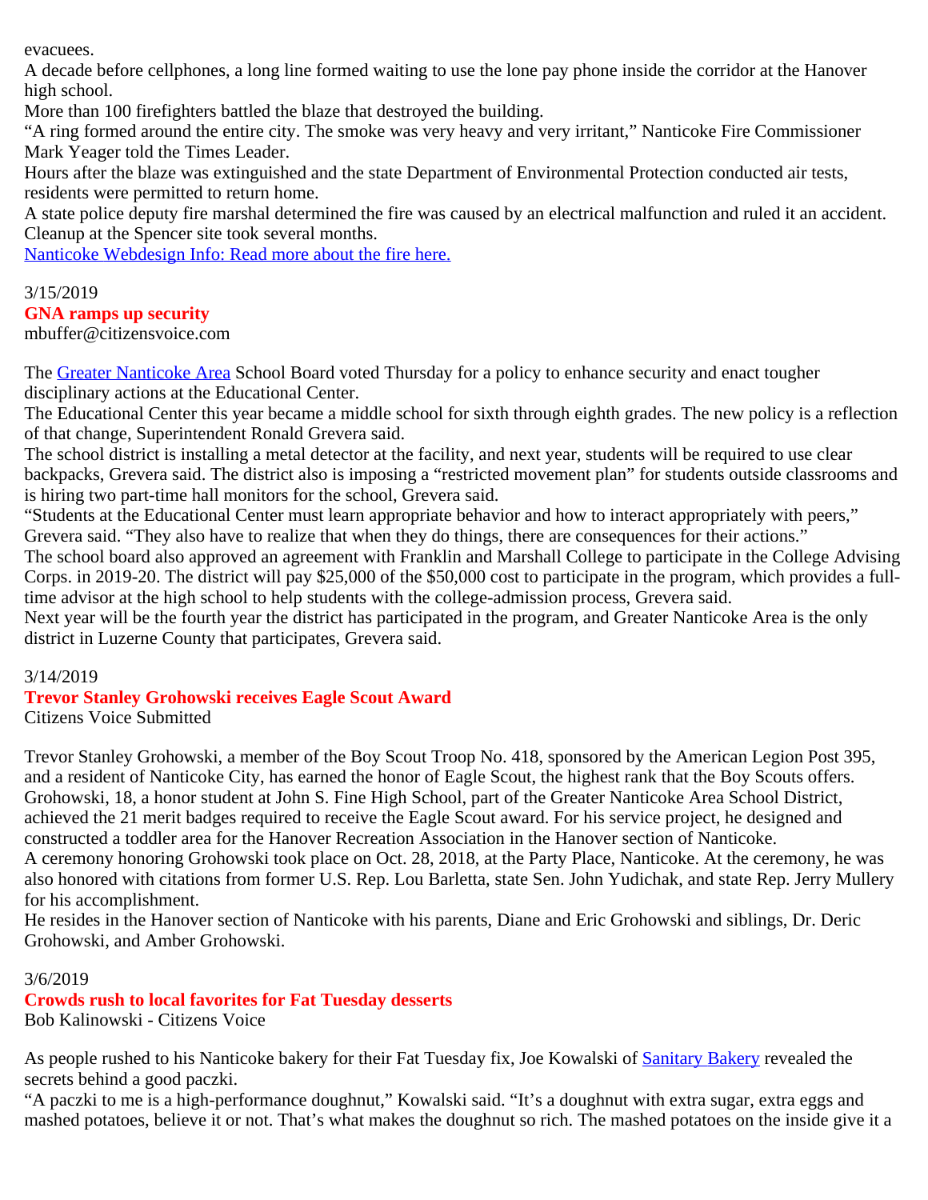evacuees.

A decade before cellphones, a long line formed waiting to use the lone pay phone inside the corridor at the Hanover high school.

More than 100 firefighters battled the blaze that destroyed the building.

"A ring formed around the entire city. The smoke was very heavy and very irritant," Nanticoke Fire Commissioner Mark Yeager told the Times Leader.

Hours after the blaze was extinguished and the state Department of Environmental Protection conducted air tests, residents were permitted to return home.

A state police deputy fire marshal determined the fire was caused by an electrical malfunction and ruled it an accident. Cleanup at the Spencer site took several months.

Nanticoke Webdesign Info: Read more about the fire here.

3/15/2019

**GNA ramps up security**

mbuffer@citizensvoice.com

The Greater Nanticoke Area School Board voted Thursday for a policy to enhance security and enact tougher disciplinary actions at the Educational Center.

The Educational Center this year became a middle school for sixth through eighth grades. The new policy is a reflection of that change, Superintendent Ronald Grevera said.

The school district is installing a metal detector at the facility, and next year, students will be required to use clear backpacks, Grevera said. The district also is imposing a "restricted movement plan" for students outside classrooms and is hiring two part-time hall monitors for the school, Grevera said.

"Students at the Educational Center must learn appropriate behavior and how to interact appropriately with peers," Grevera said. "They also have to realize that when they do things, there are consequences for their actions."

The school board also approved an agreement with Franklin and Marshall College to participate in the College Advising Corps. in 2019-20. The district will pay $25,000 of the $50,000 cost to participate in the program, which provides a full-time advisor at the high school to help students with the college-admission process, Grevera said.

Next year will be the fourth year the district has participated in the program, and Greater Nanticoke Area is the only district in Luzerne County that participates, Grevera said.

3/14/2019

**Trevor Stanley Grohowski receives Eagle Scout Award**

Citizens Voice Submitted

Trevor Stanley Grohowski, a member of the Boy Scout Troop No. 418, sponsored by the American Legion Post 395, and a resident of Nanticoke City, has earned the honor of Eagle Scout, the highest rank that the Boy Scouts offers. Grohowski, 18, a honor student at John S. Fine High School, part of the Greater Nanticoke Area School District, achieved the 21 merit badges required to receive the Eagle Scout award. For his service project, he designed and constructed a toddler area for the Hanover Recreation Association in the Hanover section of Nanticoke.

A ceremony honoring Grohowski took place on Oct. 28, 2018, at the Party Place, Nanticoke. At the ceremony, he was also honored with citations from former U.S. Rep. Lou Barletta, state Sen. John Yudichak, and state Rep. Jerry Mullery for his accomplishment.

He resides in the Hanover section of Nanticoke with his parents, Diane and Eric Grohowski and siblings, Dr. Deric Grohowski, and Amber Grohowski.

3/6/2019

**Crowds rush to local favorites for Fat Tuesday desserts**

Bob Kalinowski - Citizens Voice

As people rushed to his Nanticoke bakery for their Fat Tuesday fix, Joe Kowalski of Sanitary Bakery revealed the secrets behind a good paczki.

"A paczki to me is a high-performance doughnut," Kowalski said. "It's a doughnut with extra sugar, extra eggs and mashed potatoes, believe it or not. That's what makes the doughnut so rich. The mashed potatoes on the inside give it a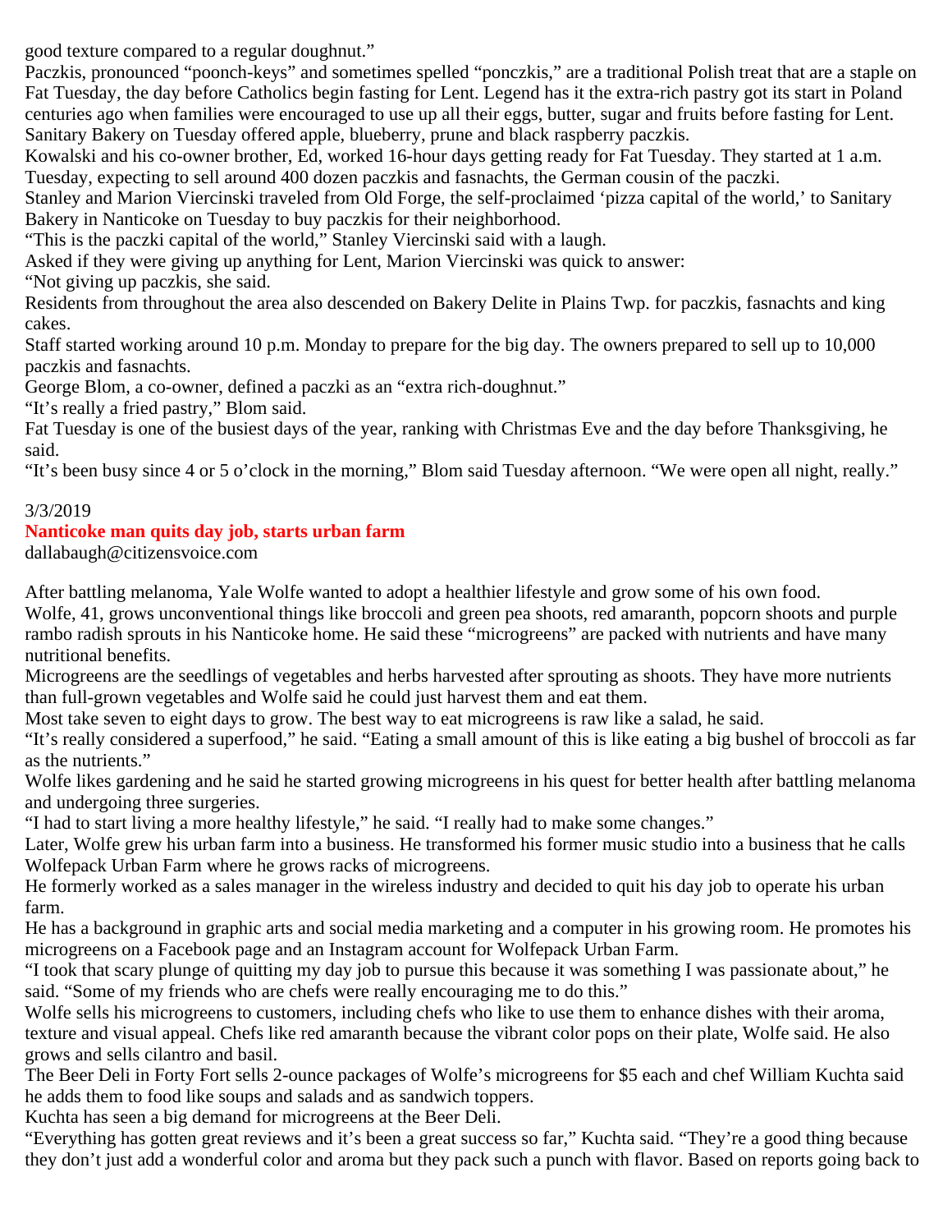good texture compared to a regular doughnut."

Paczkis, pronounced "poonch-keys" and sometimes spelled "ponczkis," are a traditional Polish treat that are a staple on Fat Tuesday, the day before Catholics begin fasting for Lent. Legend has it the extra-rich pastry got its start in Poland centuries ago when families were encouraged to use up all their eggs, butter, sugar and fruits before fasting for Lent.

Sanitary Bakery on Tuesday offered apple, blueberry, prune and black raspberry paczkis.

Kowalski and his co-owner brother, Ed, worked 16-hour days getting ready for Fat Tuesday. They started at 1 a.m. Tuesday, expecting to sell around 400 dozen paczkis and fasnachts, the German cousin of the paczki.

Stanley and Marion Viercinski traveled from Old Forge, the self-proclaimed 'pizza capital of the world,' to Sanitary Bakery in Nanticoke on Tuesday to buy paczkis for their neighborhood.

"This is the paczki capital of the world," Stanley Viercinski said with a laugh.

Asked if they were giving up anything for Lent, Marion Viercinski was quick to answer:

"Not giving up paczkis, she said.

Residents from throughout the area also descended on Bakery Delite in Plains Twp. for paczkis, fasnachts and king cakes.

Staff started working around 10 p.m. Monday to prepare for the big day. The owners prepared to sell up to 10,000 paczkis and fasnachts.

George Blom, a co-owner, defined a paczki as an "extra rich-doughnut."

"It's really a fried pastry," Blom said.

Fat Tuesday is one of the busiest days of the year, ranking with Christmas Eve and the day before Thanksgiving, he said.

"It's been busy since 4 or 5 o'clock in the morning," Blom said Tuesday afternoon. "We were open all night, really."

3/3/2019

## Nanticoke man quits day job, starts urban farm

dallabaugh@citizensvoice.com

After battling melanoma, Yale Wolfe wanted to adopt a healthier lifestyle and grow some of his own food.

Wolfe, 41, grows unconventional things like broccoli and green pea shoots, red amaranth, popcorn shoots and purple rambo radish sprouts in his Nanticoke home. He said these "microgreens" are packed with nutrients and have many nutritional benefits.

Microgreens are the seedlings of vegetables and herbs harvested after sprouting as shoots. They have more nutrients than full-grown vegetables and Wolfe said he could just harvest them and eat them.

Most take seven to eight days to grow. The best way to eat microgreens is raw like a salad, he said.

"It's really considered a superfood," he said. "Eating a small amount of this is like eating a big bushel of broccoli as far as the nutrients."

Wolfe likes gardening and he said he started growing microgreens in his quest for better health after battling melanoma and undergoing three surgeries.

"I had to start living a more healthy lifestyle," he said. "I really had to make some changes."

Later, Wolfe grew his urban farm into a business. He transformed his former music studio into a business that he calls Wolfepack Urban Farm where he grows racks of microgreens.

He formerly worked as a sales manager in the wireless industry and decided to quit his day job to operate his urban farm.

He has a background in graphic arts and social media marketing and a computer in his growing room. He promotes his microgreens on a Facebook page and an Instagram account for Wolfepack Urban Farm.

"I took that scary plunge of quitting my day job to pursue this because it was something I was passionate about," he said. "Some of my friends who are chefs were really encouraging me to do this."

Wolfe sells his microgreens to customers, including chefs who like to use them to enhance dishes with their aroma, texture and visual appeal. Chefs like red amaranth because the vibrant color pops on their plate, Wolfe said. He also grows and sells cilantro and basil.

The Beer Deli in Forty Fort sells 2-ounce packages of Wolfe's microgreens for $5 each and chef William Kuchta said he adds them to food like soups and salads and as sandwich toppers.

Kuchta has seen a big demand for microgreens at the Beer Deli.

"Everything has gotten great reviews and it's been a great success so far," Kuchta said. "They're a good thing because they don't just add a wonderful color and aroma but they pack such a punch with flavor. Based on reports going back to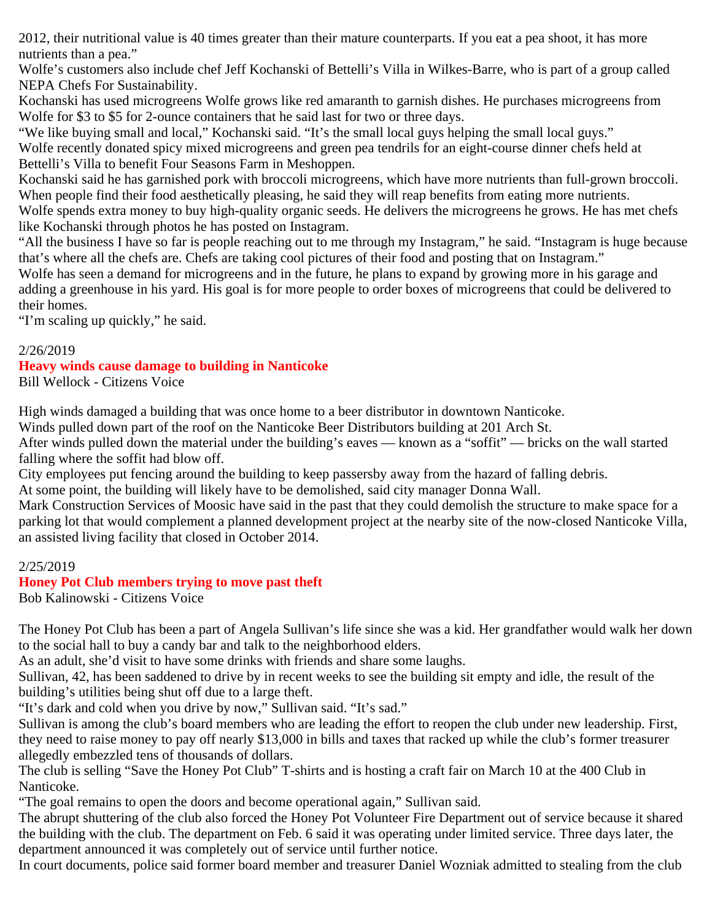2012, their nutritional value is 40 times greater than their mature counterparts. If you eat a pea shoot, it has more nutrients than a pea."

Wolfe's customers also include chef Jeff Kochanski of Bettelli's Villa in Wilkes-Barre, who is part of a group called NEPA Chefs For Sustainability.

Kochanski has used microgreens Wolfe grows like red amaranth to garnish dishes. He purchases microgreens from Wolfe for $3 to $5 for 2-ounce containers that he said last for two or three days.

"We like buying small and local," Kochanski said. "It's the small local guys helping the small local guys."

Wolfe recently donated spicy mixed microgreens and green pea tendrils for an eight-course dinner chefs held at Bettelli's Villa to benefit Four Seasons Farm in Meshoppen.

Kochanski said he has garnished pork with broccoli microgreens, which have more nutrients than full-grown broccoli. When people find their food aesthetically pleasing, he said they will reap benefits from eating more nutrients.

Wolfe spends extra money to buy high-quality organic seeds. He delivers the microgreens he grows. He has met chefs like Kochanski through photos he has posted on Instagram.

"All the business I have so far is people reaching out to me through my Instagram," he said. "Instagram is huge because that's where all the chefs are. Chefs are taking cool pictures of their food and posting that on Instagram."

Wolfe has seen a demand for microgreens and in the future, he plans to expand by growing more in his garage and adding a greenhouse in his yard. His goal is for more people to order boxes of microgreens that could be delivered to their homes.

"I'm scaling up quickly," he said.

2/26/2019

## Heavy winds cause damage to building in Nanticoke

Bill Wellock - Citizens Voice

High winds damaged a building that was once home to a beer distributor in downtown Nanticoke.

Winds pulled down part of the roof on the Nanticoke Beer Distributors building at 201 Arch St.

After winds pulled down the material under the building's eaves — known as a "soffit" — bricks on the wall started falling where the soffit had blow off.

City employees put fencing around the building to keep passersby away from the hazard of falling debris.

At some point, the building will likely have to be demolished, said city manager Donna Wall.

Mark Construction Services of Moosic have said in the past that they could demolish the structure to make space for a parking lot that would complement a planned development project at the nearby site of the now-closed Nanticoke Villa, an assisted living facility that closed in October 2014.

2/25/2019

## Honey Pot Club members trying to move past theft

Bob Kalinowski - Citizens Voice

The Honey Pot Club has been a part of Angela Sullivan's life since she was a kid. Her grandfather would walk her down to the social hall to buy a candy bar and talk to the neighborhood elders.

As an adult, she'd visit to have some drinks with friends and share some laughs.

Sullivan, 42, has been saddened to drive by in recent weeks to see the building sit empty and idle, the result of the building's utilities being shut off due to a large theft.

"It's dark and cold when you drive by now," Sullivan said. "It's sad."

Sullivan is among the club's board members who are leading the effort to reopen the club under new leadership. First, they need to raise money to pay off nearly $13,000 in bills and taxes that racked up while the club's former treasurer allegedly embezzled tens of thousands of dollars.

The club is selling "Save the Honey Pot Club" T-shirts and is hosting a craft fair on March 10 at the 400 Club in Nanticoke.

"The goal remains to open the doors and become operational again," Sullivan said.

The abrupt shuttering of the club also forced the Honey Pot Volunteer Fire Department out of service because it shared the building with the club. The department on Feb. 6 said it was operating under limited service. Three days later, the department announced it was completely out of service until further notice.

In court documents, police said former board member and treasurer Daniel Wozniak admitted to stealing from the club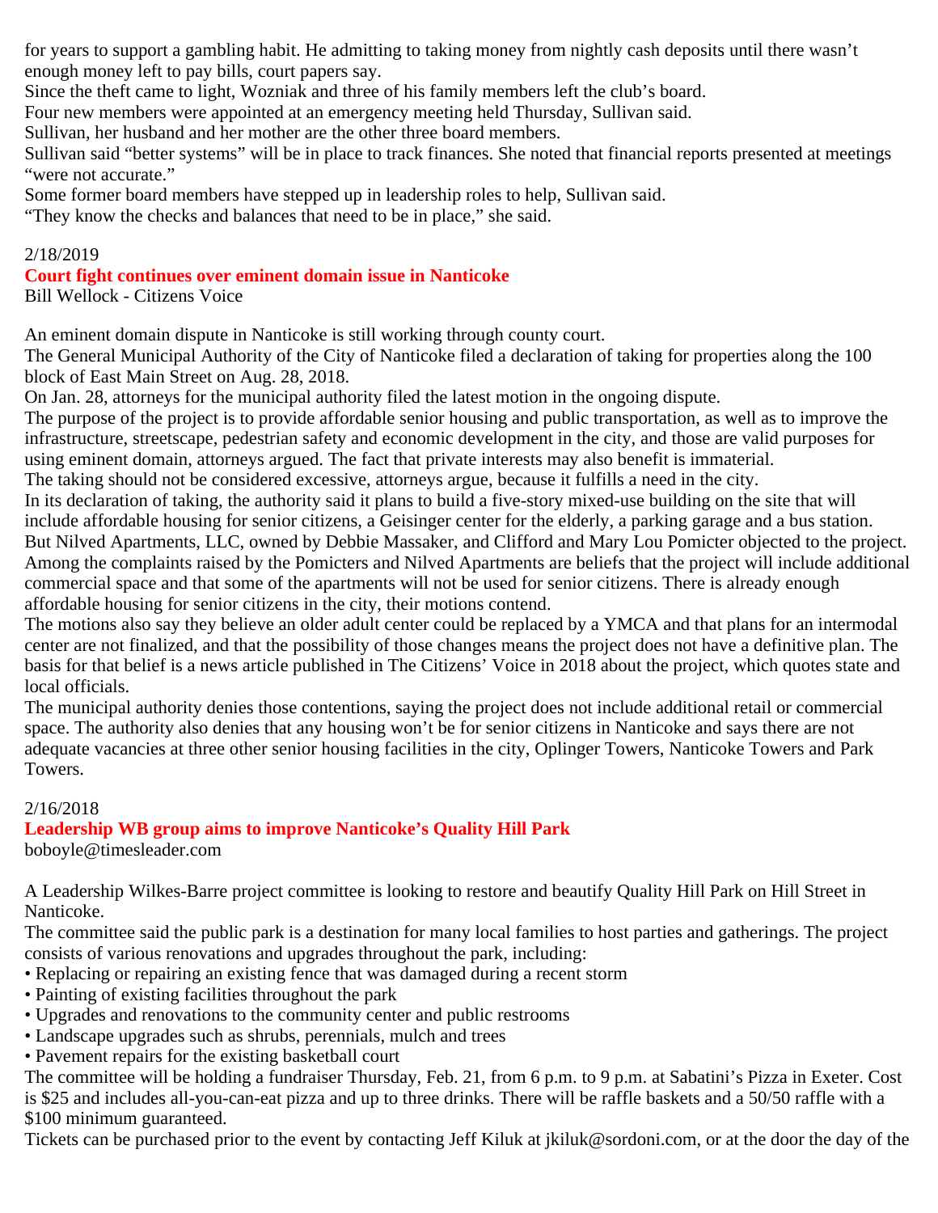for years to support a gambling habit. He admitting to taking money from nightly cash deposits until there wasn't enough money left to pay bills, court papers say.

Since the theft came to light, Wozniak and three of his family members left the club's board.

Four new members were appointed at an emergency meeting held Thursday, Sullivan said.

Sullivan, her husband and her mother are the other three board members.

Sullivan said "better systems" will be in place to track finances. She noted that financial reports presented at meetings "were not accurate."

Some former board members have stepped up in leadership roles to help, Sullivan said.

"They know the checks and balances that need to be in place," she said.

2/18/2019

## Court fight continues over eminent domain issue in Nanticoke

Bill Wellock - Citizens Voice

An eminent domain dispute in Nanticoke is still working through county court.

The General Municipal Authority of the City of Nanticoke filed a declaration of taking for properties along the 100 block of East Main Street on Aug. 28, 2018.

On Jan. 28, attorneys for the municipal authority filed the latest motion in the ongoing dispute.

The purpose of the project is to provide affordable senior housing and public transportation, as well as to improve the infrastructure, streetscape, pedestrian safety and economic development in the city, and those are valid purposes for using eminent domain, attorneys argued. The fact that private interests may also benefit is immaterial.

The taking should not be considered excessive, attorneys argue, because it fulfills a need in the city.

In its declaration of taking, the authority said it plans to build a five-story mixed-use building on the site that will include affordable housing for senior citizens, a Geisinger center for the elderly, a parking garage and a bus station.

But Nilved Apartments, LLC, owned by Debbie Massaker, and Clifford and Mary Lou Pomicter objected to the project. Among the complaints raised by the Pomicters and Nilved Apartments are beliefs that the project will include additional commercial space and that some of the apartments will not be used for senior citizens. There is already enough affordable housing for senior citizens in the city, their motions contend.

The motions also say they believe an older adult center could be replaced by a YMCA and that plans for an intermodal center are not finalized, and that the possibility of those changes means the project does not have a definitive plan. The basis for that belief is a news article published in The Citizens' Voice in 2018 about the project, which quotes state and local officials.

The municipal authority denies those contentions, saying the project does not include additional retail or commercial space. The authority also denies that any housing won't be for senior citizens in Nanticoke and says there are not adequate vacancies at three other senior housing facilities in the city, Oplinger Towers, Nanticoke Towers and Park Towers.

2/16/2018

## Leadership WB group aims to improve Nanticoke's Quality Hill Park

boboyle@timesleader.com

A Leadership Wilkes-Barre project committee is looking to restore and beautify Quality Hill Park on Hill Street in Nanticoke.

The committee said the public park is a destination for many local families to host parties and gatherings. The project consists of various renovations and upgrades throughout the park, including:

- Replacing or repairing an existing fence that was damaged during a recent storm
- Painting of existing facilities throughout the park
- Upgrades and renovations to the community center and public restrooms
- Landscape upgrades such as shrubs, perennials, mulch and trees
- Pavement repairs for the existing basketball court

The committee will be holding a fundraiser Thursday, Feb. 21, from 6 p.m. to 9 p.m. at Sabatini's Pizza in Exeter. Cost is $25 and includes all-you-can-eat pizza and up to three drinks. There will be raffle baskets and a 50/50 raffle with a $100 minimum guaranteed.

Tickets can be purchased prior to the event by contacting Jeff Kiluk at jkiluk@sordoni.com, or at the door the day of the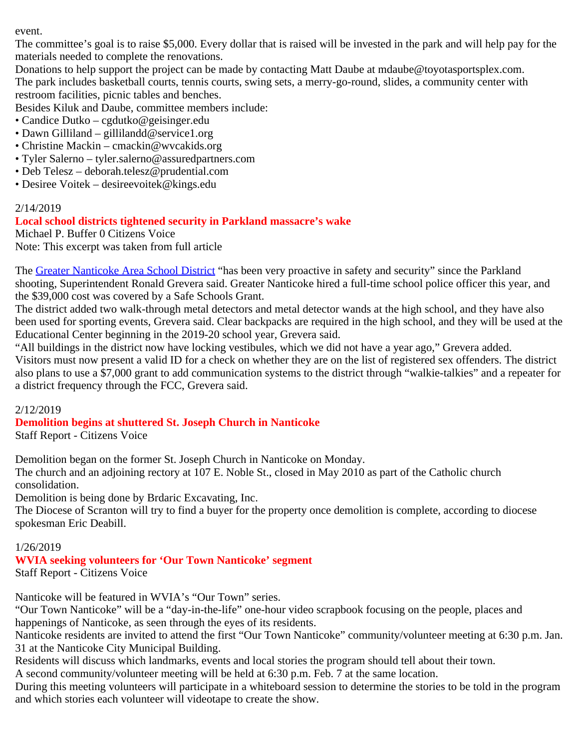event.

The committee's goal is to raise $5,000. Every dollar that is raised will be invested in the park and will help pay for the materials needed to complete the renovations.

Donations to help support the project can be made by contacting Matt Daube at mdaube@toyotasportsplex.com.

The park includes basketball courts, tennis courts, swing sets, a merry-go-round, slides, a community center with restroom facilities, picnic tables and benches.

Besides Kiluk and Daube, committee members include:

- Candice Dutko – cgdutko@geisinger.edu
- Dawn Gilliland – gillilandd@service1.org
- Christine Mackin – cmackin@wvcakids.org
- Tyler Salerno – tyler.salerno@assuredpartners.com
- Deb Telesz – deborah.telesz@prudential.com
- Desiree Voitek – desireevoitek@kings.edu

2/14/2019

**Local school districts tightened security in Parkland massacre's wake**

Michael P. Buffer 0 Citizens Voice

Note: This excerpt was taken from full article

The Greater Nanticoke Area School District "has been very proactive in safety and security" since the Parkland shooting, Superintendent Ronald Grevera said. Greater Nanticoke hired a full-time school police officer this year, and the $39,000 cost was covered by a Safe Schools Grant.

The district added two walk-through metal detectors and metal detector wands at the high school, and they have also been used for sporting events, Grevera said. Clear backpacks are required in the high school, and they will be used at the Educational Center beginning in the 2019-20 school year, Grevera said.

"All buildings in the district now have locking vestibules, which we did not have a year ago," Grevera added.

Visitors must now present a valid ID for a check on whether they are on the list of registered sex offenders. The district also plans to use a $7,000 grant to add communication systems to the district through "walkie-talkies" and a repeater for a district frequency through the FCC, Grevera said.

2/12/2019

**Demolition begins at shuttered St. Joseph Church in Nanticoke**

Staff Report - Citizens Voice

Demolition began on the former St. Joseph Church in Nanticoke on Monday.

The church and an adjoining rectory at 107 E. Noble St., closed in May 2010 as part of the Catholic church consolidation.

Demolition is being done by Brdaric Excavating, Inc.

The Diocese of Scranton will try to find a buyer for the property once demolition is complete, according to diocese spokesman Eric Deabill.

1/26/2019

**WVIA seeking volunteers for 'Our Town Nanticoke' segment**

Staff Report - Citizens Voice

Nanticoke will be featured in WVIA's "Our Town" series.

"Our Town Nanticoke" will be a "day-in-the-life" one-hour video scrapbook focusing on the people, places and happenings of Nanticoke, as seen through the eyes of its residents.

Nanticoke residents are invited to attend the first "Our Town Nanticoke" community/volunteer meeting at 6:30 p.m. Jan. 31 at the Nanticoke City Municipal Building.

Residents will discuss which landmarks, events and local stories the program should tell about their town.

A second community/volunteer meeting will be held at 6:30 p.m. Feb. 7 at the same location.

During this meeting volunteers will participate in a whiteboard session to determine the stories to be told in the program and which stories each volunteer will videotape to create the show.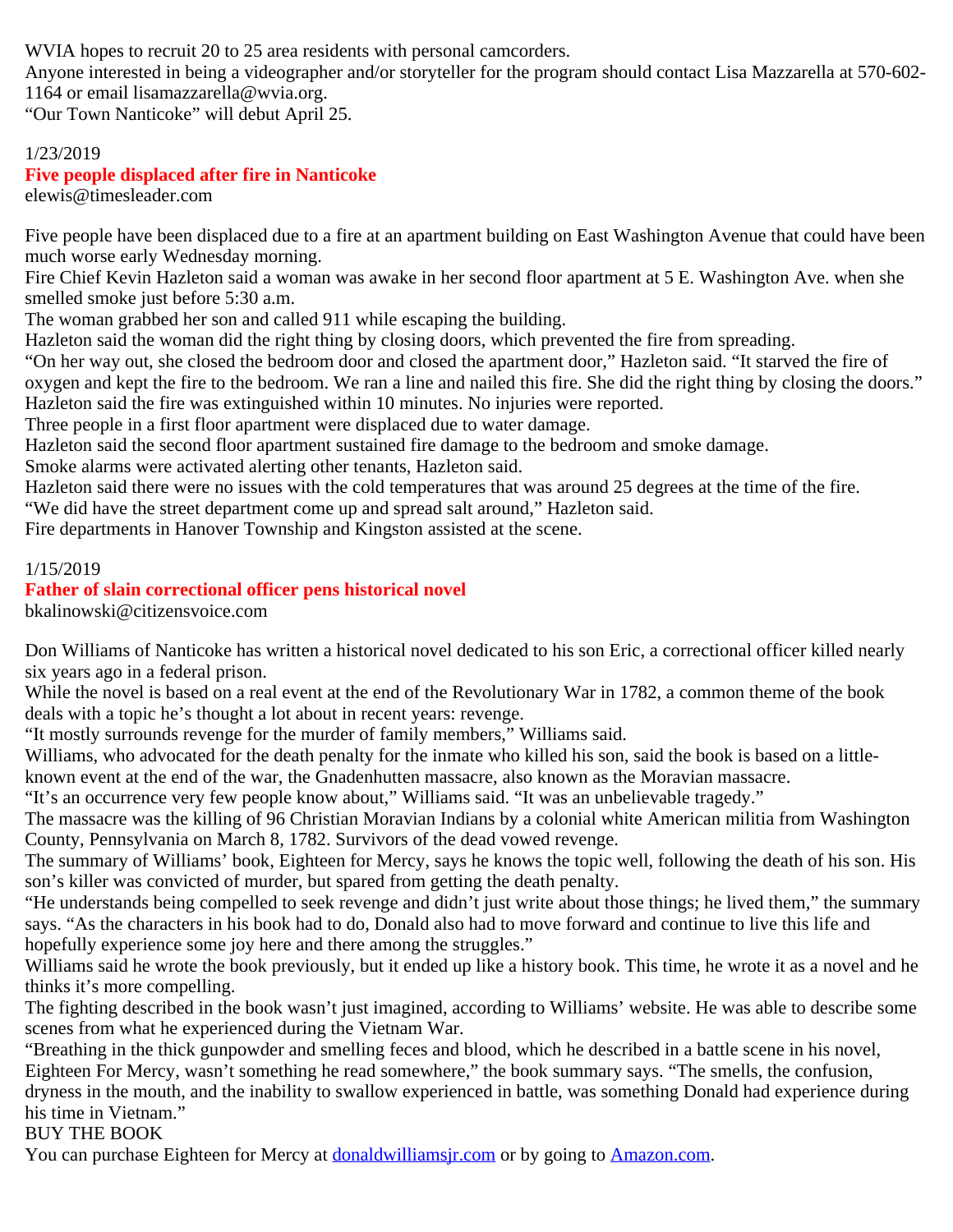WVIA hopes to recruit 20 to 25 area residents with personal camcorders.
Anyone interested in being a videographer and/or storyteller for the program should contact Lisa Mazzarella at 570-602-1164 or email lisamazzarella@wvia.org.
“Our Town Nanticoke” will debut April 25.

1/23/2019

## Five people displaced after fire in Nanticoke

elewis@timesleader.com

Five people have been displaced due to a fire at an apartment building on East Washington Avenue that could have been much worse early Wednesday morning.
Fire Chief Kevin Hazleton said a woman was awake in her second floor apartment at 5 E. Washington Ave. when she smelled smoke just before 5:30 a.m.
The woman grabbed her son and called 911 while escaping the building.
Hazleton said the woman did the right thing by closing doors, which prevented the fire from spreading.
“On her way out, she closed the bedroom door and closed the apartment door,” Hazleton said. “It starved the fire of oxygen and kept the fire to the bedroom. We ran a line and nailed this fire. She did the right thing by closing the doors.”
Hazleton said the fire was extinguished within 10 minutes. No injuries were reported.
Three people in a first floor apartment were displaced due to water damage.
Hazleton said the second floor apartment sustained fire damage to the bedroom and smoke damage.
Smoke alarms were activated alerting other tenants, Hazleton said.
Hazleton said there were no issues with the cold temperatures that was around 25 degrees at the time of the fire.
“We did have the street department come up and spread salt around,” Hazleton said.
Fire departments in Hanover Township and Kingston assisted at the scene.

1/15/2019

## Father of slain correctional officer pens historical novel

bkalinowski@citizensvoice.com

Don Williams of Nanticoke has written a historical novel dedicated to his son Eric, a correctional officer killed nearly six years ago in a federal prison.
While the novel is based on a real event at the end of the Revolutionary War in 1782, a common theme of the book deals with a topic he’s thought a lot about in recent years: revenge.
“It mostly surrounds revenge for the murder of family members,” Williams said.
Williams, who advocated for the death penalty for the inmate who killed his son, said the book is based on a little-known event at the end of the war, the Gnadenhutten massacre, also known as the Moravian massacre.
“It’s an occurrence very few people know about,” Williams said. “It was an unbelievable tragedy.”
The massacre was the killing of 96 Christian Moravian Indians by a colonial white American militia from Washington County, Pennsylvania on March 8, 1782. Survivors of the dead vowed revenge.
The summary of Williams’ book, Eighteen for Mercy, says he knows the topic well, following the death of his son. His son’s killer was convicted of murder, but spared from getting the death penalty.
“He understands being compelled to seek revenge and didn’t just write about those things; he lived them,” the summary says. “As the characters in his book had to do, Donald also had to move forward and continue to live this life and hopefully experience some joy here and there among the struggles.”
Williams said he wrote the book previously, but it ended up like a history book. This time, he wrote it as a novel and he thinks it’s more compelling.
The fighting described in the book wasn’t just imagined, according to Williams’ website. He was able to describe some scenes from what he experienced during the Vietnam War.
“Breathing in the thick gunpowder and smelling feces and blood, which he described in a battle scene in his novel, Eighteen For Mercy, wasn’t something he read somewhere,” the book summary says. “The smells, the confusion, dryness in the mouth, and the inability to swallow experienced in battle, was something Donald had experience during his time in Vietnam.”
BUY THE BOOK
You can purchase Eighteen for Mercy at [donaldwilliamsjr.com](donaldwilliamsjr.com) or by going to [Amazon.com](Amazon.com).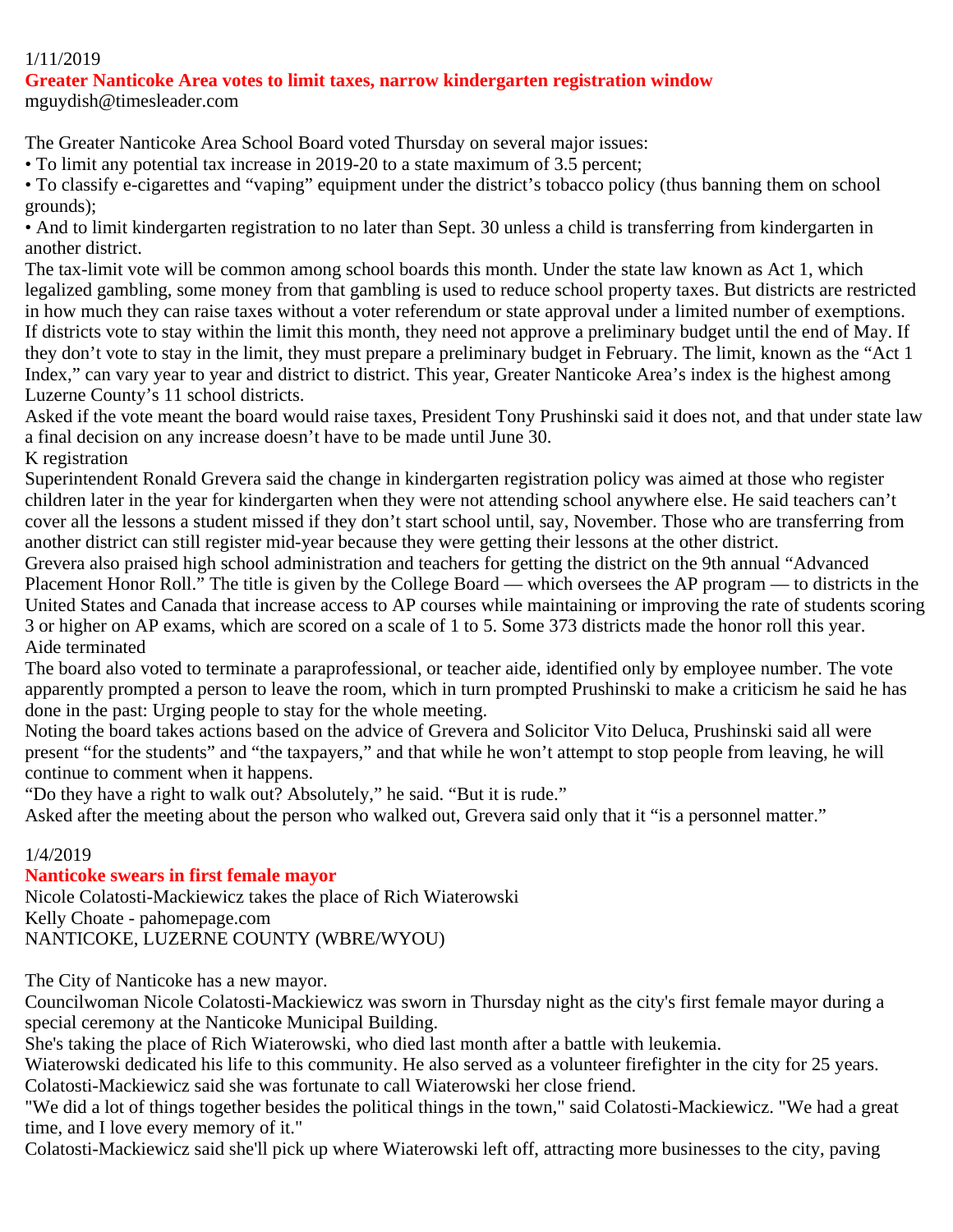1/11/2019

## Greater Nanticoke Area votes to limit taxes, narrow kindergarten registration window

mguydish@timesleader.com

The Greater Nanticoke Area School Board voted Thursday on several major issues:

• To limit any potential tax increase in 2019-20 to a state maximum of 3.5 percent;

• To classify e-cigarettes and "vaping" equipment under the district's tobacco policy (thus banning them on school grounds);

• And to limit kindergarten registration to no later than Sept. 30 unless a child is transferring from kindergarten in another district.

The tax-limit vote will be common among school boards this month. Under the state law known as Act 1, which legalized gambling, some money from that gambling is used to reduce school property taxes. But districts are restricted in how much they can raise taxes without a voter referendum or state approval under a limited number of exemptions. If districts vote to stay within the limit this month, they need not approve a preliminary budget until the end of May. If they don't vote to stay in the limit, they must prepare a preliminary budget in February. The limit, known as the "Act 1 Index," can vary year to year and district to district. This year, Greater Nanticoke Area's index is the highest among Luzerne County's 11 school districts.

Asked if the vote meant the board would raise taxes, President Tony Prushinski said it does not, and that under state law a final decision on any increase doesn't have to be made until June 30.

K registration

Superintendent Ronald Grevera said the change in kindergarten registration policy was aimed at those who register children later in the year for kindergarten when they were not attending school anywhere else. He said teachers can't cover all the lessons a student missed if they don't start school until, say, November. Those who are transferring from another district can still register mid-year because they were getting their lessons at the other district.

Grevera also praised high school administration and teachers for getting the district on the 9th annual "Advanced Placement Honor Roll." The title is given by the College Board — which oversees the AP program — to districts in the United States and Canada that increase access to AP courses while maintaining or improving the rate of students scoring 3 or higher on AP exams, which are scored on a scale of 1 to 5. Some 373 districts made the honor roll this year.

Aide terminated

The board also voted to terminate a paraprofessional, or teacher aide, identified only by employee number. The vote apparently prompted a person to leave the room, which in turn prompted Prushinski to make a criticism he said he has done in the past: Urging people to stay for the whole meeting.

Noting the board takes actions based on the advice of Grevera and Solicitor Vito Deluca, Prushinski said all were present "for the students" and "the taxpayers," and that while he won't attempt to stop people from leaving, he will continue to comment when it happens.

"Do they have a right to walk out? Absolutely," he said. "But it is rude."

Asked after the meeting about the person who walked out, Grevera said only that it "is a personnel matter."

1/4/2019

## Nanticoke swears in first female mayor

Nicole Colatosti-Mackiewicz takes the place of Rich Wiaterowski

Kelly Choate - pahomepage.com

NANTICOKE, LUZERNE COUNTY (WBRE/WYOU)

The City of Nanticoke has a new mayor.

Councilwoman Nicole Colatosti-Mackiewicz was sworn in Thursday night as the city's first female mayor during a special ceremony at the Nanticoke Municipal Building.

She's taking the place of Rich Wiaterowski, who died last month after a battle with leukemia.

Wiaterowski dedicated his life to this community. He also served as a volunteer firefighter in the city for 25 years.

Colatosti-Mackiewicz said she was fortunate to call Wiaterowski her close friend.

"We did a lot of things together besides the political things in the town," said Colatosti-Mackiewicz. "We had a great time, and I love every memory of it."

Colatosti-Mackiewicz said she'll pick up where Wiaterowski left off, attracting more businesses to the city, paving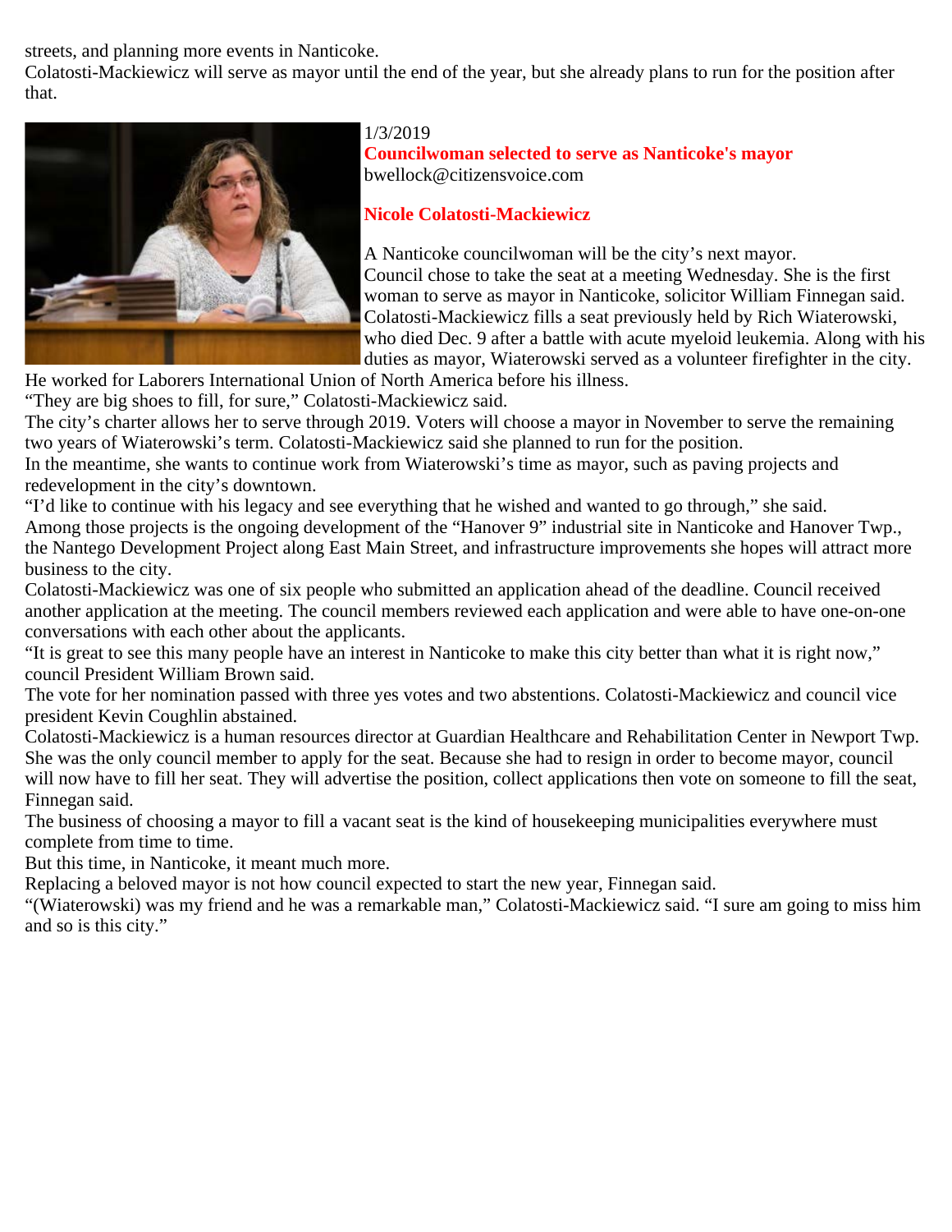streets, and planning more events in Nanticoke.
Colatosti-Mackiewicz will serve as mayor until the end of the year, but she already plans to run for the position after that.

1/3/2019

**Councilwoman selected to serve as Nanticoke's mayor**

bwellock@citizensvoice.com

**Nicole Colatosti-Mackiewicz**

A Nanticoke councilwoman will be the city's next mayor.
Council chose to take the seat at a meeting Wednesday. She is the first woman to serve as mayor in Nanticoke, solicitor William Finnegan said.
Colatosti-Mackiewicz fills a seat previously held by Rich Wiaterowski, who died Dec. 9 after a battle with acute myeloid leukemia. Along with his duties as mayor, Wiaterowski served as a volunteer firefighter in the city. He worked for Laborers International Union of North America before his illness.
"They are big shoes to fill, for sure," Colatosti-Mackiewicz said.
The city's charter allows her to serve through 2019. Voters will choose a mayor in November to serve the remaining two years of Wiaterowski's term. Colatosti-Mackiewicz said she planned to run for the position.
In the meantime, she wants to continue work from Wiaterowski's time as mayor, such as paving projects and redevelopment in the city's downtown.
"I'd like to continue with his legacy and see everything that he wished and wanted to go through," she said.
Among those projects is the ongoing development of the "Hanover 9" industrial site in Nanticoke and Hanover Twp., the Nantego Development Project along East Main Street, and infrastructure improvements she hopes will attract more business to the city.
Colatosti-Mackiewicz was one of six people who submitted an application ahead of the deadline. Council received another application at the meeting. The council members reviewed each application and were able to have one-on-one conversations with each other about the applicants.
"It is great to see this many people have an interest in Nanticoke to make this city better than what it is right now," council President William Brown said.
The vote for her nomination passed with three yes votes and two abstentions. Colatosti-Mackiewicz and council vice president Kevin Coughlin abstained.
Colatosti-Mackiewicz is a human resources director at Guardian Healthcare and Rehabilitation Center in Newport Twp. She was the only council member to apply for the seat. Because she had to resign in order to become mayor, council will now have to fill her seat. They will advertise the position, collect applications then vote on someone to fill the seat, Finnegan said.
The business of choosing a mayor to fill a vacant seat is the kind of housekeeping municipalities everywhere must complete from time to time.
But this time, in Nanticoke, it meant much more.
Replacing a beloved mayor is not how council expected to start the new year, Finnegan said.
"(Wiaterowski) was my friend and he was a remarkable man," Colatosti-Mackiewicz said. "I sure am going to miss him and so is this city."